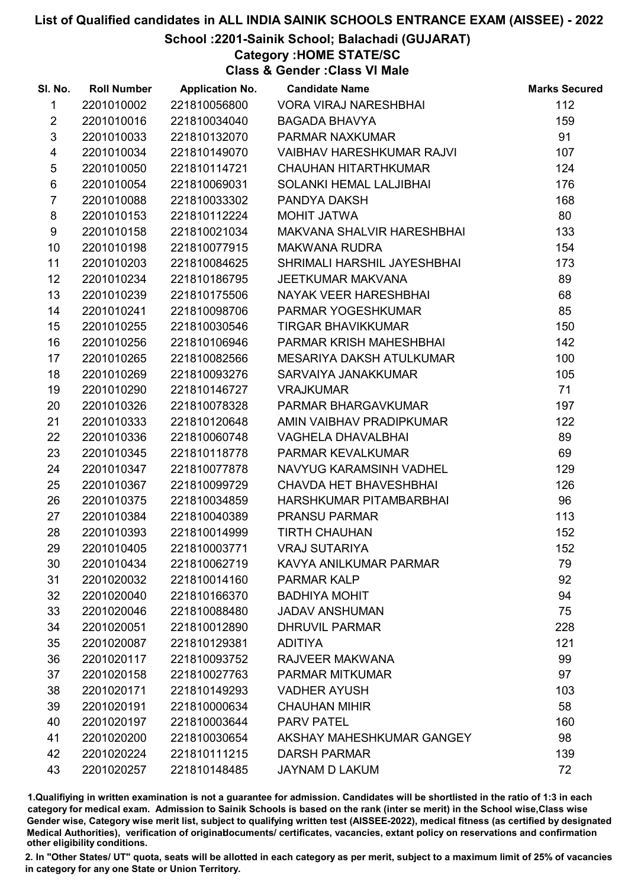# List of Qualified candidates in ALL INDIA SAINIK SCHOOLS ENTRANCE EXAM (AISSEE) - 2022

## School :2201-Sainik School; Balachadi (GUJARAT)

### Category :HOME STATE/SC

### Class & Gender :Class VI Male

| Sl. No. | Roll Number | Application No. | Candidate Name | Marks Secured |
|---|---|---|---|---|
| 1 | 2201010002 | 221810056800 | VORA VIRAJ NARESHBHAI | 112 |
| 2 | 2201010016 | 221810034040 | BAGADA BHAVYA | 159 |
| 3 | 2201010033 | 221810132070 | PARMAR NAXKUMAR | 91 |
| 4 | 2201010034 | 221810149070 | VAIBHAV HARESHKUMAR RAJVI | 107 |
| 5 | 2201010050 | 221810114721 | CHAUHAN HITARTHKUMAR | 124 |
| 6 | 2201010054 | 221810069031 | SOLANKI HEMAL LALJIBHAI | 176 |
| 7 | 2201010088 | 221810033302 | PANDYA DAKSH | 168 |
| 8 | 2201010153 | 221810112224 | MOHIT JATWA | 80 |
| 9 | 2201010158 | 221810021034 | MAKVANA SHALVIR HARESHBHAI | 133 |
| 10 | 2201010198 | 221810077915 | MAKWANA RUDRA | 154 |
| 11 | 2201010203 | 221810084625 | SHRIMALI HARSHIL JAYESHBHAI | 173 |
| 12 | 2201010234 | 221810186795 | JEETKUMAR MAKVANA | 89 |
| 13 | 2201010239 | 221810175506 | NAYAK VEER HARESHBHAI | 68 |
| 14 | 2201010241 | 221810098706 | PARMAR YOGESHKUMAR | 85 |
| 15 | 2201010255 | 221810030546 | TIRGAR BHAVIKKUMAR | 150 |
| 16 | 2201010256 | 221810106946 | PARMAR KRISH MAHESHBHAI | 142 |
| 17 | 2201010265 | 221810082566 | MESARIYA DAKSH ATULKUMAR | 100 |
| 18 | 2201010269 | 221810093276 | SARVAIYA JANAKKUMAR | 105 |
| 19 | 2201010290 | 221810146727 | VRAJKUMAR | 71 |
| 20 | 2201010326 | 221810078328 | PARMAR BHARGAVKUMAR | 197 |
| 21 | 2201010333 | 221810120648 | AMIN VAIBHAV PRADIPKUMAR | 122 |
| 22 | 2201010336 | 221810060748 | VAGHELA DHAVALBHAI | 89 |
| 23 | 2201010345 | 221810118778 | PARMAR KEVALKUMAR | 69 |
| 24 | 2201010347 | 221810077878 | NAVYUG KARAMSINH VADHEL | 129 |
| 25 | 2201010367 | 221810099729 | CHAVDA HET BHAVESHBHAI | 126 |
| 26 | 2201010375 | 221810034859 | HARSHKUMAR PITAMBARBHAI | 96 |
| 27 | 2201010384 | 221810040389 | PRANSU PARMAR | 113 |
| 28 | 2201010393 | 221810014999 | TIRTH CHAUHAN | 152 |
| 29 | 2201010405 | 221810003771 | VRAJ SUTARIYA | 152 |
| 30 | 2201010434 | 221810062719 | KAVYA ANILKUMAR PARMAR | 79 |
| 31 | 2201020032 | 221810014160 | PARMAR KALP | 92 |
| 32 | 2201020040 | 221810166370 | BADHIYA MOHIT | 94 |
| 33 | 2201020046 | 221810088480 | JADAV ANSHUMAN | 75 |
| 34 | 2201020051 | 221810012890 | DHRUVIL PARMAR | 228 |
| 35 | 2201020087 | 221810129381 | ADITIYA | 121 |
| 36 | 2201020117 | 221810093752 | RAJVEER MAKWANA | 99 |
| 37 | 2201020158 | 221810027763 | PARMAR MITKUMAR | 97 |
| 38 | 2201020171 | 221810149293 | VADHER AYUSH | 103 |
| 39 | 2201020191 | 221810000634 | CHAUHAN MIHIR | 58 |
| 40 | 2201020197 | 221810003644 | PARV PATEL | 160 |
| 41 | 2201020200 | 221810030654 | AKSHAY MAHESHKUMAR GANGEY | 98 |
| 42 | 2201020224 | 221810111215 | DARSH PARMAR | 139 |
| 43 | 2201020257 | 221810148485 | JAYNAM D LAKUM | 72 |

1.Qualifying in written examination is not a guarantee for admission. Candidates will be shortlisted in the ratio of 1:3 in each category for medical exam. Admission to Sainik Schools is based on the rank (inter se merit) in the School wise,Class wise Gender wise, Category wise merit list, subject to qualifying written test (AISSEE-2022), medical fitness (as certified by designated Medical Authorities), verification of originaldocuments/ certificates, vacancies, extant policy on reservations and confirmation other eligibility conditions.

2. In "Other States/ UT" quota, seats will be allotted in each category as per merit, subject to a maximum limit of 25% of vacancies in category for any one State or Union Territory.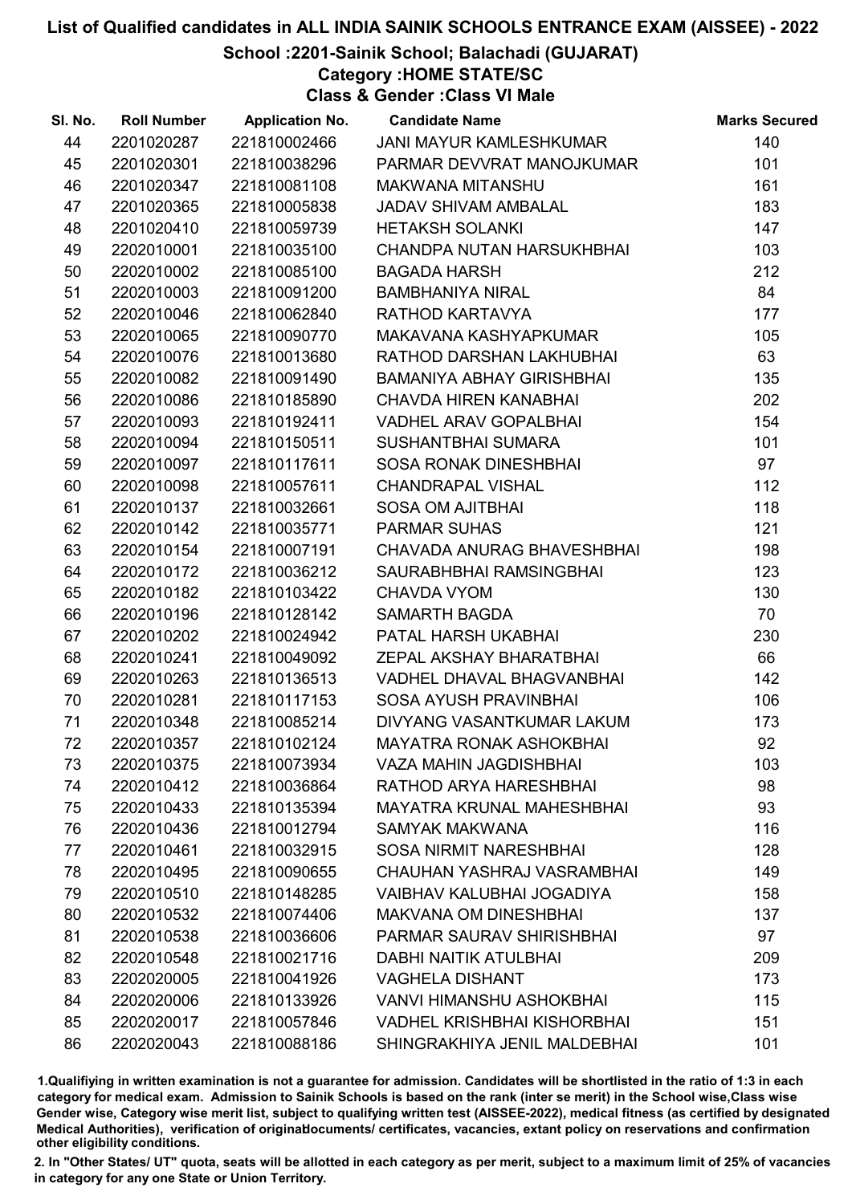# List of Qualified candidates in ALL INDIA SAINIK SCHOOLS ENTRANCE EXAM (AISSEE) - 2022

## School :2201-Sainik School; Balachadi (GUJARAT)

### Category :HOME STATE/SC

### Class & Gender :Class VI Male

| Sl. No. | Roll Number | Application No. | Candidate Name | Marks Secured |
|---|---|---|---|---|
| 44 | 2201020287 | 221810002466 | JANI MAYUR KAMLESHKUMAR | 140 |
| 45 | 2201020301 | 221810038296 | PARMAR DEVVRAT MANOJKUMAR | 101 |
| 46 | 2201020347 | 221810081108 | MAKWANA MITANSHU | 161 |
| 47 | 2201020365 | 221810005838 | JADAV SHIVAM AMBALAL | 183 |
| 48 | 2201020410 | 221810059739 | HETAKSH SOLANKI | 147 |
| 49 | 2202010001 | 221810035100 | CHANDPA NUTAN HARSUKHBHAI | 103 |
| 50 | 2202010002 | 221810085100 | BAGADA HARSH | 212 |
| 51 | 2202010003 | 221810091200 | BAMBHANIYA NIRAL | 84 |
| 52 | 2202010046 | 221810062840 | RATHOD KARTAVYA | 177 |
| 53 | 2202010065 | 221810090770 | MAKAVANA KASHYAPKUMAR | 105 |
| 54 | 2202010076 | 221810013680 | RATHOD DARSHAN LAKHUBHAI | 63 |
| 55 | 2202010082 | 221810091490 | BAMANIYA ABHAY GIRISHBHAI | 135 |
| 56 | 2202010086 | 221810185890 | CHAVDA HIREN KANABHAI | 202 |
| 57 | 2202010093 | 221810192411 | VADHEL ARAV GOPALBHAI | 154 |
| 58 | 2202010094 | 221810150511 | SUSHANTBHAI SUMARA | 101 |
| 59 | 2202010097 | 221810117611 | SOSA RONAK DINESHBHAI | 97 |
| 60 | 2202010098 | 221810057611 | CHANDRAPAL VISHAL | 112 |
| 61 | 2202010137 | 221810032661 | SOSA OM AJITBHAI | 118 |
| 62 | 2202010142 | 221810035771 | PARMAR SUHAS | 121 |
| 63 | 2202010154 | 221810007191 | CHAVADA ANURAG BHAVESHBHAI | 198 |
| 64 | 2202010172 | 221810036212 | SAURABHBHAI RAMSINGBHAI | 123 |
| 65 | 2202010182 | 221810103422 | CHAVDA VYOM | 130 |
| 66 | 2202010196 | 221810128142 | SAMARTH BAGDA | 70 |
| 67 | 2202010202 | 221810024942 | PATAL HARSH UKABHAI | 230 |
| 68 | 2202010241 | 221810049092 | ZEPAL AKSHAY BHARATBHAI | 66 |
| 69 | 2202010263 | 221810136513 | VADHEL DHAVAL BHAGVANBHAI | 142 |
| 70 | 2202010281 | 221810117153 | SOSA AYUSH PRAVINBHAI | 106 |
| 71 | 2202010348 | 221810085214 | DIVYANG VASANTKUMAR LAKUM | 173 |
| 72 | 2202010357 | 221810102124 | MAYATRA RONAK ASHOKBHAI | 92 |
| 73 | 2202010375 | 221810073934 | VAZA MAHIN JAGDISHBHAI | 103 |
| 74 | 2202010412 | 221810036864 | RATHOD ARYA HARESHBHAI | 98 |
| 75 | 2202010433 | 221810135394 | MAYATRA KRUNAL MAHESHBHAI | 93 |
| 76 | 2202010436 | 221810012794 | SAMYAK MAKWANA | 116 |
| 77 | 2202010461 | 221810032915 | SOSA NIRMIT NARESHBHAI | 128 |
| 78 | 2202010495 | 221810090655 | CHAUHAN YASHRAJ VASRAMBHAI | 149 |
| 79 | 2202010510 | 221810148285 | VAIBHAV KALUBHAI JOGADIYA | 158 |
| 80 | 2202010532 | 221810074406 | MAKVANA OM DINESHBHAI | 137 |
| 81 | 2202010538 | 221810036606 | PARMAR SAURAV SHIRISHBHAI | 97 |
| 82 | 2202010548 | 221810021716 | DABHI NAITIK ATULBHAI | 209 |
| 83 | 2202020005 | 221810041926 | VAGHELA DISHANT | 173 |
| 84 | 2202020006 | 221810133926 | VANVI HIMANSHU ASHOKBHAI | 115 |
| 85 | 2202020017 | 221810057846 | VADHEL KRISHBHAI KISHORBHAI | 151 |
| 86 | 2202020043 | 221810088186 | SHINGRAKHIYA JENIL MALDEBHAI | 101 |

1.Qualifiying in written examination is not a guarantee for admission. Candidates will be shortlisted in the ratio of 1:3 in each category for medical exam. Admission to Sainik Schools is based on the rank (inter se merit) in the School wise,Class wise Gender wise, Category wise merit list, subject to qualifying written test (AISSEE-2022), medical fitness (as certified by designated Medical Authorities), verification of originaldocuments/ certificates, vacancies, extant policy on reservations and confirmation other eligibility conditions.

2. In "Other States/ UT" quota, seats will be allotted in each category as per merit, subject to a maximum limit of 25% of vacancies in category for any one State or Union Territory.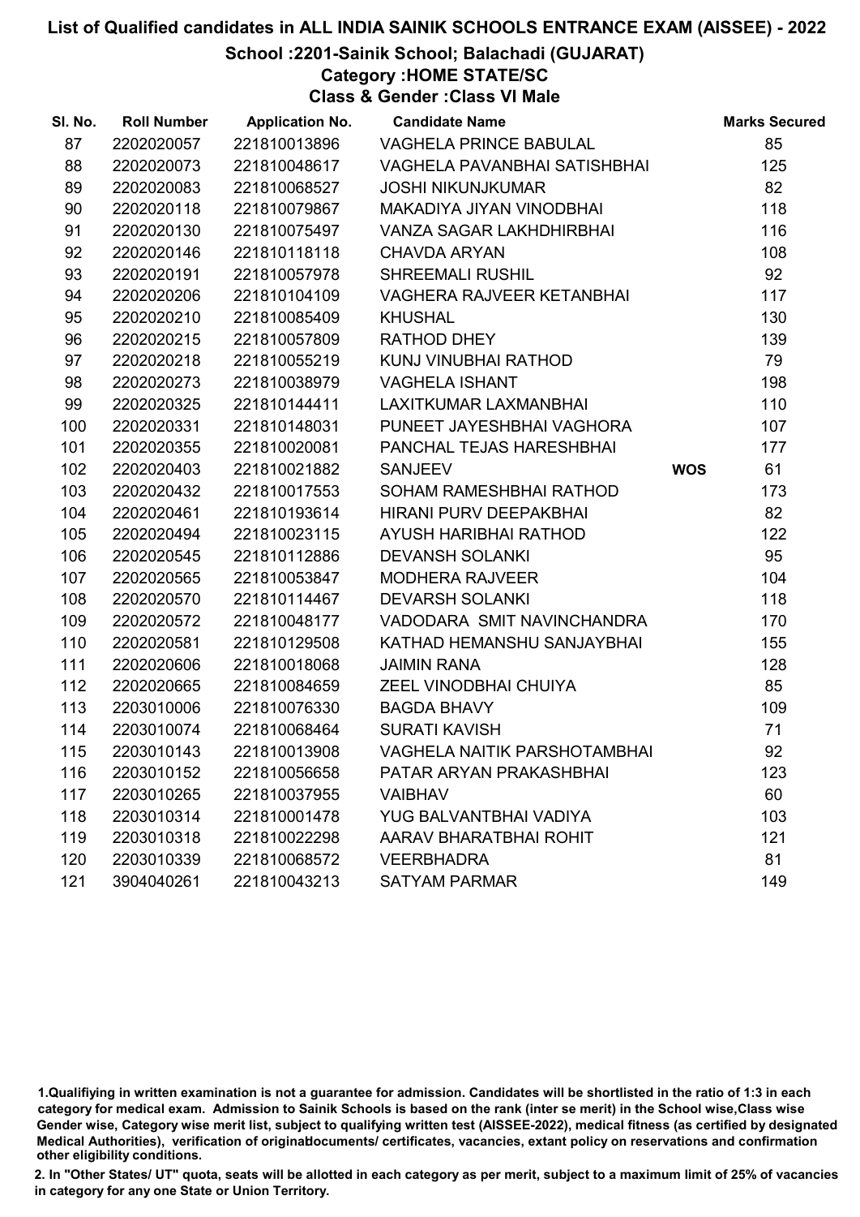# List of Qualified candidates in ALL INDIA SAINIK SCHOOLS ENTRANCE EXAM (AISSEE) - 2022

## School :2201-Sainik School; Balachadi (GUJARAT)

### Category :HOME STATE/SC

### Class & Gender :Class VI Male

| Sl. No. | Roll Number | Application No. | Candidate Name | | Marks Secured |
|---|---|---|---|---|---|
| 87 | 2202020057 | 221810013896 | VAGHELA PRINCE BABULAL | | 85 |
| 88 | 2202020073 | 221810048617 | VAGHELA PAVANBHAI SATISHBHAI | | 125 |
| 89 | 2202020083 | 221810068527 | JOSHI NIKUNJKUMAR | | 82 |
| 90 | 2202020118 | 221810079867 | MAKADIYA JIYAN VINODBHAI | | 118 |
| 91 | 2202020130 | 221810075497 | VANZA SAGAR LAKHDHIRBHAI | | 116 |
| 92 | 2202020146 | 221810118118 | CHAVDA ARYAN | | 108 |
| 93 | 2202020191 | 221810057978 | SHREEMALI RUSHIL | | 92 |
| 94 | 2202020206 | 221810104109 | VAGHERA RAJVEER KETANBHAI | | 117 |
| 95 | 2202020210 | 221810085409 | KHUSHAL | | 130 |
| 96 | 2202020215 | 221810057809 | RATHOD DHEY | | 139 |
| 97 | 2202020218 | 221810055219 | KUNJ VINUBHAI RATHOD | | 79 |
| 98 | 2202020273 | 221810038979 | VAGHELA ISHANT | | 198 |
| 99 | 2202020325 | 221810144411 | LAXITKUMAR LAXMANBHAI | | 110 |
| 100 | 2202020331 | 221810148031 | PUNEET JAYESHBHAI VAGHORA | | 107 |
| 101 | 2202020355 | 221810020081 | PANCHAL TEJAS HARESHBHAI | | 177 |
| 102 | 2202020403 | 221810021882 | SANJEEV | WOS | 61 |
| 103 | 2202020432 | 221810017553 | SOHAM RAMESHBHAI RATHOD | | 173 |
| 104 | 2202020461 | 221810193614 | HIRANI PURV DEEPAKBHAI | | 82 |
| 105 | 2202020494 | 221810023115 | AYUSH HARIBHAI RATHOD | | 122 |
| 106 | 2202020545 | 221810112886 | DEVANSH SOLANKI | | 95 |
| 107 | 2202020565 | 221810053847 | MODHERA RAJVEER | | 104 |
| 108 | 2202020570 | 221810114467 | DEVARSH SOLANKI | | 118 |
| 109 | 2202020572 | 221810048177 | VADODARA SMIT NAVINCHANDRA | | 170 |
| 110 | 2202020581 | 221810129508 | KATHAD HEMANSHU SANJAYBHAI | | 155 |
| 111 | 2202020606 | 221810018068 | JAIMIN RANA | | 128 |
| 112 | 2202020665 | 221810084659 | ZEEL VINODBHAI CHUIYA | | 85 |
| 113 | 2203010006 | 221810076330 | BAGDA BHAVY | | 109 |
| 114 | 2203010074 | 221810068464 | SURATI KAVISH | | 71 |
| 115 | 2203010143 | 221810013908 | VAGHELA NAITIK PARSHOTAMBHAI | | 92 |
| 116 | 2203010152 | 221810056658 | PATAR ARYAN PRAKASHBHAI | | 123 |
| 117 | 2203010265 | 221810037955 | VAIBHAV | | 60 |
| 118 | 2203010314 | 221810001478 | YUG BALVANTBHAI VADIYA | | 103 |
| 119 | 2203010318 | 221810022298 | AARAV BHARATBHAI ROHIT | | 121 |
| 120 | 2203010339 | 221810068572 | VEERBHADRA | | 81 |
| 121 | 3904040261 | 221810043213 | SATYAM PARMAR | | 149 |

1.Qualifiying in written examination is not a guarantee for admission. Candidates will be shortlisted in the ratio of 1:3 in each category for medical exam. Admission to Sainik Schools is based on the rank (inter se merit) in the School wise,Class wise Gender wise, Category wise merit list, subject to qualifying written test (AISSEE-2022), medical fitness (as certified by designated Medical Authorities), verification of originaldocuments/ certificates, vacancies, extant policy on reservations and confirmation other eligibility conditions.

2. In "Other States/ UT" quota, seats will be allotted in each category as per merit, subject to a maximum limit of 25% of vacancies in category for any one State or Union Territory.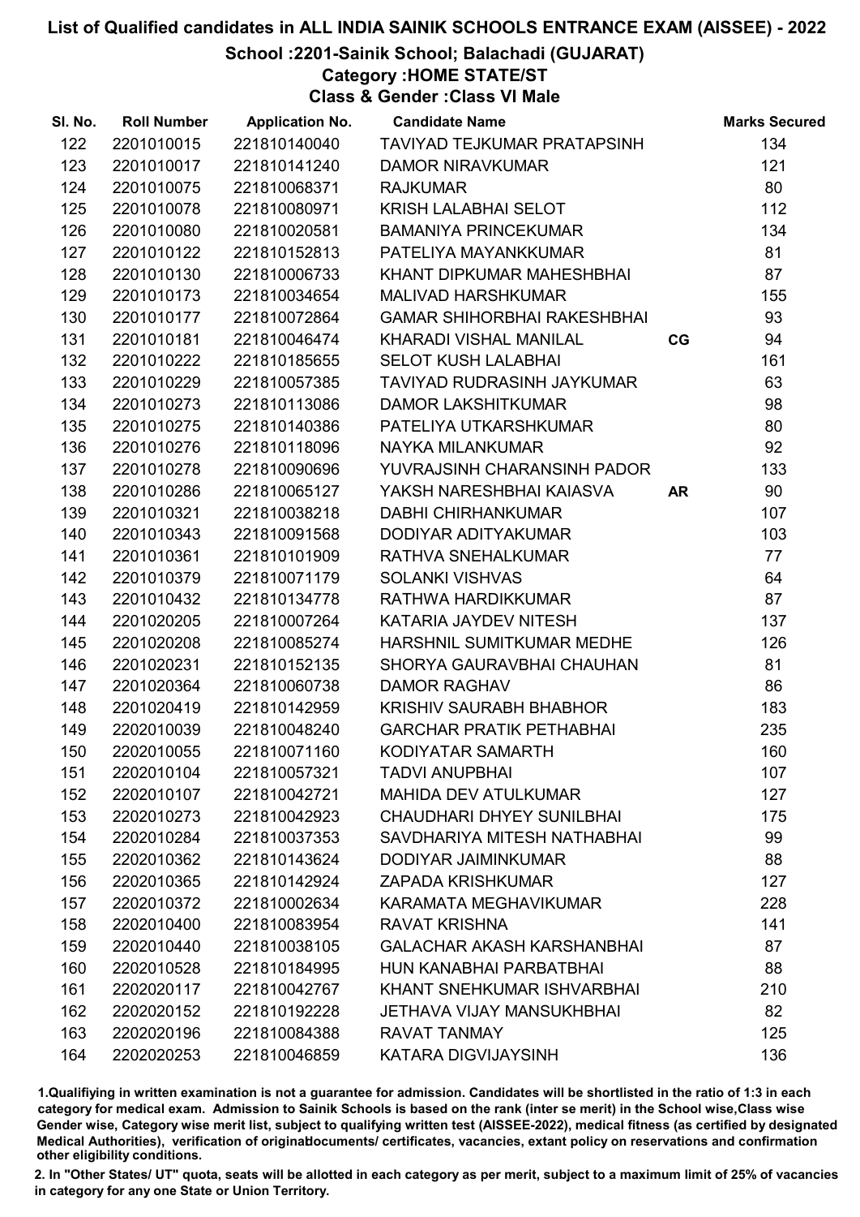# List of Qualified candidates in ALL INDIA SAINIK SCHOOLS ENTRANCE EXAM (AISSEE) - 2022

## School :2201-Sainik School; Balachadi (GUJARAT)

### Category :HOME STATE/ST

### Class & Gender :Class VI Male

| Sl. No. | Roll Number | Application No. | Candidate Name | | Marks Secured |
|---|---|---|---|---|---|
| 122 | 2201010015 | 221810140040 | TAVIYAD TEJKUMAR PRATAPSINH | | 134 |
| 123 | 2201010017 | 221810141240 | DAMOR NIRAVKUMAR | | 121 |
| 124 | 2201010075 | 221810068371 | RAJKUMAR | | 80 |
| 125 | 2201010078 | 221810080971 | KRISH LALABHAI SELOT | | 112 |
| 126 | 2201010080 | 221810020581 | BAMANIYA PRINCEKUMAR | | 134 |
| 127 | 2201010122 | 221810152813 | PATELIYA MAYANKKUMAR | | 81 |
| 128 | 2201010130 | 221810006733 | KHANT DIPKUMAR MAHESHBHAI | | 87 |
| 129 | 2201010173 | 221810034654 | MALIVAD HARSHKUMAR | | 155 |
| 130 | 2201010177 | 221810072864 | GAMAR SHIHORBHAI RAKESHBHAI | | 93 |
| 131 | 2201010181 | 221810046474 | KHARADI VISHAL MANILAL | CG | 94 |
| 132 | 2201010222 | 221810185655 | SELOT KUSH LALABHAI | | 161 |
| 133 | 2201010229 | 221810057385 | TAVIYAD RUDRASINH JAYKUMAR | | 63 |
| 134 | 2201010273 | 221810113086 | DAMOR LAKSHITKUMAR | | 98 |
| 135 | 2201010275 | 221810140386 | PATELIYA UTKARSHKUMAR | | 80 |
| 136 | 2201010276 | 221810118096 | NAYKA MILANKUMAR | | 92 |
| 137 | 2201010278 | 221810090696 | YUVRAJSINH CHARANSINH PADOR | | 133 |
| 138 | 2201010286 | 221810065127 | YAKSH NARESHBHAI KAIASVA | AR | 90 |
| 139 | 2201010321 | 221810038218 | DABHI CHIRHANKUMAR | | 107 |
| 140 | 2201010343 | 221810091568 | DODIYAR ADITYAKUMAR | | 103 |
| 141 | 2201010361 | 221810101909 | RATHVA SNEHALKUMAR | | 77 |
| 142 | 2201010379 | 221810071179 | SOLANKI VISHVAS | | 64 |
| 143 | 2201010432 | 221810134778 | RATHWA HARDIKKUMAR | | 87 |
| 144 | 2201020205 | 221810007264 | KATARIA JAYDEV NITESH | | 137 |
| 145 | 2201020208 | 221810085274 | HARSHNIL SUMITKUMAR MEDHE | | 126 |
| 146 | 2201020231 | 221810152135 | SHORYA GAURAVBHAI CHAUHAN | | 81 |
| 147 | 2201020364 | 221810060738 | DAMOR RAGHAV | | 86 |
| 148 | 2201020419 | 221810142959 | KRISHIV SAURABH BHABHOR | | 183 |
| 149 | 2202010039 | 221810048240 | GARCHAR PRATIK PETHABHAI | | 235 |
| 150 | 2202010055 | 221810071160 | KODIYATAR SAMARTH | | 160 |
| 151 | 2202010104 | 221810057321 | TADVI ANUPBHAI | | 107 |
| 152 | 2202010107 | 221810042721 | MAHIDA DEV ATULKUMAR | | 127 |
| 153 | 2202010273 | 221810042923 | CHAUDHARI DHYEY SUNILBHAI | | 175 |
| 154 | 2202010284 | 221810037353 | SAVDHARIYA MITESH NATHABHAI | | 99 |
| 155 | 2202010362 | 221810143624 | DODIYAR JAIMINKUMAR | | 88 |
| 156 | 2202010365 | 221810142924 | ZAPADA KRISHKUMAR | | 127 |
| 157 | 2202010372 | 221810002634 | KARAMATA MEGHAVIKUMAR | | 228 |
| 158 | 2202010400 | 221810083954 | RAVAT KRISHNA | | 141 |
| 159 | 2202010440 | 221810038105 | GALACHAR AKASH KARSHANBHAI | | 87 |
| 160 | 2202010528 | 221810184995 | HUN KANABHAI PARBATBHAI | | 88 |
| 161 | 2202020117 | 221810042767 | KHANT SNEHKUMAR ISHVARBHAI | | 210 |
| 162 | 2202020152 | 221810192228 | JETHAVA VIJAY MANSUKHBHAI | | 82 |
| 163 | 2202020196 | 221810084388 | RAVAT TANMAY | | 125 |
| 164 | 2202020253 | 221810046859 | KATARA DIGVIJAYSINH | | 136 |

1.Qualifying in written examination is not a guarantee for admission. Candidates will be shortlisted in the ratio of 1:3 in each category for medical exam. Admission to Sainik Schools is based on the rank (inter se merit) in the School wise,Class wise Gender wise, Category wise merit list, subject to qualifying written test (AISSEE-2022), medical fitness (as certified by designated Medical Authorities), verification of originaldocuments/ certificates, vacancies, extant policy on reservations and confirmation other eligibility conditions.

2. In "Other States/ UT" quota, seats will be allotted in each category as per merit, subject to a maximum limit of 25% of vacancies in category for any one State or Union Territory.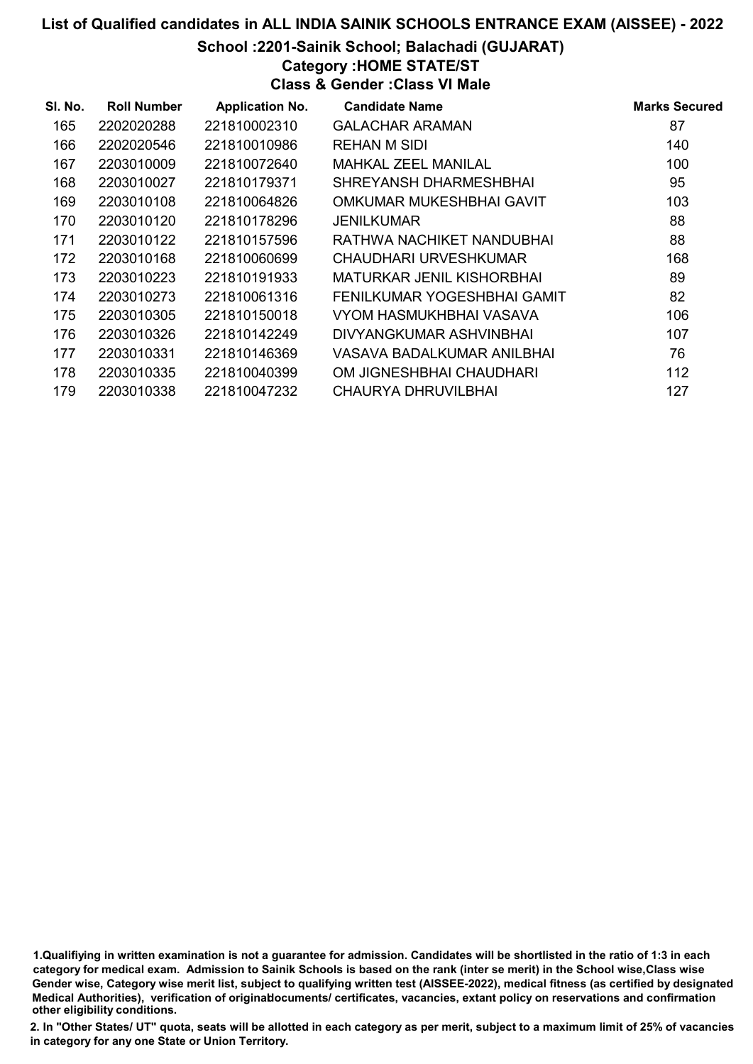# List of Qualified candidates in ALL INDIA SAINIK SCHOOLS ENTRANCE EXAM (AISSEE) - 2022

## School :2201-Sainik School; Balachadi (GUJARAT)

### Category :HOME STATE/ST

### Class & Gender :Class VI Male

| Sl. No. | Roll Number | Application No. | Candidate Name | Marks Secured |
|---|---|---|---|---|
| 165 | 2202020288 | 221810002310 | GALACHAR ARAMAN | 87 |
| 166 | 2202020546 | 221810010986 | REHAN M SIDI | 140 |
| 167 | 2203010009 | 221810072640 | MAHKAL ZEEL MANILAL | 100 |
| 168 | 2203010027 | 221810179371 | SHREYANSH DHARMESHBHAI | 95 |
| 169 | 2203010108 | 221810064826 | OMKUMAR MUKESHBHAI GAVIT | 103 |
| 170 | 2203010120 | 221810178296 | JENILKUMAR | 88 |
| 171 | 2203010122 | 221810157596 | RATHWA NACHIKET NANDUBHAI | 88 |
| 172 | 2203010168 | 221810060699 | CHAUDHARI URVESHKUMAR | 168 |
| 173 | 2203010223 | 221810191933 | MATURKAR JENIL KISHORBHAI | 89 |
| 174 | 2203010273 | 221810061316 | FENILKUMAR YOGESHBHAI GAMIT | 82 |
| 175 | 2203010305 | 221810150018 | VYOM HASMUKHBHAI VASAVA | 106 |
| 176 | 2203010326 | 221810142249 | DIVYANGKUMAR ASHVINBHAI | 107 |
| 177 | 2203010331 | 221810146369 | VASAVA BADALKUMAR ANILBHAI | 76 |
| 178 | 2203010335 | 221810040399 | OM JIGNESHBHAI CHAUDHARI | 112 |
| 179 | 2203010338 | 221810047232 | CHAURYA DHRUVILBHAI | 127 |

1.Qualifiying in written examination is not a guarantee for admission. Candidates will be shortlisted in the ratio of 1:3 in each category for medical exam. Admission to Sainik Schools is based on the rank (inter se merit) in the School wise,Class wise Gender wise, Category wise merit list, subject to qualifying written test (AISSEE-2022), medical fitness (as certified by designated Medical Authorities), verification of originaldocuments/ certificates, vacancies, extant policy on reservations and confirmation other eligibility conditions.

2. In "Other States/ UT" quota, seats will be allotted in each category as per merit, subject to a maximum limit of 25% of vacancies in category for any one State or Union Territory.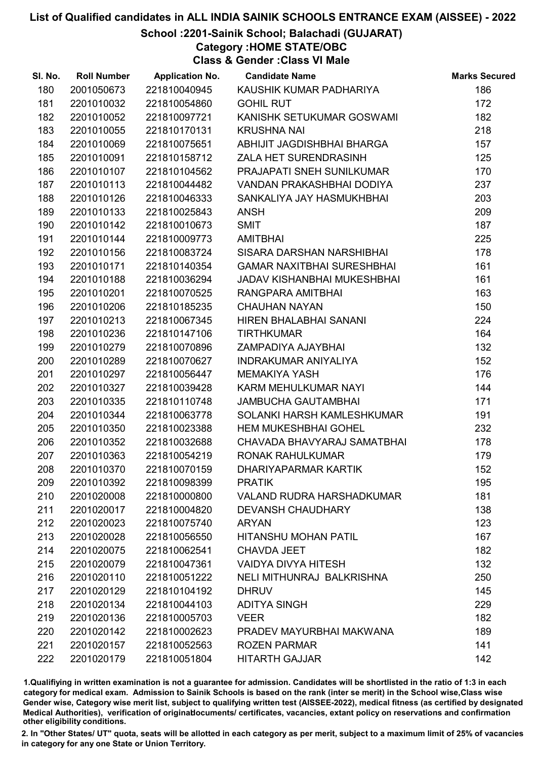# List of Qualified candidates in ALL INDIA SAINIK SCHOOLS ENTRANCE EXAM (AISSEE) - 2022

## School :2201-Sainik School; Balachadi (GUJARAT)

### Category :HOME STATE/OBC

### Class & Gender :Class VI Male

| Sl. No. | Roll Number | Application No. | Candidate Name | Marks Secured |
|---|---|---|---|---|
| 180 | 2001050673 | 221810040945 | KAUSHIK KUMAR PADHARIYA | 186 |
| 181 | 2201010032 | 221810054860 | GOHIL RUT | 172 |
| 182 | 2201010052 | 221810097721 | KANISHK SETUKUMAR GOSWAMI | 182 |
| 183 | 2201010055 | 221810170131 | KRUSHNA NAI | 218 |
| 184 | 2201010069 | 221810075651 | ABHIJIT JAGDISHBHAI BHARGA | 157 |
| 185 | 2201010091 | 221810158712 | ZALA HET SURENDRASINH | 125 |
| 186 | 2201010107 | 221810104562 | PRAJAPATI SNEH SUNILKUMAR | 170 |
| 187 | 2201010113 | 221810044482 | VANDAN PRAKASHBHAI DODIYA | 237 |
| 188 | 2201010126 | 221810046333 | SANKALIYA JAY HASMUKHBHAI | 203 |
| 189 | 2201010133 | 221810025843 | ANSH | 209 |
| 190 | 2201010142 | 221810010673 | SMIT | 187 |
| 191 | 2201010144 | 221810009773 | AMITBHAI | 225 |
| 192 | 2201010156 | 221810083724 | SISARA DARSHAN NARSHIBHAI | 178 |
| 193 | 2201010171 | 221810140354 | GAMAR NAXITBHAI SURESHBHAI | 161 |
| 194 | 2201010188 | 221810036294 | JADAV KISHANBHAI MUKESHBHAI | 161 |
| 195 | 2201010201 | 221810070525 | RANGPARA AMITBHAI | 163 |
| 196 | 2201010206 | 221810185235 | CHAUHAN NAYAN | 150 |
| 197 | 2201010213 | 221810067345 | HIREN BHALABHAI SANANI | 224 |
| 198 | 2201010236 | 221810147106 | TIRTHKUMAR | 164 |
| 199 | 2201010279 | 221810070896 | ZAMPADIYA AJAYBHAI | 132 |
| 200 | 2201010289 | 221810070627 | INDRAKUMAR ANIYALIYA | 152 |
| 201 | 2201010297 | 221810056447 | MEMAKIYA YASH | 176 |
| 202 | 2201010327 | 221810039428 | KARM MEHULKUMAR NAYI | 144 |
| 203 | 2201010335 | 221810110748 | JAMBUCHA GAUTAMBHAI | 171 |
| 204 | 2201010344 | 221810063778 | SOLANKI HARSH KAMLESHKUMAR | 191 |
| 205 | 2201010350 | 221810023388 | HEM MUKESHBHAI GOHEL | 232 |
| 206 | 2201010352 | 221810032688 | CHAVADA BHAVYARAJ SAMATBHAI | 178 |
| 207 | 2201010363 | 221810054219 | RONAK RAHULKUMAR | 179 |
| 208 | 2201010370 | 221810070159 | DHARIYAPARMAR KARTIK | 152 |
| 209 | 2201010392 | 221810098399 | PRATIK | 195 |
| 210 | 2201020008 | 221810000800 | VALAND RUDRA HARSHADKUMAR | 181 |
| 211 | 2201020017 | 221810004820 | DEVANSH CHAUDHARY | 138 |
| 212 | 2201020023 | 221810075740 | ARYAN | 123 |
| 213 | 2201020028 | 221810056550 | HITANSHU MOHAN PATIL | 167 |
| 214 | 2201020075 | 221810062541 | CHAVDA JEET | 182 |
| 215 | 2201020079 | 221810047361 | VAIDYA DIVYA HITESH | 132 |
| 216 | 2201020110 | 221810051222 | NELI MITHUNRAJ BALKRISHNA | 250 |
| 217 | 2201020129 | 221810104192 | DHRUV | 145 |
| 218 | 2201020134 | 221810044103 | ADITYA SINGH | 229 |
| 219 | 2201020136 | 221810005703 | VEER | 182 |
| 220 | 2201020142 | 221810002623 | PRADEV MAYURBHAI MAKWANA | 189 |
| 221 | 2201020157 | 221810052563 | ROZEN PARMAR | 141 |
| 222 | 2201020179 | 221810051804 | HITARTH GAJJAR | 142 |

1.Qualifying in written examination is not a guarantee for admission. Candidates will be shortlisted in the ratio of 1:3 in each category for medical exam. Admission to Sainik Schools is based on the rank (inter se merit) in the School wise,Class wise Gender wise, Category wise merit list, subject to qualifying written test (AISSEE-2022), medical fitness (as certified by designated Medical Authorities), verification of originaldocuments/ certificates, vacancies, extant policy on reservations and confirmation other eligibility conditions.

2. In "Other States/ UT" quota, seats will be allotted in each category as per merit, subject to a maximum limit of 25% of vacancies in category for any one State or Union Territory.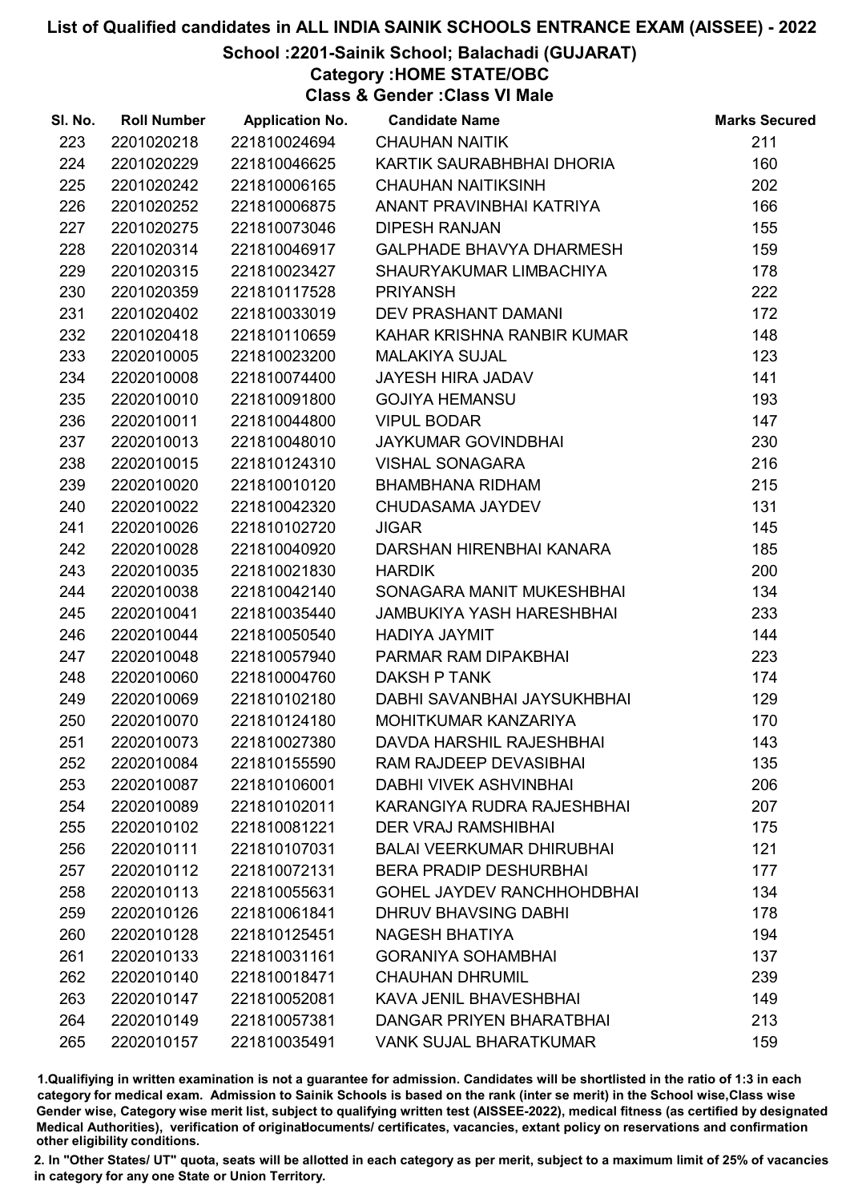# List of Qualified candidates in ALL INDIA SAINIK SCHOOLS ENTRANCE EXAM (AISSEE) - 2022

## School :2201-Sainik School; Balachadi (GUJARAT)

### Category :HOME STATE/OBC

### Class & Gender :Class VI Male

| Sl. No. | Roll Number | Application No. | Candidate Name | Marks Secured |
|---|---|---|---|---|
| 223 | 2201020218 | 221810024694 | CHAUHAN NAITIK | 211 |
| 224 | 2201020229 | 221810046625 | KARTIK SAURABHBHAI DHORIA | 160 |
| 225 | 2201020242 | 221810006165 | CHAUHAN NAITIKSINH | 202 |
| 226 | 2201020252 | 221810006875 | ANANT PRAVINBHAI KATRIYA | 166 |
| 227 | 2201020275 | 221810073046 | DIPESH RANJAN | 155 |
| 228 | 2201020314 | 221810046917 | GALPHADE BHAVYA DHARMESH | 159 |
| 229 | 2201020315 | 221810023427 | SHAURYAKUMAR LIMBACHIYA | 178 |
| 230 | 2201020359 | 221810117528 | PRIYANSH | 222 |
| 231 | 2201020402 | 221810033019 | DEV PRASHANT DAMANI | 172 |
| 232 | 2201020418 | 221810110659 | KAHAR KRISHNA RANBIR KUMAR | 148 |
| 233 | 2202010005 | 221810023200 | MALAKIYA SUJAL | 123 |
| 234 | 2202010008 | 221810074400 | JAYESH HIRA JADAV | 141 |
| 235 | 2202010010 | 221810091800 | GOJIYA HEMANSU | 193 |
| 236 | 2202010011 | 221810044800 | VIPUL BODAR | 147 |
| 237 | 2202010013 | 221810048010 | JAYKUMAR GOVINDBHAI | 230 |
| 238 | 2202010015 | 221810124310 | VISHAL SONAGARA | 216 |
| 239 | 2202010020 | 221810010120 | BHAMBHANA RIDHAM | 215 |
| 240 | 2202010022 | 221810042320 | CHUDASAMA JAYDEV | 131 |
| 241 | 2202010026 | 221810102720 | JIGAR | 145 |
| 242 | 2202010028 | 221810040920 | DARSHAN HIRENBHAI KANARA | 185 |
| 243 | 2202010035 | 221810021830 | HARDIK | 200 |
| 244 | 2202010038 | 221810042140 | SONAGARA MANIT MUKESHBHAI | 134 |
| 245 | 2202010041 | 221810035440 | JAMBUKIYA YASH HARESHBHAI | 233 |
| 246 | 2202010044 | 221810050540 | HADIYA JAYMIT | 144 |
| 247 | 2202010048 | 221810057940 | PARMAR RAM DIPAKBHAI | 223 |
| 248 | 2202010060 | 221810004760 | DAKSH P TANK | 174 |
| 249 | 2202010069 | 221810102180 | DABHI SAVANBHAI JAYSUKHBHAI | 129 |
| 250 | 2202010070 | 221810124180 | MOHITKUMAR KANZARIYA | 170 |
| 251 | 2202010073 | 221810027380 | DAVDA HARSHIL RAJESHBHAI | 143 |
| 252 | 2202010084 | 221810155590 | RAM RAJDEEP DEVASIBHAI | 135 |
| 253 | 2202010087 | 221810106001 | DABHI VIVEK ASHVINBHAI | 206 |
| 254 | 2202010089 | 221810102011 | KARANGIYA RUDRA RAJESHBHAI | 207 |
| 255 | 2202010102 | 221810081221 | DER VRAJ RAMSHIBHAI | 175 |
| 256 | 2202010111 | 221810107031 | BALAI VEERKUMAR DHIRUBHAI | 121 |
| 257 | 2202010112 | 221810072131 | BERA PRADIP DESHURBHAI | 177 |
| 258 | 2202010113 | 221810055631 | GOHEL JAYDEV RANCHHOHDBHAI | 134 |
| 259 | 2202010126 | 221810061841 | DHRUV BHAVSING DABHI | 178 |
| 260 | 2202010128 | 221810125451 | NAGESH BHATIYA | 194 |
| 261 | 2202010133 | 221810031161 | GORANIYA SOHAMBHAI | 137 |
| 262 | 2202010140 | 221810018471 | CHAUHAN DHRUMIL | 239 |
| 263 | 2202010147 | 221810052081 | KAVA JENIL BHAVESHBHAI | 149 |
| 264 | 2202010149 | 221810057381 | DANGAR PRIYEN BHARATBHAI | 213 |
| 265 | 2202010157 | 221810035491 | VANK SUJAL BHARATKUMAR | 159 |

1.Qualifying in written examination is not a guarantee for admission. Candidates will be shortlisted in the ratio of 1:3 in each category for medical exam. Admission to Sainik Schools is based on the rank (inter se merit) in the School wise,Class wise Gender wise, Category wise merit list, subject to qualifying written test (AISSEE-2022), medical fitness (as certified by designated Medical Authorities), verification of originaldocuments/ certificates, vacancies, extant policy on reservations and confirmation other eligibility conditions.

2. In "Other States/ UT" quota, seats will be allotted in each category as per merit, subject to a maximum limit of 25% of vacancies in category for any one State or Union Territory.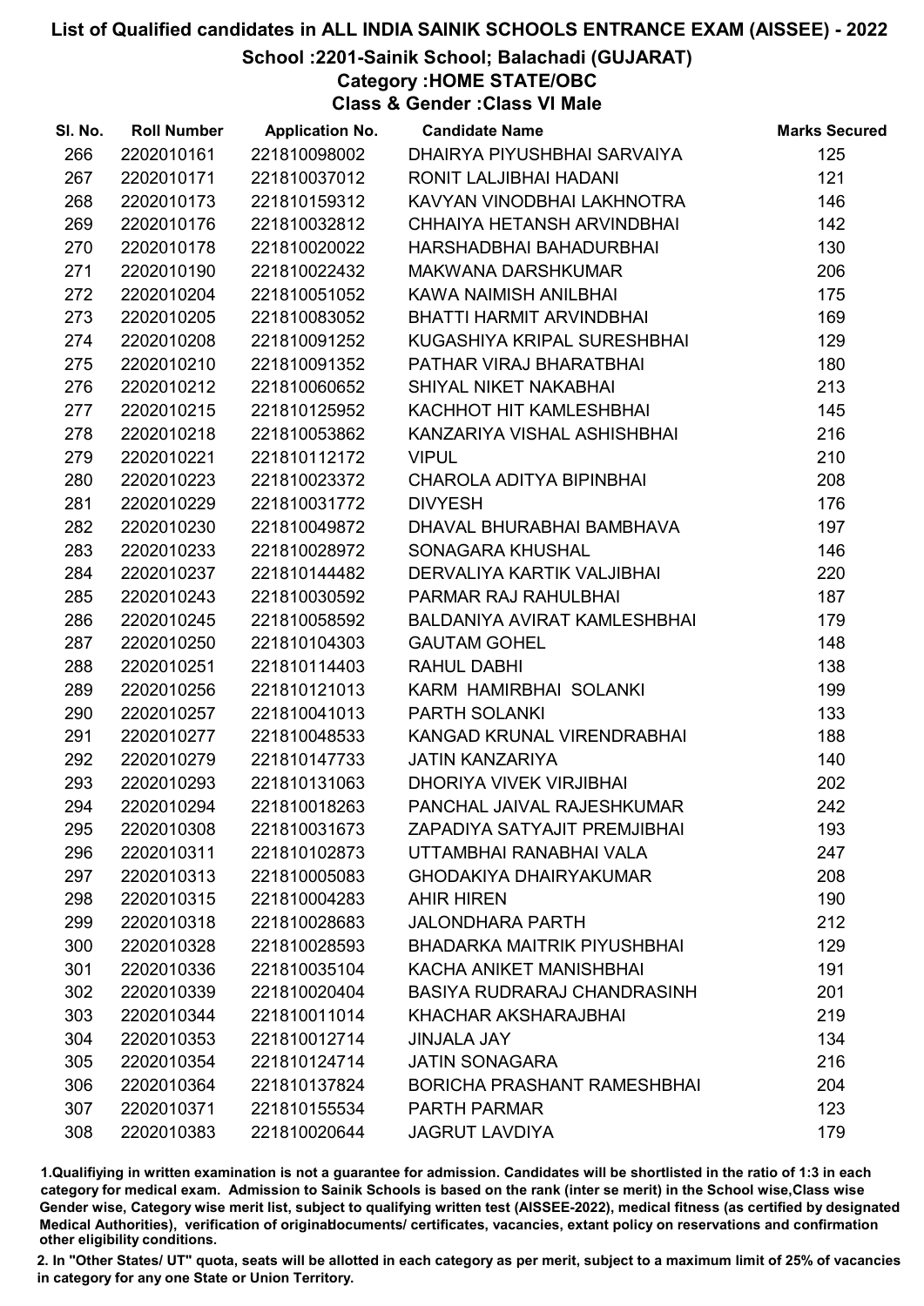# List of Qualified candidates in ALL INDIA SAINIK SCHOOLS ENTRANCE EXAM (AISSEE) - 2022

## School :2201-Sainik School; Balachadi (GUJARAT)

### Category :HOME STATE/OBC

### Class & Gender :Class VI Male

| Sl. No. | Roll Number | Application No. | Candidate Name | Marks Secured |
|---|---|---|---|---|
| 266 | 2202010161 | 221810098002 | DHAIRYA PIYUSHBHAI SARVAIYA | 125 |
| 267 | 2202010171 | 221810037012 | RONIT LALJIBHAI HADANI | 121 |
| 268 | 2202010173 | 221810159312 | KAVYAN VINODBHAI LAKHNOTRA | 146 |
| 269 | 2202010176 | 221810032812 | CHHAIYA HETANSH ARVINDBHAI | 142 |
| 270 | 2202010178 | 221810020022 | HARSHADBHAI BAHADURBHAI | 130 |
| 271 | 2202010190 | 221810022432 | MAKWANA DARSHKUMAR | 206 |
| 272 | 2202010204 | 221810051052 | KAWA NAIMISH ANILBHAI | 175 |
| 273 | 2202010205 | 221810083052 | BHATTI HARMIT ARVINDBHAI | 169 |
| 274 | 2202010208 | 221810091252 | KUGASHIYA KRIPAL SURESHBHAI | 129 |
| 275 | 2202010210 | 221810091352 | PATHAR VIRAJ BHARATBHAI | 180 |
| 276 | 2202010212 | 221810060652 | SHIYAL NIKET NAKABHAI | 213 |
| 277 | 2202010215 | 221810125952 | KACHHOT HIT KAMLESHBHAI | 145 |
| 278 | 2202010218 | 221810053862 | KANZARIYA VISHAL ASHISHBHAI | 216 |
| 279 | 2202010221 | 221810112172 | VIPUL | 210 |
| 280 | 2202010223 | 221810023372 | CHAROLA ADITYA BIPINBHAI | 208 |
| 281 | 2202010229 | 221810031772 | DIVYESH | 176 |
| 282 | 2202010230 | 221810049872 | DHAVAL BHURABHAI BAMBHAVA | 197 |
| 283 | 2202010233 | 221810028972 | SONAGARA KHUSHAL | 146 |
| 284 | 2202010237 | 221810144482 | DERVALIYA KARTIK VALJIBHAI | 220 |
| 285 | 2202010243 | 221810030592 | PARMAR RAJ RAHULBHAI | 187 |
| 286 | 2202010245 | 221810058592 | BALDANIYA AVIRAT KAMLESHBHAI | 179 |
| 287 | 2202010250 | 221810104303 | GAUTAM GOHEL | 148 |
| 288 | 2202010251 | 221810114403 | RAHUL DABHI | 138 |
| 289 | 2202010256 | 221810121013 | KARM HAMIRBHAI SOLANKI | 199 |
| 290 | 2202010257 | 221810041013 | PARTH SOLANKI | 133 |
| 291 | 2202010277 | 221810048533 | KANGAD KRUNAL VIRENDRABHAI | 188 |
| 292 | 2202010279 | 221810147733 | JATIN KANZARIYA | 140 |
| 293 | 2202010293 | 221810131063 | DHORIYA VIVEK VIRJIBHAI | 202 |
| 294 | 2202010294 | 221810018263 | PANCHAL JAIVAL RAJESHKUMAR | 242 |
| 295 | 2202010308 | 221810031673 | ZAPADIYA SATYAJIT PREMJIBHAI | 193 |
| 296 | 2202010311 | 221810102873 | UTTAMBHAI RANABHAI VALA | 247 |
| 297 | 2202010313 | 221810005083 | GHODAKIYA DHAIRYAKUMAR | 208 |
| 298 | 2202010315 | 221810004283 | AHIR HIREN | 190 |
| 299 | 2202010318 | 221810028683 | JALONDHARA PARTH | 212 |
| 300 | 2202010328 | 221810028593 | BHADARKA MAITRIK PIYUSHBHAI | 129 |
| 301 | 2202010336 | 221810035104 | KACHA ANIKET MANISHBHAI | 191 |
| 302 | 2202010339 | 221810020404 | BASIYA RUDRARAJ CHANDRASINH | 201 |
| 303 | 2202010344 | 221810011014 | KHACHAR AKSHARAJBHAI | 219 |
| 304 | 2202010353 | 221810012714 | JINJALA JAY | 134 |
| 305 | 2202010354 | 221810124714 | JATIN SONAGARA | 216 |
| 306 | 2202010364 | 221810137824 | BORICHA PRASHANT RAMESHBHAI | 204 |
| 307 | 2202010371 | 221810155534 | PARTH PARMAR | 123 |
| 308 | 2202010383 | 221810020644 | JAGRUT LAVDIYA | 179 |

1.Qualifiying in written examination is not a guarantee for admission. Candidates will be shortlisted in the ratio of 1:3 in each category for medical exam. Admission to Sainik Schools is based on the rank (inter se merit) in the School wise,Class wise Gender wise, Category wise merit list, subject to qualifying written test (AISSEE-2022), medical fitness (as certified by designated Medical Authorities), verification of originaldocuments/ certificates, vacancies, extant policy on reservations and confirmation other eligibility conditions.

2. In "Other States/ UT" quota, seats will be allotted in each category as per merit, subject to a maximum limit of 25% of vacancies in category for any one State or Union Territory.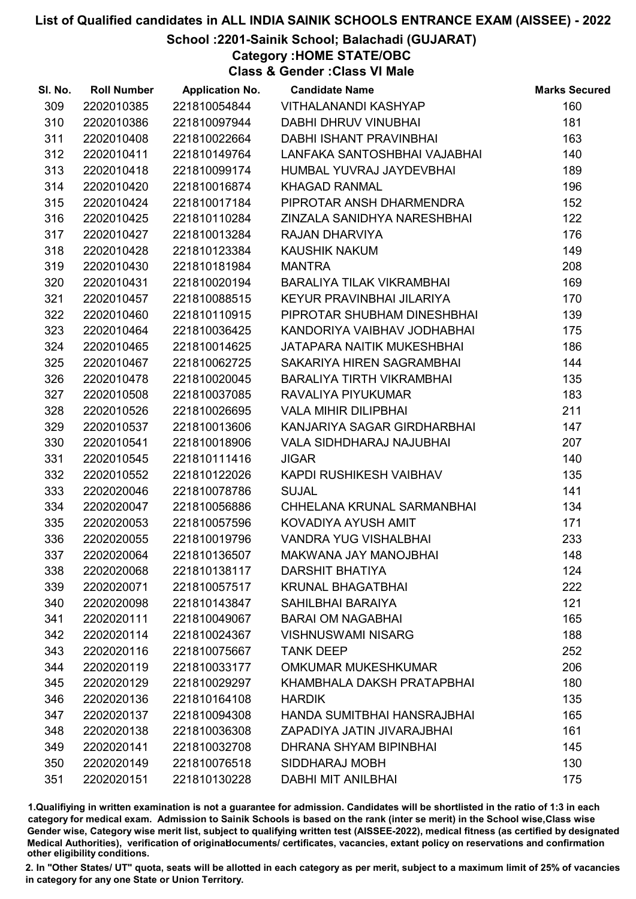# List of Qualified candidates in ALL INDIA SAINIK SCHOOLS ENTRANCE EXAM (AISSEE) - 2022

## School :2201-Sainik School; Balachadi (GUJARAT)

### Category :HOME STATE/OBC

### Class & Gender :Class VI Male

| Sl. No. | Roll Number | Application No. | Candidate Name | Marks Secured |
|---|---|---|---|---|
| 309 | 2202010385 | 221810054844 | VITHALANANDI KASHYAP | 160 |
| 310 | 2202010386 | 221810097944 | DABHI DHRUV VINUBHAI | 181 |
| 311 | 2202010408 | 221810022664 | DABHI ISHANT PRAVINBHAI | 163 |
| 312 | 2202010411 | 221810149764 | LANFAKA SANTOSHBHAI VAJABHAI | 140 |
| 313 | 2202010418 | 221810099174 | HUMBAL YUVRAJ JAYDEVBHAI | 189 |
| 314 | 2202010420 | 221810016874 | KHAGAD RANMAL | 196 |
| 315 | 2202010424 | 221810017184 | PIPROTAR ANSH DHARMENDRA | 152 |
| 316 | 2202010425 | 221810110284 | ZINZALA SANIDHYA NARESHBHAI | 122 |
| 317 | 2202010427 | 221810013284 | RAJAN DHARVIYA | 176 |
| 318 | 2202010428 | 221810123384 | KAUSHIK NAKUM | 149 |
| 319 | 2202010430 | 221810181984 | MANTRA | 208 |
| 320 | 2202010431 | 221810020194 | BARALIYA TILAK VIKRAMBHAI | 169 |
| 321 | 2202010457 | 221810088515 | KEYUR PRAVINBHAI JILARIYA | 170 |
| 322 | 2202010460 | 221810110915 | PIPROTAR SHUBHAM DINESHBHAI | 139 |
| 323 | 2202010464 | 221810036425 | KANDORIYA VAIBHAV JODHABHAI | 175 |
| 324 | 2202010465 | 221810014625 | JATAPARA NAITIK MUKESHBHAI | 186 |
| 325 | 2202010467 | 221810062725 | SAKARIYA HIREN SAGRAMBHAI | 144 |
| 326 | 2202010478 | 221810020045 | BARALIYA TIRTH VIKRAMBHAI | 135 |
| 327 | 2202010508 | 221810037085 | RAVALIYA PIYUKUMAR | 183 |
| 328 | 2202010526 | 221810026695 | VALA MIHIR DILIPBHAI | 211 |
| 329 | 2202010537 | 221810013606 | KANJARIYA SAGAR GIRDHARBHAI | 147 |
| 330 | 2202010541 | 221810018906 | VALA SIDHDHARAJ NAJUBHAI | 207 |
| 331 | 2202010545 | 221810111416 | JIGAR | 140 |
| 332 | 2202010552 | 221810122026 | KAPDI RUSHIKESH VAIBHAV | 135 |
| 333 | 2202020046 | 221810078786 | SUJAL | 141 |
| 334 | 2202020047 | 221810056886 | CHHELANA KRUNAL SARMANBHAI | 134 |
| 335 | 2202020053 | 221810057596 | KOVADIYA AYUSH AMIT | 171 |
| 336 | 2202020055 | 221810019796 | VANDRA YUG VISHALBHAI | 233 |
| 337 | 2202020064 | 221810136507 | MAKWANA JAY MANOJBHAI | 148 |
| 338 | 2202020068 | 221810138117 | DARSHIT BHATIYA | 124 |
| 339 | 2202020071 | 221810057517 | KRUNAL BHAGATBHAI | 222 |
| 340 | 2202020098 | 221810143847 | SAHILBHAI BARAIYA | 121 |
| 341 | 2202020111 | 221810049067 | BARAI OM NAGABHAI | 165 |
| 342 | 2202020114 | 221810024367 | VISHNUSWAMI NISARG | 188 |
| 343 | 2202020116 | 221810075667 | TANK DEEP | 252 |
| 344 | 2202020119 | 221810033177 | OMKUMAR MUKESHKUMAR | 206 |
| 345 | 2202020129 | 221810029297 | KHAMBHALA DAKSH PRATAPBHAI | 180 |
| 346 | 2202020136 | 221810164108 | HARDIK | 135 |
| 347 | 2202020137 | 221810094308 | HANDA SUMITBHAI HANSRAJBHAI | 165 |
| 348 | 2202020138 | 221810036308 | ZAPADIYA JATIN JIVARAJBHAI | 161 |
| 349 | 2202020141 | 221810032708 | DHRANA SHYAM BIPINBHAI | 145 |
| 350 | 2202020149 | 221810076518 | SIDDHARAJ MOBH | 130 |
| 351 | 2202020151 | 221810130228 | DABHI MIT ANILBHAI | 175 |

1.Qualifying in written examination is not a guarantee for admission. Candidates will be shortlisted in the ratio of 1:3 in each category for medical exam. Admission to Sainik Schools is based on the rank (inter se merit) in the School wise,Class wise Gender wise, Category wise merit list, subject to qualifying written test (AISSEE-2022), medical fitness (as certified by designated Medical Authorities), verification of originaldocuments/ certificates, vacancies, extant policy on reservations and confirmation other eligibility conditions.

2. In "Other States/ UT" quota, seats will be allotted in each category as per merit, subject to a maximum limit of 25% of vacancies in category for any one State or Union Territory.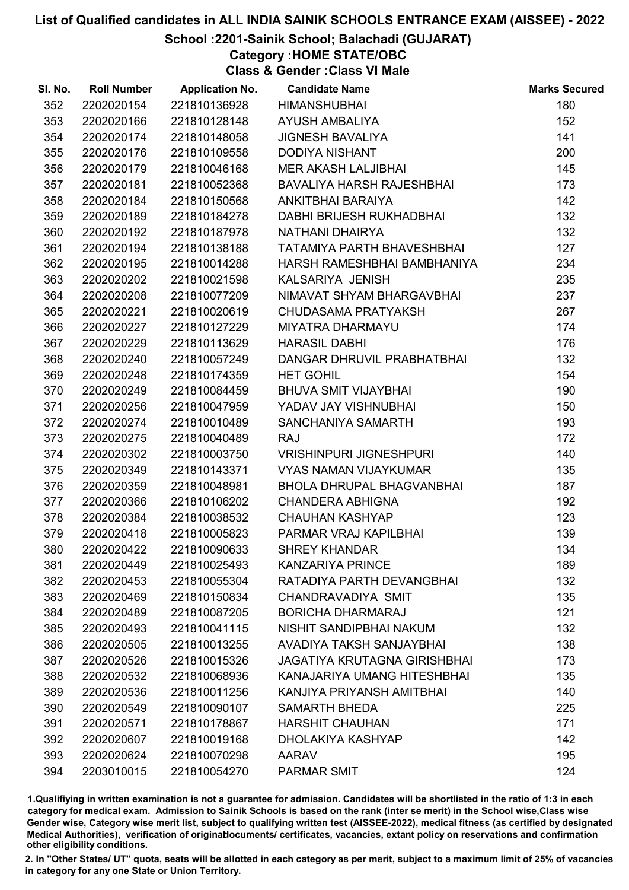# List of Qualified candidates in ALL INDIA SAINIK SCHOOLS ENTRANCE EXAM (AISSEE) - 2022

## School :2201-Sainik School; Balachadi (GUJARAT)

### Category :HOME STATE/OBC

### Class & Gender :Class VI Male

| Sl. No. | Roll Number | Application No. | Candidate Name | Marks Secured |
|---|---|---|---|---|
| 352 | 2202020154 | 221810136928 | HIMANSHUBHAI | 180 |
| 353 | 2202020166 | 221810128148 | AYUSH AMBALIYA | 152 |
| 354 | 2202020174 | 221810148058 | JIGNESH BAVALIYA | 141 |
| 355 | 2202020176 | 221810109558 | DODIYA NISHANT | 200 |
| 356 | 2202020179 | 221810046168 | MER AKASH LALJIBHAI | 145 |
| 357 | 2202020181 | 221810052368 | BAVALIYA HARSH RAJESHBHAI | 173 |
| 358 | 2202020184 | 221810150568 | ANKITBHAI BARAIYA | 142 |
| 359 | 2202020189 | 221810184278 | DABHI BRIJESH RUKHADBHAI | 132 |
| 360 | 2202020192 | 221810187978 | NATHANI DHAIRYA | 132 |
| 361 | 2202020194 | 221810138188 | TATAMIYA PARTH BHAVESHBHAI | 127 |
| 362 | 2202020195 | 221810014288 | HARSH RAMESHBHAI BAMBHANIYA | 234 |
| 363 | 2202020202 | 221810021598 | KALSARIYA JENISH | 235 |
| 364 | 2202020208 | 221810077209 | NIMAVAT SHYAM BHARGAVBHAI | 237 |
| 365 | 2202020221 | 221810020619 | CHUDASAMA PRATYAKSH | 267 |
| 366 | 2202020227 | 221810127229 | MIYATRA DHARMAYU | 174 |
| 367 | 2202020229 | 221810113629 | HARASIL DABHI | 176 |
| 368 | 2202020240 | 221810057249 | DANGAR DHRUVIL PRABHATBHAI | 132 |
| 369 | 2202020248 | 221810174359 | HET GOHIL | 154 |
| 370 | 2202020249 | 221810084459 | BHUVA SMIT VIJAYBHAI | 190 |
| 371 | 2202020256 | 221810047959 | YADAV JAY VISHNUBHAI | 150 |
| 372 | 2202020274 | 221810010489 | SANCHANIYA SAMARTH | 193 |
| 373 | 2202020275 | 221810040489 | RAJ | 172 |
| 374 | 2202020302 | 221810003750 | VRISHINPURI JIGNESHPURI | 140 |
| 375 | 2202020349 | 221810143371 | VYAS NAMAN VIJAYKUMAR | 135 |
| 376 | 2202020359 | 221810048981 | BHOLA DHRUPAL BHAGVANBHAI | 187 |
| 377 | 2202020366 | 221810106202 | CHANDERA ABHIGNA | 192 |
| 378 | 2202020384 | 221810038532 | CHAUHAN KASHYAP | 123 |
| 379 | 2202020418 | 221810005823 | PARMAR VRAJ KAPILBHAI | 139 |
| 380 | 2202020422 | 221810090633 | SHREY KHANDAR | 134 |
| 381 | 2202020449 | 221810025493 | KANZARIYA PRINCE | 189 |
| 382 | 2202020453 | 221810055304 | RATADIYA PARTH DEVANGBHAI | 132 |
| 383 | 2202020469 | 221810150834 | CHANDRAVADIYA SMIT | 135 |
| 384 | 2202020489 | 221810087205 | BORICHA DHARMARAJ | 121 |
| 385 | 2202020493 | 221810041115 | NISHIT SANDIPBHAI NAKUM | 132 |
| 386 | 2202020505 | 221810013255 | AVADIYA TAKSH SANJAYBHAI | 138 |
| 387 | 2202020526 | 221810015326 | JAGATIYA KRUTAGNA GIRISHBHAI | 173 |
| 388 | 2202020532 | 221810068936 | KANAJARIYA UMANG HITESHBHAI | 135 |
| 389 | 2202020536 | 221810011256 | KANJIYA PRIYANSH AMITBHAI | 140 |
| 390 | 2202020549 | 221810090107 | SAMARTH BHEDA | 225 |
| 391 | 2202020571 | 221810178867 | HARSHIT CHAUHAN | 171 |
| 392 | 2202020607 | 221810019168 | DHOLAKIYA KASHYAP | 142 |
| 393 | 2202020624 | 221810070298 | AARAV | 195 |
| 394 | 2203010015 | 221810054270 | PARMAR SMIT | 124 |

1.Qualifying in written examination is not a guarantee for admission. Candidates will be shortlisted in the ratio of 1:3 in each category for medical exam. Admission to Sainik Schools is based on the rank (inter se merit) in the School wise,Class wise Gender wise, Category wise merit list, subject to qualifying written test (AISSEE-2022), medical fitness (as certified by designated Medical Authorities), verification of originaldocuments/ certificates, vacancies, extant policy on reservations and confirmation other eligibility conditions.

2. In "Other States/ UT" quota, seats will be allotted in each category as per merit, subject to a maximum limit of 25% of vacancies in category for any one State or Union Territory.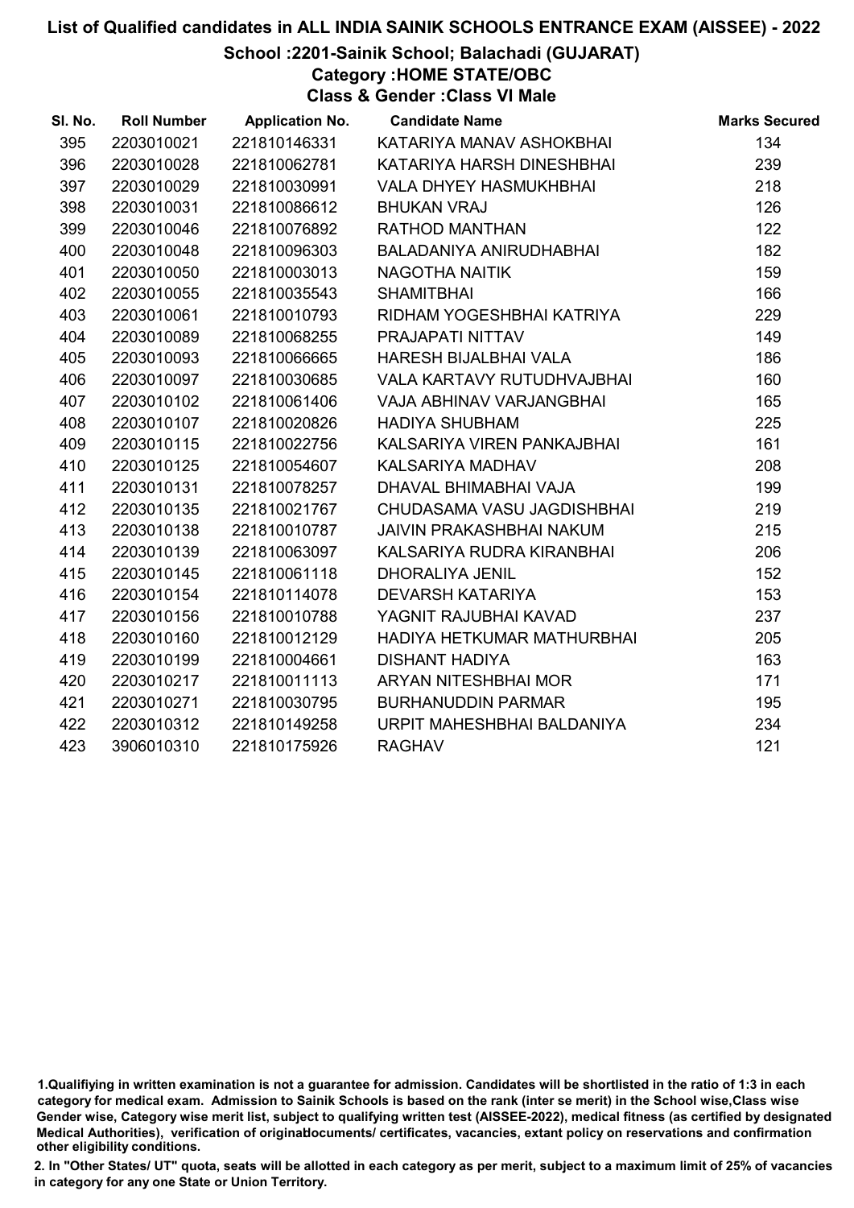# List of Qualified candidates in ALL INDIA SAINIK SCHOOLS ENTRANCE EXAM (AISSEE) - 2022

## School :2201-Sainik School; Balachadi (GUJARAT)

### Category :HOME STATE/OBC

### Class & Gender :Class VI Male

| Sl. No. | Roll Number | Application No. | Candidate Name | Marks Secured |
|---|---|---|---|---|
| 395 | 2203010021 | 221810146331 | KATARIYA MANAV ASHOKBHAI | 134 |
| 396 | 2203010028 | 221810062781 | KATARIYA HARSH DINESHBHAI | 239 |
| 397 | 2203010029 | 221810030991 | VALA DHYEY HASMUKHBHAI | 218 |
| 398 | 2203010031 | 221810086612 | BHUKAN VRAJ | 126 |
| 399 | 2203010046 | 221810076892 | RATHOD MANTHAN | 122 |
| 400 | 2203010048 | 221810096303 | BALADANIYA ANIRUDHABHAI | 182 |
| 401 | 2203010050 | 221810003013 | NAGOTHA NAITIK | 159 |
| 402 | 2203010055 | 221810035543 | SHAMITBHAI | 166 |
| 403 | 2203010061 | 221810010793 | RIDHAM YOGESHBHAI KATRIYA | 229 |
| 404 | 2203010089 | 221810068255 | PRAJAPATI NITTAV | 149 |
| 405 | 2203010093 | 221810066665 | HARESH BIJALBHAI VALA | 186 |
| 406 | 2203010097 | 221810030685 | VALA KARTAVY RUTUDHVAJBHAI | 160 |
| 407 | 2203010102 | 221810061406 | VAJA ABHINAV VARJANGBHAI | 165 |
| 408 | 2203010107 | 221810020826 | HADIYA SHUBHAM | 225 |
| 409 | 2203010115 | 221810022756 | KALSARIYA VIREN PANKAJBHAI | 161 |
| 410 | 2203010125 | 221810054607 | KALSARIYA MADHAV | 208 |
| 411 | 2203010131 | 221810078257 | DHAVAL BHIMABHAI VAJA | 199 |
| 412 | 2203010135 | 221810021767 | CHUDASAMA VASU JAGDISHBHAI | 219 |
| 413 | 2203010138 | 221810010787 | JAIVIN PRAKASHBHAI NAKUM | 215 |
| 414 | 2203010139 | 221810063097 | KALSARIYA RUDRA KIRANBHAI | 206 |
| 415 | 2203010145 | 221810061118 | DHORALIYA JENIL | 152 |
| 416 | 2203010154 | 221810114078 | DEVARSH KATARIYA | 153 |
| 417 | 2203010156 | 221810010788 | YAGNIT RAJUBHAI KAVAD | 237 |
| 418 | 2203010160 | 221810012129 | HADIYA HETKUMAR MATHURBHAI | 205 |
| 419 | 2203010199 | 221810004661 | DISHANT HADIYA | 163 |
| 420 | 2203010217 | 221810011113 | ARYAN NITESHBHAI MOR | 171 |
| 421 | 2203010271 | 221810030795 | BURHANUDDIN PARMAR | 195 |
| 422 | 2203010312 | 221810149258 | URPIT MAHESHBHAI BALDANIYA | 234 |
| 423 | 3906010310 | 221810175926 | RAGHAV | 121 |

1.Qualifiying in written examination is not a guarantee for admission. Candidates will be shortlisted in the ratio of 1:3 in each category for medical exam. Admission to Sainik Schools is based on the rank (inter se merit) in the School wise,Class wise Gender wise, Category wise merit list, subject to qualifying written test (AISSEE-2022), medical fitness (as certified by designated Medical Authorities), verification of originaldocuments/ certificates, vacancies, extant policy on reservations and confirmation other eligibility conditions.

2. In "Other States/ UT" quota, seats will be allotted in each category as per merit, subject to a maximum limit of 25% of vacancies in category for any one State or Union Territory.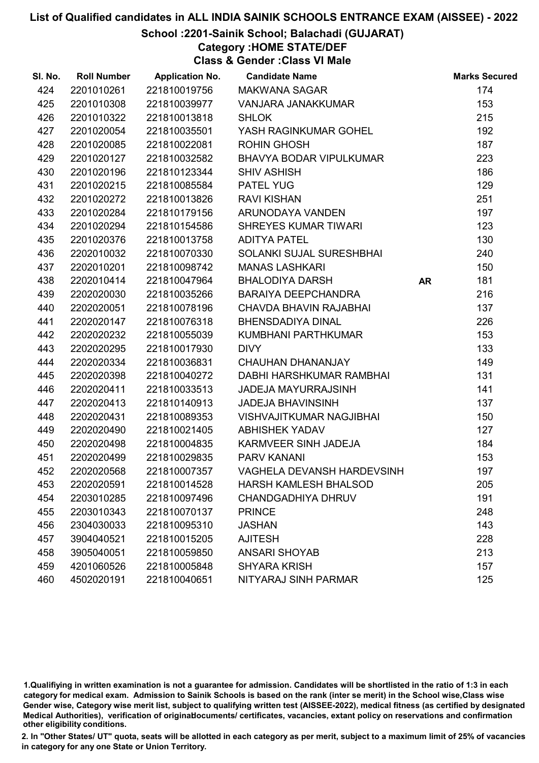# List of Qualified candidates in ALL INDIA SAINIK SCHOOLS ENTRANCE EXAM (AISSEE) - 2022

## School :2201-Sainik School; Balachadi (GUJARAT)

### Category :HOME STATE/DEF

### Class & Gender :Class VI Male

| Sl. No. | Roll Number | Application No. | Candidate Name | | Marks Secured |
|---|---|---|---|---|---|
| 424 | 2201010261 | 221810019756 | MAKWANA SAGAR | | 174 |
| 425 | 2201010308 | 221810039977 | VANJARA JANAKKUMAR | | 153 |
| 426 | 2201010322 | 221810013818 | SHLOK | | 215 |
| 427 | 2201020054 | 221810035501 | YASH RAGINKUMAR GOHEL | | 192 |
| 428 | 2201020085 | 221810022081 | ROHIN GHOSH | | 187 |
| 429 | 2201020127 | 221810032582 | BHAVYA BODAR VIPULKUMAR | | 223 |
| 430 | 2201020196 | 221810123344 | SHIV ASHISH | | 186 |
| 431 | 2201020215 | 221810085584 | PATEL YUG | | 129 |
| 432 | 2201020272 | 221810013826 | RAVI KISHAN | | 251 |
| 433 | 2201020284 | 221810179156 | ARUNODAYA VANDEN | | 197 |
| 434 | 2201020294 | 221810154586 | SHREYES KUMAR TIWARI | | 123 |
| 435 | 2201020376 | 221810013758 | ADITYA PATEL | | 130 |
| 436 | 2202010032 | 221810070330 | SOLANKI SUJAL SURESHBHAI | | 240 |
| 437 | 2202010201 | 221810098742 | MANAS LASHKARI | | 150 |
| 438 | 2202010414 | 221810047964 | BHALODIYA DARSH | **AR** | 181 |
| 439 | 2202020030 | 221810035266 | BARAIYA DEEPCHANDRA | | 216 |
| 440 | 2202020051 | 221810078196 | CHAVDA BHAVIN RAJABHAI | | 137 |
| 441 | 2202020147 | 221810076318 | BHENSDADIYA DINAL | | 226 |
| 442 | 2202020232 | 221810055039 | KUMBHANI PARTHKUMAR | | 153 |
| 443 | 2202020295 | 221810017930 | DIVY | | 133 |
| 444 | 2202020334 | 221810036831 | CHAUHAN DHANANJAY | | 149 |
| 445 | 2202020398 | 221810040272 | DABHI HARSHKUMAR RAMBHAI | | 131 |
| 446 | 2202020411 | 221810033513 | JADEJA MAYURRAJSINH | | 141 |
| 447 | 2202020413 | 221810140913 | JADEJA BHAVINSINH | | 137 |
| 448 | 2202020431 | 221810089353 | VISHVAJITKUMAR NAGJIBHAI | | 150 |
| 449 | 2202020490 | 221810021405 | ABHISHEK YADAV | | 127 |
| 450 | 2202020498 | 221810004835 | KARMVEER SINH JADEJA | | 184 |
| 451 | 2202020499 | 221810029835 | PARV KANANI | | 153 |
| 452 | 2202020568 | 221810007357 | VAGHELA DEVANSH HARDEVSINH | | 197 |
| 453 | 2202020591 | 221810014528 | HARSH KAMLESH BHALSOD | | 205 |
| 454 | 2203010285 | 221810097496 | CHANDGADHIYA DHRUV | | 191 |
| 455 | 2203010343 | 221810070137 | PRINCE | | 248 |
| 456 | 2304030033 | 221810095310 | JASHAN | | 143 |
| 457 | 3904040521 | 221810015205 | AJITESH | | 228 |
| 458 | 3905040051 | 221810059850 | ANSARI SHOYAB | | 213 |
| 459 | 4201060526 | 221810005848 | SHYARA KRISH | | 157 |
| 460 | 4502020191 | 221810040651 | NITYARAJ SINH PARMAR | | 125 |

1.Qualifiying in written examination is not a guarantee for admission. Candidates will be shortlisted in the ratio of 1:3 in each category for medical exam. Admission to Sainik Schools is based on the rank (inter se merit) in the School wise,Class wise Gender wise, Category wise merit list, subject to qualifying written test (AISSEE-2022), medical fitness (as certified by designated Medical Authorities), verification of originaldocuments/ certificates, vacancies, extant policy on reservations and confirmation other eligibility conditions.

2. In "Other States/ UT" quota, seats will be allotted in each category as per merit, subject to a maximum limit of 25% of vacancies in category for any one State or Union Territory.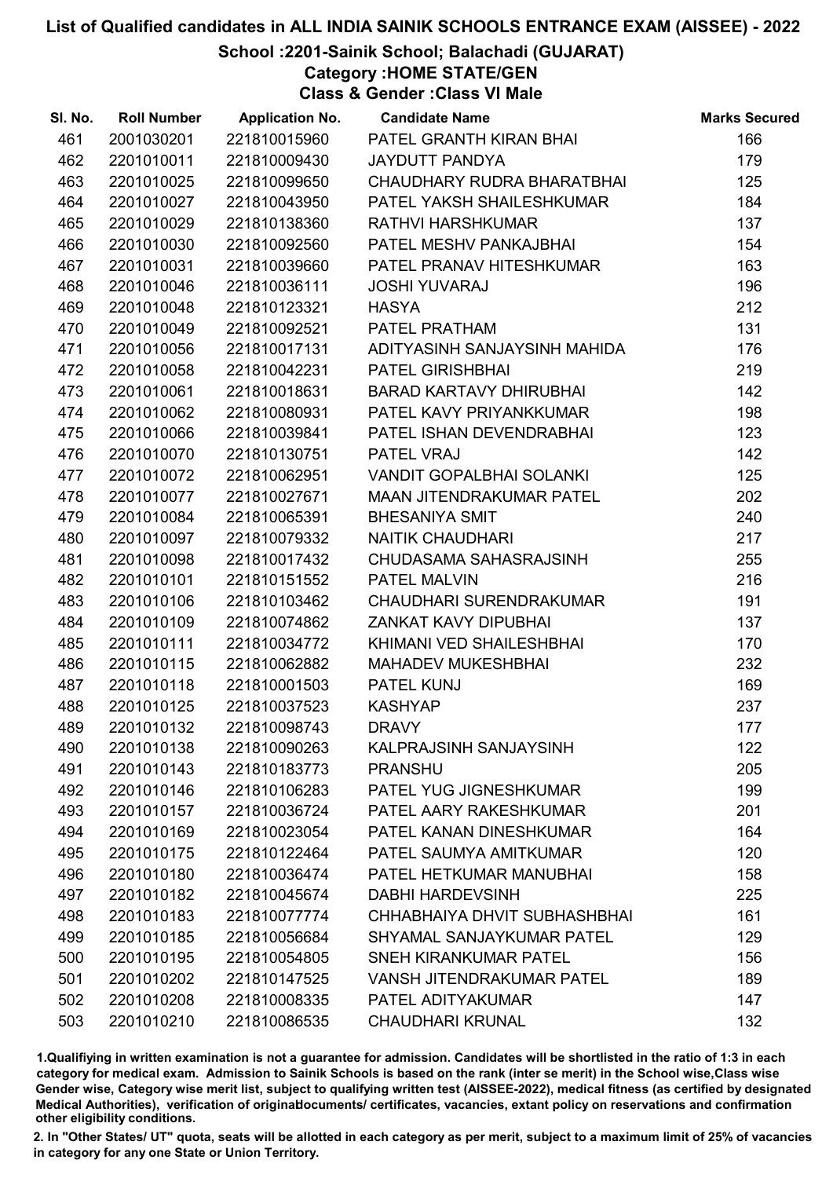# List of Qualified candidates in ALL INDIA SAINIK SCHOOLS ENTRANCE EXAM (AISSEE) - 2022

## School :2201-Sainik School; Balachadi (GUJARAT)

### Category :HOME STATE/GEN

### Class & Gender :Class VI Male

| Sl. No. | Roll Number | Application No. | Candidate Name | Marks Secured |
|---|---|---|---|---|
| 461 | 2001030201 | 221810015960 | PATEL GRANTH KIRAN BHAI | 166 |
| 462 | 2201010011 | 221810009430 | JAYDUTT PANDYA | 179 |
| 463 | 2201010025 | 221810099650 | CHAUDHARY RUDRA BHARATBHAI | 125 |
| 464 | 2201010027 | 221810043950 | PATEL YAKSH SHAILESHKUMAR | 184 |
| 465 | 2201010029 | 221810138360 | RATHVI HARSHKUMAR | 137 |
| 466 | 2201010030 | 221810092560 | PATEL MESHV PANKAJBHAI | 154 |
| 467 | 2201010031 | 221810039660 | PATEL PRANAV HITESHKUMAR | 163 |
| 468 | 2201010046 | 221810036111 | JOSHI YUVARAJ | 196 |
| 469 | 2201010048 | 221810123321 | HASYA | 212 |
| 470 | 2201010049 | 221810092521 | PATEL PRATHAM | 131 |
| 471 | 2201010056 | 221810017131 | ADITYASINH SANJAYSINH MAHIDA | 176 |
| 472 | 2201010058 | 221810042231 | PATEL GIRISHBHAI | 219 |
| 473 | 2201010061 | 221810018631 | BARAD KARTAVY DHIRUBHAI | 142 |
| 474 | 2201010062 | 221810080931 | PATEL KAVY PRIYANKKUMAR | 198 |
| 475 | 2201010066 | 221810039841 | PATEL ISHAN DEVENDRABHAI | 123 |
| 476 | 2201010070 | 221810130751 | PATEL VRAJ | 142 |
| 477 | 2201010072 | 221810062951 | VANDIT GOPALBHAI SOLANKI | 125 |
| 478 | 2201010077 | 221810027671 | MAAN JITENDRAKUMAR PATEL | 202 |
| 479 | 2201010084 | 221810065391 | BHESANIYA SMIT | 240 |
| 480 | 2201010097 | 221810079332 | NAITIK CHAUDHARI | 217 |
| 481 | 2201010098 | 221810017432 | CHUDASAMA SAHASRAJSINH | 255 |
| 482 | 2201010101 | 221810151552 | PATEL MALVIN | 216 |
| 483 | 2201010106 | 221810103462 | CHAUDHARI SURENDRAKUMAR | 191 |
| 484 | 2201010109 | 221810074862 | ZANKAT KAVY DIPUBHAI | 137 |
| 485 | 2201010111 | 221810034772 | KHIMANI VED SHAILESHBHAI | 170 |
| 486 | 2201010115 | 221810062882 | MAHADEV MUKESHBHAI | 232 |
| 487 | 2201010118 | 221810001503 | PATEL KUNJ | 169 |
| 488 | 2201010125 | 221810037523 | KASHYAP | 237 |
| 489 | 2201010132 | 221810098743 | DRAVY | 177 |
| 490 | 2201010138 | 221810090263 | KALPRAJSINH SANJAYSINH | 122 |
| 491 | 2201010143 | 221810183773 | PRANSHU | 205 |
| 492 | 2201010146 | 221810106283 | PATEL YUG JIGNESHKUMAR | 199 |
| 493 | 2201010157 | 221810036724 | PATEL AARY RAKESHKUMAR | 201 |
| 494 | 2201010169 | 221810023054 | PATEL KANAN DINESHKUMAR | 164 |
| 495 | 2201010175 | 221810122464 | PATEL SAUMYA AMITKUMAR | 120 |
| 496 | 2201010180 | 221810036474 | PATEL HETKUMAR MANUBHAI | 158 |
| 497 | 2201010182 | 221810045674 | DABHI HARDEVSINH | 225 |
| 498 | 2201010183 | 221810077774 | CHHABHAIYA DHVIT SUBHASHBHAI | 161 |
| 499 | 2201010185 | 221810056684 | SHYAMAL SANJAYKUMAR PATEL | 129 |
| 500 | 2201010195 | 221810054805 | SNEH KIRANKUMAR PATEL | 156 |
| 501 | 2201010202 | 221810147525 | VANSH JITENDRAKUMAR PATEL | 189 |
| 502 | 2201010208 | 221810008335 | PATEL ADITYAKUMAR | 147 |
| 503 | 2201010210 | 221810086535 | CHAUDHARI KRUNAL | 132 |

1.Qualifiying in written examination is not a guarantee for admission. Candidates will be shortlisted in the ratio of 1:3 in each category for medical exam. Admission to Sainik Schools is based on the rank (inter se merit) in the School wise,Class wise Gender wise, Category wise merit list, subject to qualifying written test (AISSEE-2022), medical fitness (as certified by designated Medical Authorities), verification of originaldocuments/ certificates, vacancies, extant policy on reservations and confirmation other eligibility conditions.

2. In "Other States/ UT" quota, seats will be allotted in each category as per merit, subject to a maximum limit of 25% of vacancies in category for any one State or Union Territory.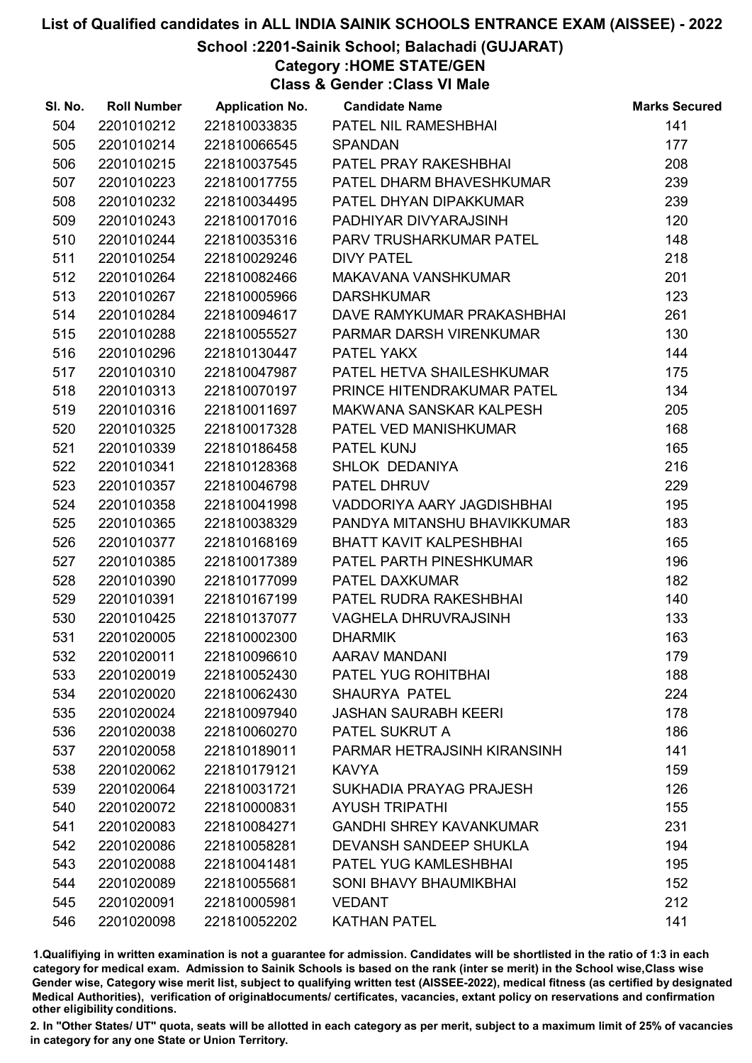# List of Qualified candidates in ALL INDIA SAINIK SCHOOLS ENTRANCE EXAM (AISSEE) - 2022

## School :2201-Sainik School; Balachadi (GUJARAT)

### Category :HOME STATE/GEN

### Class & Gender :Class VI Male

| Sl. No. | Roll Number | Application No. | Candidate Name | Marks Secured |
|---|---|---|---|---|
| 504 | 2201010212 | 221810033835 | PATEL NIL RAMESHBHAI | 141 |
| 505 | 2201010214 | 221810066545 | SPANDAN | 177 |
| 506 | 2201010215 | 221810037545 | PATEL PRAY RAKESHBHAI | 208 |
| 507 | 2201010223 | 221810017755 | PATEL DHARM BHAVESHKUMAR | 239 |
| 508 | 2201010232 | 221810034495 | PATEL DHYAN DIPAKKUMAR | 239 |
| 509 | 2201010243 | 221810017016 | PADHIYAR DIVYARAJSINH | 120 |
| 510 | 2201010244 | 221810035316 | PARV TRUSHARKUMAR PATEL | 148 |
| 511 | 2201010254 | 221810029246 | DIVY PATEL | 218 |
| 512 | 2201010264 | 221810082466 | MAKAVANA VANSHKUMAR | 201 |
| 513 | 2201010267 | 221810005966 | DARSHKUMAR | 123 |
| 514 | 2201010284 | 221810094617 | DAVE RAMYKUMAR PRAKASHBHAI | 261 |
| 515 | 2201010288 | 221810055527 | PARMAR DARSH VIRENKUMAR | 130 |
| 516 | 2201010296 | 221810130447 | PATEL YAKX | 144 |
| 517 | 2201010310 | 221810047987 | PATEL HETVA SHAILESHKUMAR | 175 |
| 518 | 2201010313 | 221810070197 | PRINCE HITENDRAKUMAR PATEL | 134 |
| 519 | 2201010316 | 221810011697 | MAKWANA SANSKAR KALPESH | 205 |
| 520 | 2201010325 | 221810017328 | PATEL VED MANISHKUMAR | 168 |
| 521 | 2201010339 | 221810186458 | PATEL KUNJ | 165 |
| 522 | 2201010341 | 221810128368 | SHLOK DEDANIYA | 216 |
| 523 | 2201010357 | 221810046798 | PATEL DHRUV | 229 |
| 524 | 2201010358 | 221810041998 | VADDORIYA AARY JAGDISHBHAI | 195 |
| 525 | 2201010365 | 221810038329 | PANDYA MITANSHU BHAVIKKUMAR | 183 |
| 526 | 2201010377 | 221810168169 | BHATT KAVIT KALPESHBHAI | 165 |
| 527 | 2201010385 | 221810017389 | PATEL PARTH PINESHKUMAR | 196 |
| 528 | 2201010390 | 221810177099 | PATEL DAXKUMAR | 182 |
| 529 | 2201010391 | 221810167199 | PATEL RUDRA RAKESHBHAI | 140 |
| 530 | 2201010425 | 221810137077 | VAGHELA DHRUVRAJSINH | 133 |
| 531 | 2201020005 | 221810002300 | DHARMIK | 163 |
| 532 | 2201020011 | 221810096610 | AARAV MANDANI | 179 |
| 533 | 2201020019 | 221810052430 | PATEL YUG ROHITBHAI | 188 |
| 534 | 2201020020 | 221810062430 | SHAURYA PATEL | 224 |
| 535 | 2201020024 | 221810097940 | JASHAN SAURABH KEERI | 178 |
| 536 | 2201020038 | 221810060270 | PATEL SUKRUT A | 186 |
| 537 | 2201020058 | 221810189011 | PARMAR HETRAJSINH KIRANSINH | 141 |
| 538 | 2201020062 | 221810179121 | KAVYA | 159 |
| 539 | 2201020064 | 221810031721 | SUKHADIA PRAYAG PRAJESH | 126 |
| 540 | 2201020072 | 221810000831 | AYUSH TRIPATHI | 155 |
| 541 | 2201020083 | 221810084271 | GANDHI SHREY KAVANKUMAR | 231 |
| 542 | 2201020086 | 221810058281 | DEVANSH SANDEEP SHUKLA | 194 |
| 543 | 2201020088 | 221810041481 | PATEL YUG KAMLESHBHAI | 195 |
| 544 | 2201020089 | 221810055681 | SONI BHAVY BHAUMIKBHAI | 152 |
| 545 | 2201020091 | 221810005981 | VEDANT | 212 |
| 546 | 2201020098 | 221810052202 | KATHAN PATEL | 141 |

1.Qualifiying in written examination is not a guarantee for admission. Candidates will be shortlisted in the ratio of 1:3 in each category for medical exam. Admission to Sainik Schools is based on the rank (inter se merit) in the School wise,Class wise Gender wise, Category wise merit list, subject to qualifying written test (AISSEE-2022), medical fitness (as certified by designated Medical Authorities), verification of originaldocuments/ certificates, vacancies, extant policy on reservations and confirmation other eligibility conditions.

2. In "Other States/ UT" quota, seats will be allotted in each category as per merit, subject to a maximum limit of 25% of vacancies in category for any one State or Union Territory.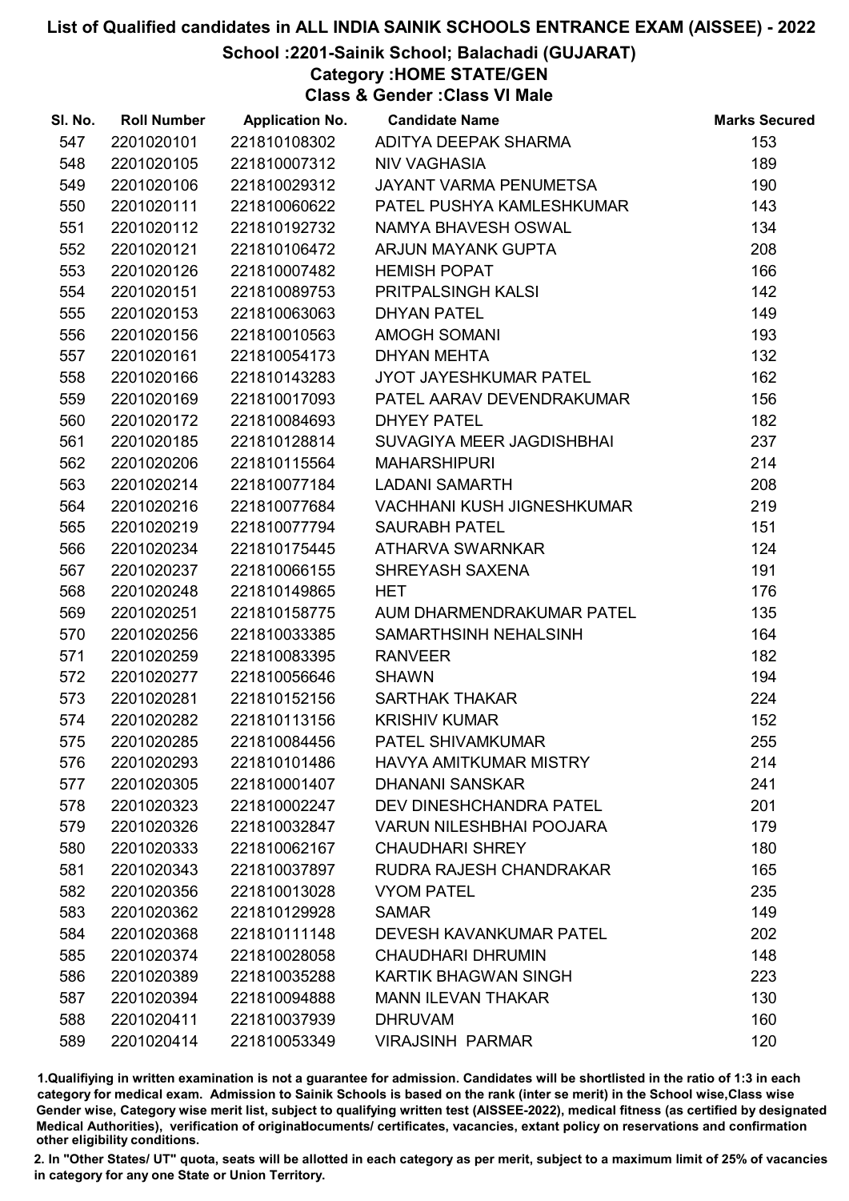# List of Qualified candidates in ALL INDIA SAINIK SCHOOLS ENTRANCE EXAM (AISSEE) - 2022

## School :2201-Sainik School; Balachadi (GUJARAT)

### Category :HOME STATE/GEN

### Class & Gender :Class VI Male

| Sl. No. | Roll Number | Application No. | Candidate Name | Marks Secured |
|---|---|---|---|---|
| 547 | 2201020101 | 221810108302 | ADITYA DEEPAK SHARMA | 153 |
| 548 | 2201020105 | 221810007312 | NIV VAGHASIA | 189 |
| 549 | 2201020106 | 221810029312 | JAYANT VARMA PENUMETSA | 190 |
| 550 | 2201020111 | 221810060622 | PATEL PUSHYA KAMLESHKUMAR | 143 |
| 551 | 2201020112 | 221810192732 | NAMYA BHAVESH OSWAL | 134 |
| 552 | 2201020121 | 221810106472 | ARJUN MAYANK GUPTA | 208 |
| 553 | 2201020126 | 221810007482 | HEMISH POPAT | 166 |
| 554 | 2201020151 | 221810089753 | PRITPALSINGH KALSI | 142 |
| 555 | 2201020153 | 221810063063 | DHYAN PATEL | 149 |
| 556 | 2201020156 | 221810010563 | AMOGH SOMANI | 193 |
| 557 | 2201020161 | 221810054173 | DHYAN MEHTA | 132 |
| 558 | 2201020166 | 221810143283 | JYOT JAYESHKUMAR PATEL | 162 |
| 559 | 2201020169 | 221810017093 | PATEL AARAV DEVENDRAKUMAR | 156 |
| 560 | 2201020172 | 221810084693 | DHYEY PATEL | 182 |
| 561 | 2201020185 | 221810128814 | SUVAGIYA MEER JAGDISHBHAI | 237 |
| 562 | 2201020206 | 221810115564 | MAHARSHIPURI | 214 |
| 563 | 2201020214 | 221810077184 | LADANI SAMARTH | 208 |
| 564 | 2201020216 | 221810077684 | VACHHANI KUSH JIGNESHKUMAR | 219 |
| 565 | 2201020219 | 221810077794 | SAURABH PATEL | 151 |
| 566 | 2201020234 | 221810175445 | ATHARVA SWARNKAR | 124 |
| 567 | 2201020237 | 221810066155 | SHREYASH SAXENA | 191 |
| 568 | 2201020248 | 221810149865 | HET | 176 |
| 569 | 2201020251 | 221810158775 | AUM DHARMENDRAKUMAR PATEL | 135 |
| 570 | 2201020256 | 221810033385 | SAMARTHSINH NEHALSINH | 164 |
| 571 | 2201020259 | 221810083395 | RANVEER | 182 |
| 572 | 2201020277 | 221810056646 | SHAWN | 194 |
| 573 | 2201020281 | 221810152156 | SARTHAK THAKAR | 224 |
| 574 | 2201020282 | 221810113156 | KRISHIV KUMAR | 152 |
| 575 | 2201020285 | 221810084456 | PATEL SHIVAMKUMAR | 255 |
| 576 | 2201020293 | 221810101486 | HAVYA AMITKUMAR MISTRY | 214 |
| 577 | 2201020305 | 221810001407 | DHANANI SANSKAR | 241 |
| 578 | 2201020323 | 221810002247 | DEV DINESHCHANDRA PATEL | 201 |
| 579 | 2201020326 | 221810032847 | VARUN NILESHBHAI POOJARA | 179 |
| 580 | 2201020333 | 221810062167 | CHAUDHARI SHREY | 180 |
| 581 | 2201020343 | 221810037897 | RUDRA RAJESH CHANDRAKAR | 165 |
| 582 | 2201020356 | 221810013028 | VYOM PATEL | 235 |
| 583 | 2201020362 | 221810129928 | SAMAR | 149 |
| 584 | 2201020368 | 221810111148 | DEVESH KAVANKUMAR PATEL | 202 |
| 585 | 2201020374 | 221810028058 | CHAUDHARI DHRUMIN | 148 |
| 586 | 2201020389 | 221810035288 | KARTIK BHAGWAN SINGH | 223 |
| 587 | 2201020394 | 221810094888 | MANN ILEVAN THAKAR | 130 |
| 588 | 2201020411 | 221810037939 | DHRUVAM | 160 |
| 589 | 2201020414 | 221810053349 | VIRAJSINH PARMAR | 120 |

1.Qualifying in written examination is not a guarantee for admission. Candidates will be shortlisted in the ratio of 1:3 in each category for medical exam. Admission to Sainik Schools is based on the rank (inter se merit) in the School wise,Class wise Gender wise, Category wise merit list, subject to qualifying written test (AISSEE-2022), medical fitness (as certified by designated Medical Authorities), verification of originaldocuments/ certificates, vacancies, extant policy on reservations and confirmation other eligibility conditions.

2. In "Other States/ UT" quota, seats will be allotted in each category as per merit, subject to a maximum limit of 25% of vacancies in category for any one State or Union Territory.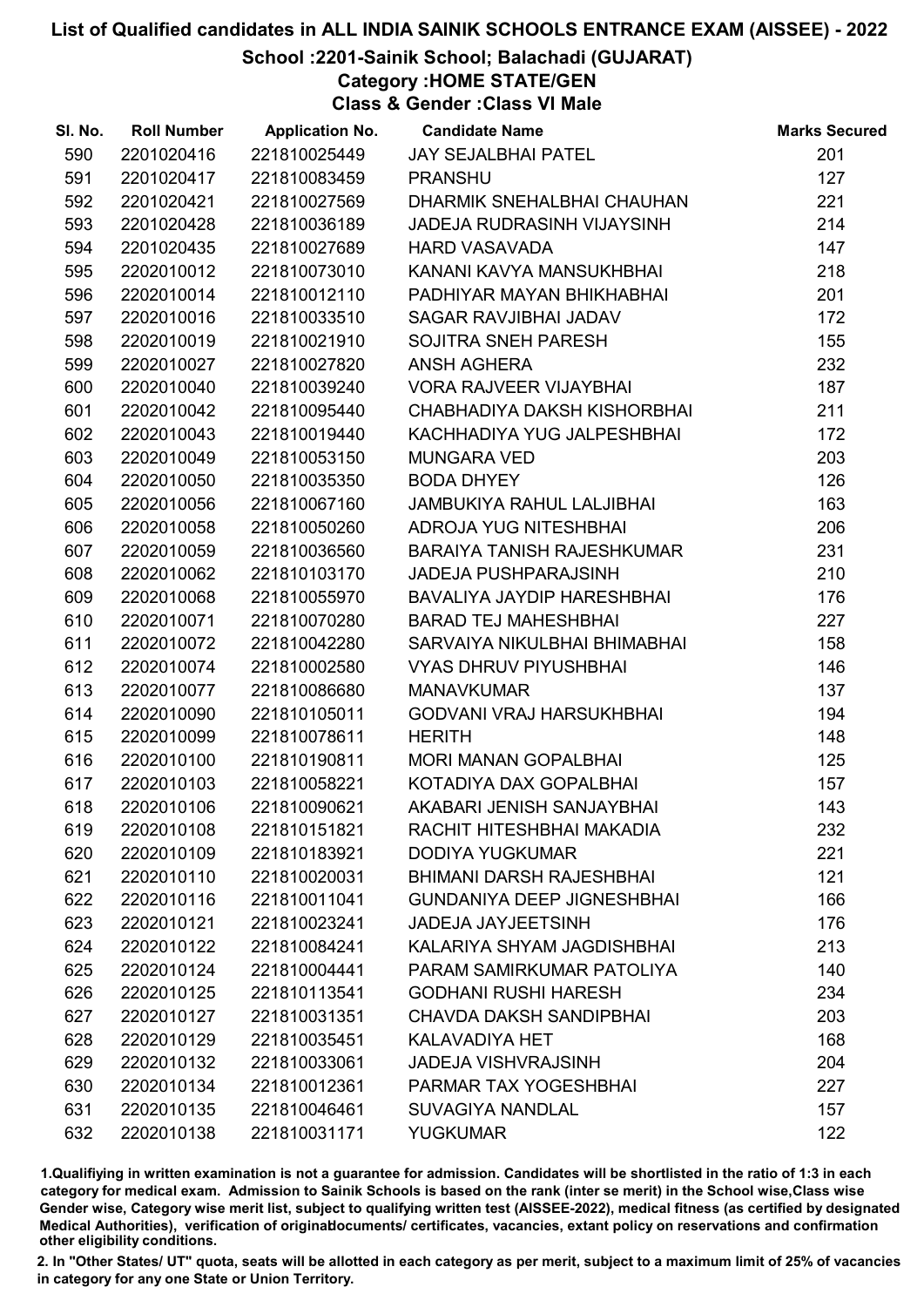# List of Qualified candidates in ALL INDIA SAINIK SCHOOLS ENTRANCE EXAM (AISSEE) - 2022

## School :2201-Sainik School; Balachadi (GUJARAT)

### Category :HOME STATE/GEN

### Class & Gender :Class VI Male

| Sl. No. | Roll Number | Application No. | Candidate Name | Marks Secured |
|---|---|---|---|---|
| 590 | 2201020416 | 221810025449 | JAY SEJALBHAI PATEL | 201 |
| 591 | 2201020417 | 221810083459 | PRANSHU | 127 |
| 592 | 2201020421 | 221810027569 | DHARMIK SNEHALBHAI CHAUHAN | 221 |
| 593 | 2201020428 | 221810036189 | JADEJA RUDRASINH VIJAYSINH | 214 |
| 594 | 2201020435 | 221810027689 | HARD VASAVADA | 147 |
| 595 | 2202010012 | 221810073010 | KANANI KAVYA MANSUKHBHAI | 218 |
| 596 | 2202010014 | 221810012110 | PADHIYAR MAYAN BHIKHABHAI | 201 |
| 597 | 2202010016 | 221810033510 | SAGAR RAVJIBHAI JADAV | 172 |
| 598 | 2202010019 | 221810021910 | SOJITRA SNEH PARESH | 155 |
| 599 | 2202010027 | 221810027820 | ANSH AGHERA | 232 |
| 600 | 2202010040 | 221810039240 | VORA RAJVEER VIJAYBHAI | 187 |
| 601 | 2202010042 | 221810095440 | CHABHADIYA DAKSH KISHORBHAI | 211 |
| 602 | 2202010043 | 221810019440 | KACHHADIYA YUG JALPESHBHAI | 172 |
| 603 | 2202010049 | 221810053150 | MUNGARA VED | 203 |
| 604 | 2202010050 | 221810035350 | BODA DHYEY | 126 |
| 605 | 2202010056 | 221810067160 | JAMBUKIYA RAHUL LALJIBHAI | 163 |
| 606 | 2202010058 | 221810050260 | ADROJA YUG NITESHBHAI | 206 |
| 607 | 2202010059 | 221810036560 | BARAIYA TANISH RAJESHKUMAR | 231 |
| 608 | 2202010062 | 221810103170 | JADEJA PUSHPARAJSINH | 210 |
| 609 | 2202010068 | 221810055970 | BAVALIYA JAYDIP HARESHBHAI | 176 |
| 610 | 2202010071 | 221810070280 | BARAD TEJ MAHESHBHAI | 227 |
| 611 | 2202010072 | 221810042280 | SARVAIYA NIKULBHAI BHIMABHAI | 158 |
| 612 | 2202010074 | 221810002580 | VYAS DHRUV PIYUSHBHAI | 146 |
| 613 | 2202010077 | 221810086680 | MANAVKUMAR | 137 |
| 614 | 2202010090 | 221810105011 | GODVANI VRAJ HARSUKHBHAI | 194 |
| 615 | 2202010099 | 221810078611 | HERITH | 148 |
| 616 | 2202010100 | 221810190811 | MORI MANAN GOPALBHAI | 125 |
| 617 | 2202010103 | 221810058221 | KOTADIYA DAX GOPALBHAI | 157 |
| 618 | 2202010106 | 221810090621 | AKABARI JENISH SANJAYBHAI | 143 |
| 619 | 2202010108 | 221810151821 | RACHIT HITESHBHAI MAKADIA | 232 |
| 620 | 2202010109 | 221810183921 | DODIYA YUGKUMAR | 221 |
| 621 | 2202010110 | 221810020031 | BHIMANI DARSH RAJESHBHAI | 121 |
| 622 | 2202010116 | 221810011041 | GUNDANIYA DEEP JIGNESHBHAI | 166 |
| 623 | 2202010121 | 221810023241 | JADEJA JAYJEETSINH | 176 |
| 624 | 2202010122 | 221810084241 | KALARIYA SHYAM JAGDISHBHAI | 213 |
| 625 | 2202010124 | 221810004441 | PARAM SAMIRKUMAR PATOLIYA | 140 |
| 626 | 2202010125 | 221810113541 | GODHANI RUSHI HARESH | 234 |
| 627 | 2202010127 | 221810031351 | CHAVDA DAKSH SANDIPBHAI | 203 |
| 628 | 2202010129 | 221810035451 | KALAVADIYA HET | 168 |
| 629 | 2202010132 | 221810033061 | JADEJA VISHVRAJSINH | 204 |
| 630 | 2202010134 | 221810012361 | PARMAR TAX YOGESHBHAI | 227 |
| 631 | 2202010135 | 221810046461 | SUVAGIYA NANDLAL | 157 |
| 632 | 2202010138 | 221810031171 | YUGKUMAR | 122 |

1.Qualifying in written examination is not a guarantee for admission. Candidates will be shortlisted in the ratio of 1:3 in each category for medical exam. Admission to Sainik Schools is based on the rank (inter se merit) in the School wise,Class wise Gender wise, Category wise merit list, subject to qualifying written test (AISSEE-2022), medical fitness (as certified by designated Medical Authorities), verification of originaldocuments/ certificates, vacancies, extant policy on reservations and confirmation other eligibility conditions.

2. In "Other States/ UT" quota, seats will be allotted in each category as per merit, subject to a maximum limit of 25% of vacancies in category for any one State or Union Territory.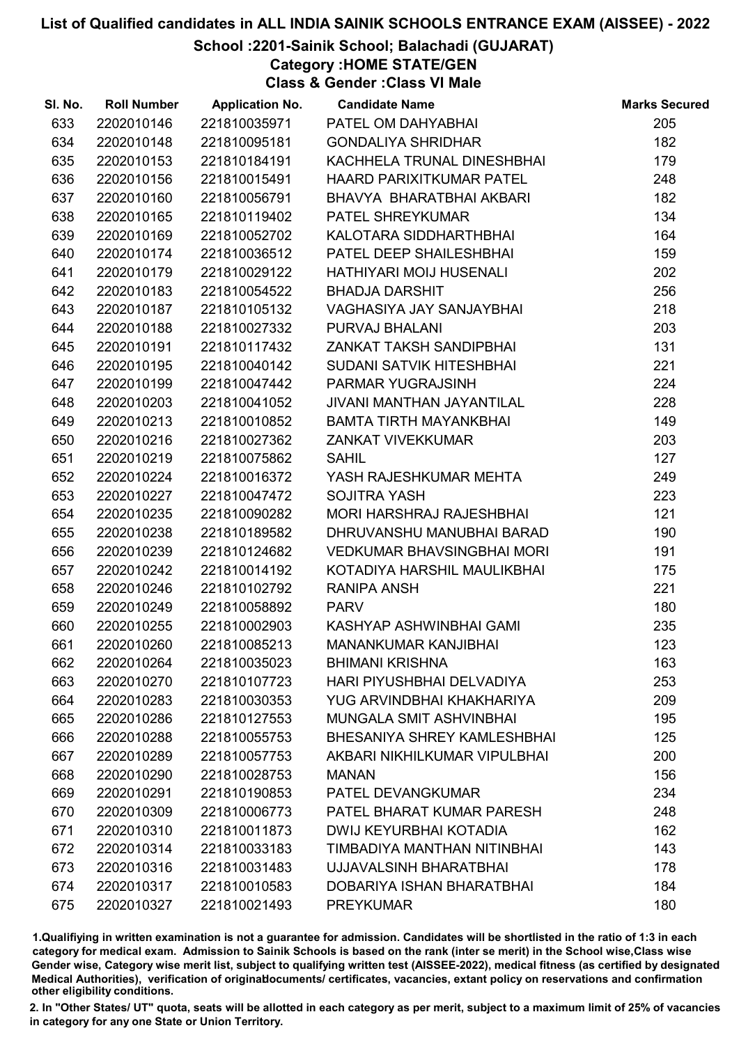# List of Qualified candidates in ALL INDIA SAINIK SCHOOLS ENTRANCE EXAM (AISSEE) - 2022

## School :2201-Sainik School; Balachadi (GUJARAT)

### Category :HOME STATE/GEN

### Class & Gender :Class VI Male

| Sl. No. | Roll Number | Application No. | Candidate Name | Marks Secured |
|---|---|---|---|---|
| 633 | 2202010146 | 221810035971 | PATEL OM DAHYABHAI | 205 |
| 634 | 2202010148 | 221810095181 | GONDALIYA SHRIDHAR | 182 |
| 635 | 2202010153 | 221810184191 | KACHHELA TRUNAL DINESHBHAI | 179 |
| 636 | 2202010156 | 221810015491 | HAARD PARIXITKUMAR PATEL | 248 |
| 637 | 2202010160 | 221810056791 | BHAVYA BHARATBHAI AKBARI | 182 |
| 638 | 2202010165 | 221810119402 | PATEL SHREYKUMAR | 134 |
| 639 | 2202010169 | 221810052702 | KALOTARA SIDDHARTHBHAI | 164 |
| 640 | 2202010174 | 221810036512 | PATEL DEEP SHAILESHBHAI | 159 |
| 641 | 2202010179 | 221810029122 | HATHIYARI MOIJ HUSENALI | 202 |
| 642 | 2202010183 | 221810054522 | BHADJA DARSHIT | 256 |
| 643 | 2202010187 | 221810105132 | VAGHASIYA JAY SANJAYBHAI | 218 |
| 644 | 2202010188 | 221810027332 | PURVAJ BHALANI | 203 |
| 645 | 2202010191 | 221810117432 | ZANKAT TAKSH SANDIPBHAI | 131 |
| 646 | 2202010195 | 221810040142 | SUDANI SATVIK HITESHBHAI | 221 |
| 647 | 2202010199 | 221810047442 | PARMAR YUGRAJSINH | 224 |
| 648 | 2202010203 | 221810041052 | JIVANI MANTHAN JAYANTILAL | 228 |
| 649 | 2202010213 | 221810010852 | BAMTA TIRTH MAYANKBHAI | 149 |
| 650 | 2202010216 | 221810027362 | ZANKAT VIVEKKUMAR | 203 |
| 651 | 2202010219 | 221810075862 | SAHIL | 127 |
| 652 | 2202010224 | 221810016372 | YASH RAJESHKUMAR MEHTA | 249 |
| 653 | 2202010227 | 221810047472 | SOJITRA YASH | 223 |
| 654 | 2202010235 | 221810090282 | MORI HARSHRAJ RAJESHBHAI | 121 |
| 655 | 2202010238 | 221810189582 | DHRUVANSHU MANUBHAI BARAD | 190 |
| 656 | 2202010239 | 221810124682 | VEDKUMAR BHAVSINGBHAI MORI | 191 |
| 657 | 2202010242 | 221810014192 | KOTADIYA HARSHIL MAULIKBHAI | 175 |
| 658 | 2202010246 | 221810102792 | RANIPA ANSH | 221 |
| 659 | 2202010249 | 221810058892 | PARV | 180 |
| 660 | 2202010255 | 221810002903 | KASHYAP ASHWINBHAI GAMI | 235 |
| 661 | 2202010260 | 221810085213 | MANANKUMAR KANJIBHAI | 123 |
| 662 | 2202010264 | 221810035023 | BHIMANI KRISHNA | 163 |
| 663 | 2202010270 | 221810107723 | HARI PIYUSHBHAI DELVADIYA | 253 |
| 664 | 2202010283 | 221810030353 | YUG ARVINDBHAI KHAKHARIYA | 209 |
| 665 | 2202010286 | 221810127553 | MUNGALA SMIT ASHVINBHAI | 195 |
| 666 | 2202010288 | 221810055753 | BHESANIYA SHREY KAMLESHBHAI | 125 |
| 667 | 2202010289 | 221810057753 | AKBARI NIKHILKUMAR VIPULBHAI | 200 |
| 668 | 2202010290 | 221810028753 | MANAN | 156 |
| 669 | 2202010291 | 221810190853 | PATEL DEVANGKUMAR | 234 |
| 670 | 2202010309 | 221810006773 | PATEL BHARAT KUMAR PARESH | 248 |
| 671 | 2202010310 | 221810011873 | DWIJ KEYURBHAI KOTADIA | 162 |
| 672 | 2202010314 | 221810033183 | TIMBADIYA MANTHAN NITINBHAI | 143 |
| 673 | 2202010316 | 221810031483 | UJJAVALSINH BHARATBHAI | 178 |
| 674 | 2202010317 | 221810010583 | DOBARIYA ISHAN BHARATBHAI | 184 |
| 675 | 2202010327 | 221810021493 | PREYKUMAR | 180 |

1.Qualifying in written examination is not a guarantee for admission. Candidates will be shortlisted in the ratio of 1:3 in each category for medical exam. Admission to Sainik Schools is based on the rank (inter se merit) in the School wise,Class wise Gender wise, Category wise merit list, subject to qualifying written test (AISSEE-2022), medical fitness (as certified by designated Medical Authorities), verification of originaldocuments/ certificates, vacancies, extant policy on reservations and confirmation other eligibility conditions.

2. In "Other States/ UT" quota, seats will be allotted in each category as per merit, subject to a maximum limit of 25% of vacancies in category for any one State or Union Territory.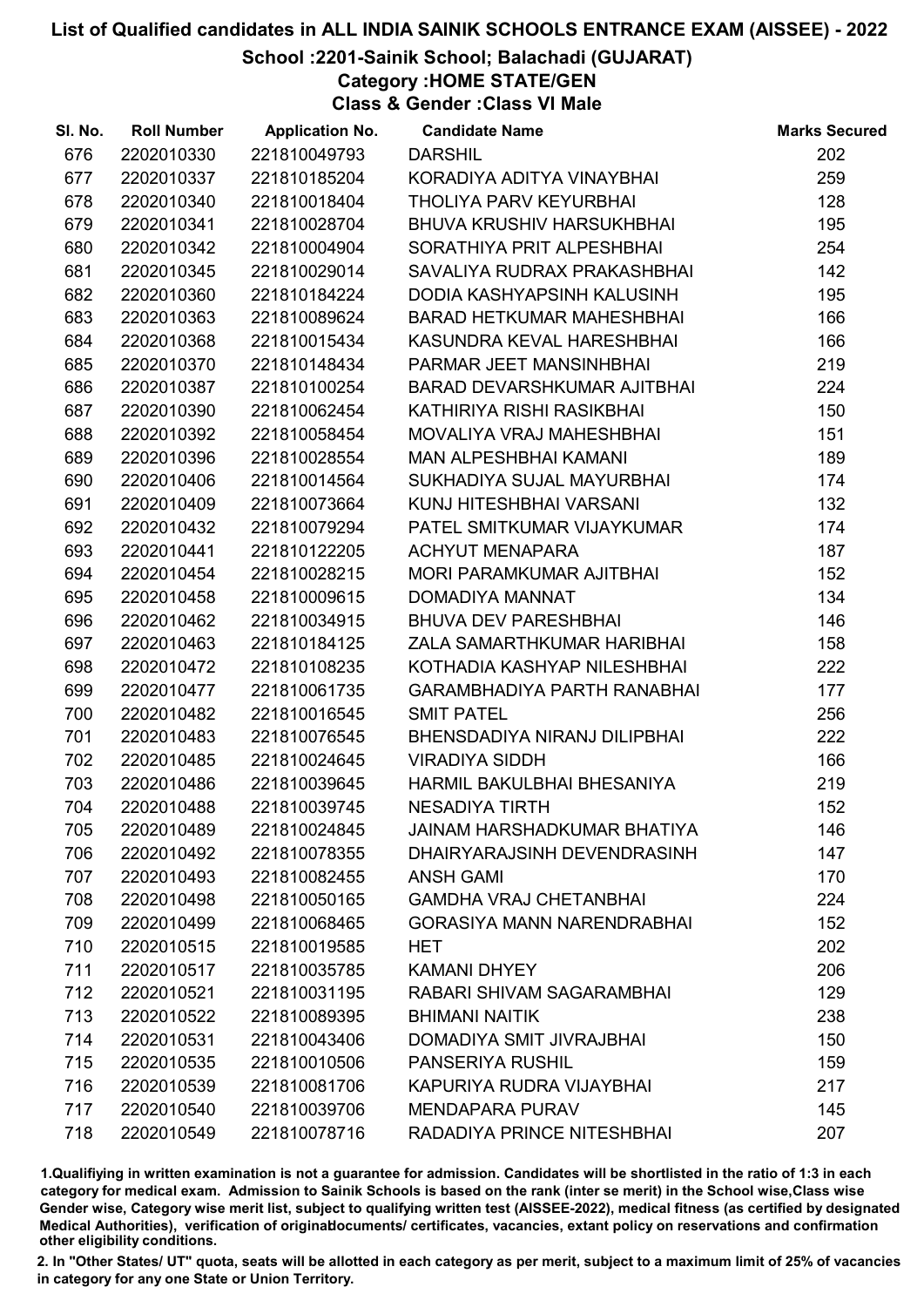# List of Qualified candidates in ALL INDIA SAINIK SCHOOLS ENTRANCE EXAM (AISSEE) - 2022

## School :2201-Sainik School; Balachadi (GUJARAT)

### Category :HOME STATE/GEN

### Class & Gender :Class VI Male

| Sl. No. | Roll Number | Application No. | Candidate Name | Marks Secured |
|---|---|---|---|---|
| 676 | 2202010330 | 221810049793 | DARSHIL | 202 |
| 677 | 2202010337 | 221810185204 | KORADIYA ADITYA VINAYBHAI | 259 |
| 678 | 2202010340 | 221810018404 | THOLIYA PARV KEYURBHAI | 128 |
| 679 | 2202010341 | 221810028704 | BHUVA KRUSHIV HARSUKHBHAI | 195 |
| 680 | 2202010342 | 221810004904 | SORATHIYA PRIT ALPESHBHAI | 254 |
| 681 | 2202010345 | 221810029014 | SAVALIYA RUDRAX PRAKASHBHAI | 142 |
| 682 | 2202010360 | 221810184224 | DODIA KASHYAPSINH KALUSINH | 195 |
| 683 | 2202010363 | 221810089624 | BARAD HETKUMAR MAHESHBHAI | 166 |
| 684 | 2202010368 | 221810015434 | KASUNDRA KEVAL HARESHBHAI | 166 |
| 685 | 2202010370 | 221810148434 | PARMAR JEET MANSINHBHAI | 219 |
| 686 | 2202010387 | 221810100254 | BARAD DEVARSHKUMAR AJITBHAI | 224 |
| 687 | 2202010390 | 221810062454 | KATHIRIYA RISHI RASIKBHAI | 150 |
| 688 | 2202010392 | 221810058454 | MOVALIYA VRAJ MAHESHBHAI | 151 |
| 689 | 2202010396 | 221810028554 | MAN ALPESHBHAI KAMANI | 189 |
| 690 | 2202010406 | 221810014564 | SUKHADIYA SUJAL MAYURBHAI | 174 |
| 691 | 2202010409 | 221810073664 | KUNJ HITESHBHAI VARSANI | 132 |
| 692 | 2202010432 | 221810079294 | PATEL SMITKUMAR VIJAYKUMAR | 174 |
| 693 | 2202010441 | 221810122205 | ACHYUT MENAPARA | 187 |
| 694 | 2202010454 | 221810028215 | MORI PARAMKUMAR AJITBHAI | 152 |
| 695 | 2202010458 | 221810009615 | DOMADIYA MANNAT | 134 |
| 696 | 2202010462 | 221810034915 | BHUVA DEV PARESHBHAI | 146 |
| 697 | 2202010463 | 221810184125 | ZALA SAMARTHKUMAR HARIBHAI | 158 |
| 698 | 2202010472 | 221810108235 | KOTHADIA KASHYAP NILESHBHAI | 222 |
| 699 | 2202010477 | 221810061735 | GARAMBHADIYA PARTH RANABHAI | 177 |
| 700 | 2202010482 | 221810016545 | SMIT PATEL | 256 |
| 701 | 2202010483 | 221810076545 | BHENSDADIYA NIRANJ DILIPBHAI | 222 |
| 702 | 2202010485 | 221810024645 | VIRADIYA SIDDH | 166 |
| 703 | 2202010486 | 221810039645 | HARMIL BAKULBHAI BHESANIYA | 219 |
| 704 | 2202010488 | 221810039745 | NESADIYA TIRTH | 152 |
| 705 | 2202010489 | 221810024845 | JAINAM HARSHADKUMAR BHATIYA | 146 |
| 706 | 2202010492 | 221810078355 | DHAIRYARAJSINH DEVENDRASINH | 147 |
| 707 | 2202010493 | 221810082455 | ANSH GAMI | 170 |
| 708 | 2202010498 | 221810050165 | GAMDHA VRAJ CHETANBHAI | 224 |
| 709 | 2202010499 | 221810068465 | GORASIYA MANN NARENDRABHAI | 152 |
| 710 | 2202010515 | 221810019585 | HET | 202 |
| 711 | 2202010517 | 221810035785 | KAMANI DHYEY | 206 |
| 712 | 2202010521 | 221810031195 | RABARI SHIVAM SAGARAMBHAI | 129 |
| 713 | 2202010522 | 221810089395 | BHIMANI NAITIK | 238 |
| 714 | 2202010531 | 221810043406 | DOMADIYA SMIT JIVRAJBHAI | 150 |
| 715 | 2202010535 | 221810010506 | PANSERIYA RUSHIL | 159 |
| 716 | 2202010539 | 221810081706 | KAPURIYA RUDRA VIJAYBHAI | 217 |
| 717 | 2202010540 | 221810039706 | MENDAPARA PURAV | 145 |
| 718 | 2202010549 | 221810078716 | RADADIYA PRINCE NITESHBHAI | 207 |

1.Qualifiying in written examination is not a guarantee for admission. Candidates will be shortlisted in the ratio of 1:3 in each category for medical exam. Admission to Sainik Schools is based on the rank (inter se merit) in the School wise,Class wise Gender wise, Category wise merit list, subject to qualifying written test (AISSEE-2022), medical fitness (as certified by designated Medical Authorities), verification of originaldocuments/ certificates, vacancies, extant policy on reservations and confirmation other eligibility conditions.

2. In "Other States/ UT" quota, seats will be allotted in each category as per merit, subject to a maximum limit of 25% of vacancies in category for any one State or Union Territory.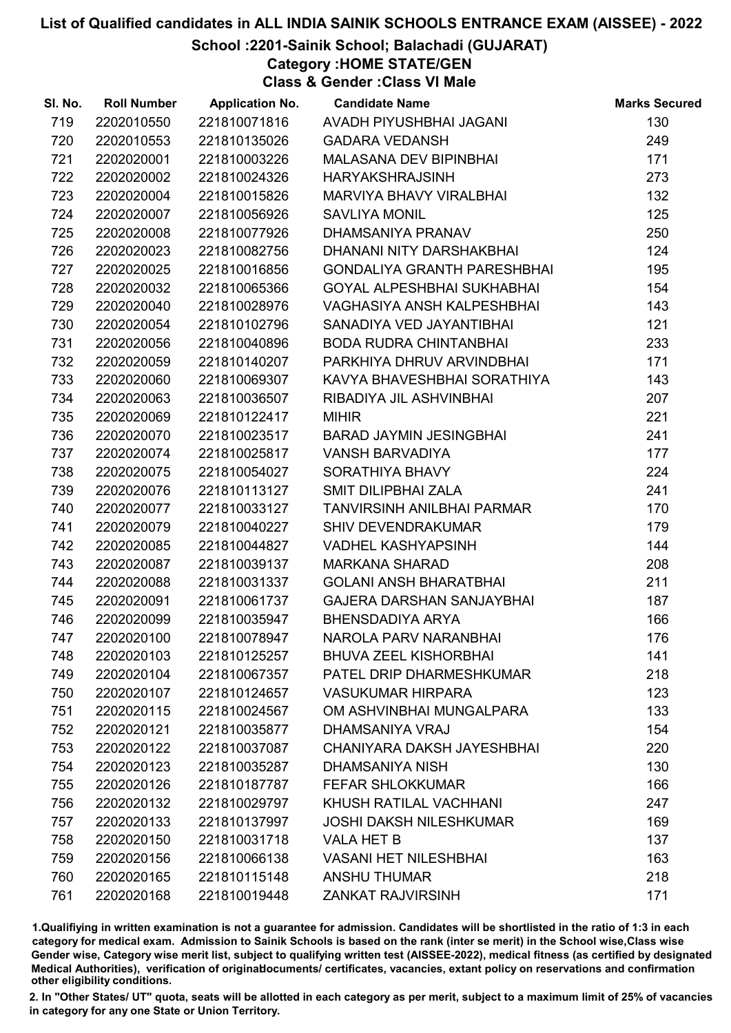# List of Qualified candidates in ALL INDIA SAINIK SCHOOLS ENTRANCE EXAM (AISSEE) - 2022

## School :2201-Sainik School; Balachadi (GUJARAT)

### Category :HOME STATE/GEN

### Class & Gender :Class VI Male

| Sl. No. | Roll Number | Application No. | Candidate Name | Marks Secured |
|---|---|---|---|---|
| 719 | 2202010550 | 221810071816 | AVADH PIYUSHBHAI JAGANI | 130 |
| 720 | 2202010553 | 221810135026 | GADARA VEDANSH | 249 |
| 721 | 2202020001 | 221810003226 | MALASANA DEV BIPINBHAI | 171 |
| 722 | 2202020002 | 221810024326 | HARYAKSHRAJSINH | 273 |
| 723 | 2202020004 | 221810015826 | MARVIYA BHAVY VIRALBHAI | 132 |
| 724 | 2202020007 | 221810056926 | SAVLIYA MONIL | 125 |
| 725 | 2202020008 | 221810077926 | DHAMSANIYA PRANAV | 250 |
| 726 | 2202020023 | 221810082756 | DHANANI NITY DARSHAKBHAI | 124 |
| 727 | 2202020025 | 221810016856 | GONDALIYA GRANTH PARESHBHAI | 195 |
| 728 | 2202020032 | 221810065366 | GOYAL ALPESHBHAI SUKHABHAI | 154 |
| 729 | 2202020040 | 221810028976 | VAGHASIYA ANSH KALPESHBHAI | 143 |
| 730 | 2202020054 | 221810102796 | SANADIYA VED JAYANTIBHAI | 121 |
| 731 | 2202020056 | 221810040896 | BODA RUDRA CHINTANBHAI | 233 |
| 732 | 2202020059 | 221810140207 | PARKHIYA DHRUV ARVINDBHAI | 171 |
| 733 | 2202020060 | 221810069307 | KAVYA BHAVESHBHAI SORATHIYA | 143 |
| 734 | 2202020063 | 221810036507 | RIBADIYA JIL ASHVINBHAI | 207 |
| 735 | 2202020069 | 221810122417 | MIHIR | 221 |
| 736 | 2202020070 | 221810023517 | BARAD JAYMIN JESINGBHAI | 241 |
| 737 | 2202020074 | 221810025817 | VANSH BARVADIYA | 177 |
| 738 | 2202020075 | 221810054027 | SORATHIYA BHAVY | 224 |
| 739 | 2202020076 | 221810113127 | SMIT DILIPBHAI ZALA | 241 |
| 740 | 2202020077 | 221810033127 | TANVIRSINH ANILBHAI PARMAR | 170 |
| 741 | 2202020079 | 221810040227 | SHIV DEVENDRAKUMAR | 179 |
| 742 | 2202020085 | 221810044827 | VADHEL KASHYAPSINH | 144 |
| 743 | 2202020087 | 221810039137 | MARKANA SHARAD | 208 |
| 744 | 2202020088 | 221810031337 | GOLANI ANSH BHARATBHAI | 211 |
| 745 | 2202020091 | 221810061737 | GAJERA DARSHAN SANJAYBHAI | 187 |
| 746 | 2202020099 | 221810035947 | BHENSDADIYA ARYA | 166 |
| 747 | 2202020100 | 221810078947 | NAROLA PARV NARANBHAI | 176 |
| 748 | 2202020103 | 221810125257 | BHUVA ZEEL KISHORBHAI | 141 |
| 749 | 2202020104 | 221810067357 | PATEL DRIP DHARMESHKUMAR | 218 |
| 750 | 2202020107 | 221810124657 | VASUKUMAR HIRPARA | 123 |
| 751 | 2202020115 | 221810024567 | OM ASHVINBHAI MUNGALPARA | 133 |
| 752 | 2202020121 | 221810035877 | DHAMSANIYA VRAJ | 154 |
| 753 | 2202020122 | 221810037087 | CHANIYARA DAKSH JAYESHBHAI | 220 |
| 754 | 2202020123 | 221810035287 | DHAMSANIYA NISH | 130 |
| 755 | 2202020126 | 221810187787 | FEFAR SHLOKKUMAR | 166 |
| 756 | 2202020132 | 221810029797 | KHUSH RATILAL VACHHANI | 247 |
| 757 | 2202020133 | 221810137997 | JOSHI DAKSH NILESHKUMAR | 169 |
| 758 | 2202020150 | 221810031718 | VALA HET B | 137 |
| 759 | 2202020156 | 221810066138 | VASANI HET NILESHBHAI | 163 |
| 760 | 2202020165 | 221810115148 | ANSHU THUMAR | 218 |
| 761 | 2202020168 | 221810019448 | ZANKAT RAJVIRSINH | 171 |

1.Qualifiying in written examination is not a guarantee for admission. Candidates will be shortlisted in the ratio of 1:3 in each category for medical exam. Admission to Sainik Schools is based on the rank (inter se merit) in the School wise,Class wise Gender wise, Category wise merit list, subject to qualifying written test (AISSEE-2022), medical fitness (as certified by designated Medical Authorities), verification of originaldocuments/ certificates, vacancies, extant policy on reservations and confirmation other eligibility conditions.

2. In "Other States/ UT" quota, seats will be allotted in each category as per merit, subject to a maximum limit of 25% of vacancies in category for any one State or Union Territory.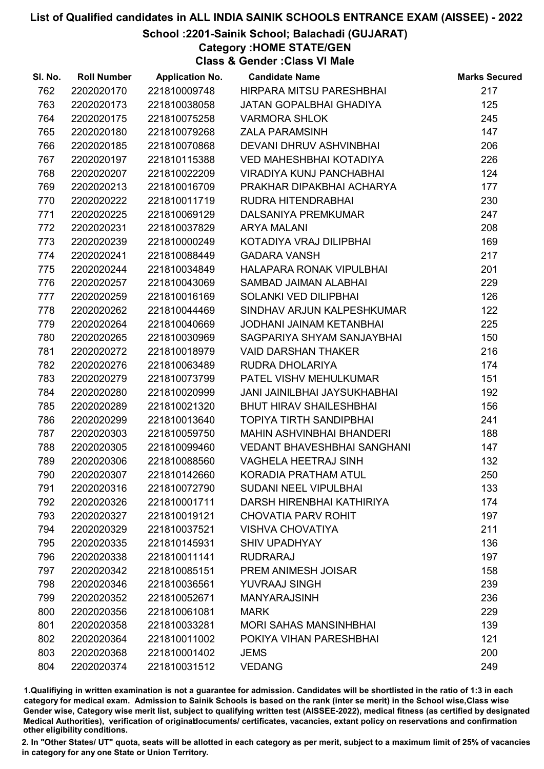# List of Qualified candidates in ALL INDIA SAINIK SCHOOLS ENTRANCE EXAM (AISSEE) - 2022

## School :2201-Sainik School; Balachadi (GUJARAT)

### Category :HOME STATE/GEN

### Class & Gender :Class VI Male

| Sl. No. | Roll Number | Application No. | Candidate Name | Marks Secured |
|---|---|---|---|---|
| 762 | 2202020170 | 221810009748 | HIRPARA MITSU PARESHBHAI | 217 |
| 763 | 2202020173 | 221810038058 | JATAN GOPALBHAI GHADIYA | 125 |
| 764 | 2202020175 | 221810075258 | VARMORA SHLOK | 245 |
| 765 | 2202020180 | 221810079268 | ZALA PARAMSINH | 147 |
| 766 | 2202020185 | 221810070868 | DEVANI DHRUV ASHVINBHAI | 206 |
| 767 | 2202020197 | 221810115388 | VED MAHESHBHAI KOTADIYA | 226 |
| 768 | 2202020207 | 221810022209 | VIRADIYA KUNJ PANCHABHAI | 124 |
| 769 | 2202020213 | 221810016709 | PRAKHAR DIPAKBHAI ACHARYA | 177 |
| 770 | 2202020222 | 221810011719 | RUDRA HITENDRABHAI | 230 |
| 771 | 2202020225 | 221810069129 | DALSANIYA PREMKUMAR | 247 |
| 772 | 2202020231 | 221810037829 | ARYA MALANI | 208 |
| 773 | 2202020239 | 221810000249 | KOTADIYA VRAJ DILIPBHAI | 169 |
| 774 | 2202020241 | 221810088449 | GADARA VANSH | 217 |
| 775 | 2202020244 | 221810034849 | HALAPARA RONAK VIPULBHAI | 201 |
| 776 | 2202020257 | 221810043069 | SAMBAD JAIMAN ALABHAI | 229 |
| 777 | 2202020259 | 221810016169 | SOLANKI VED DILIPBHAI | 126 |
| 778 | 2202020262 | 221810044469 | SINDHAV ARJUN KALPESHKUMAR | 122 |
| 779 | 2202020264 | 221810040669 | JODHANI JAINAM KETANBHAI | 225 |
| 780 | 2202020265 | 221810030969 | SAGPARIYA SHYAM SANJAYBHAI | 150 |
| 781 | 2202020272 | 221810018979 | VAID DARSHAN THAKER | 216 |
| 782 | 2202020276 | 221810063489 | RUDRA DHOLARIYA | 174 |
| 783 | 2202020279 | 221810073799 | PATEL VISHV MEHULKUMAR | 151 |
| 784 | 2202020280 | 221810020999 | JANI JAINILBHAI JAYSUKHABHAI | 192 |
| 785 | 2202020289 | 221810021320 | BHUT HIRAV SHAILESHBHAI | 156 |
| 786 | 2202020299 | 221810013640 | TOPIYA TIRTH SANDIPBHAI | 241 |
| 787 | 2202020303 | 221810059750 | MAHIN ASHVINBHAI BHANDERI | 188 |
| 788 | 2202020305 | 221810099460 | VEDANT BHAVESHBHAI SANGHANI | 147 |
| 789 | 2202020306 | 221810088560 | VAGHELA HEETRAJ SINH | 132 |
| 790 | 2202020307 | 221810142660 | KORADIA PRATHAM ATUL | 250 |
| 791 | 2202020316 | 221810072790 | SUDANI NEEL VIPULBHAI | 133 |
| 792 | 2202020326 | 221810001711 | DARSH HIRENBHAI KATHIRIYA | 174 |
| 793 | 2202020327 | 221810019121 | CHOVATIA PARV ROHIT | 197 |
| 794 | 2202020329 | 221810037521 | VISHVA CHOVATIYA | 211 |
| 795 | 2202020335 | 221810145931 | SHIV UPADHYAY | 136 |
| 796 | 2202020338 | 221810011141 | RUDRARAJ | 197 |
| 797 | 2202020342 | 221810085151 | PREM ANIMESH JOISAR | 158 |
| 798 | 2202020346 | 221810036561 | YUVRAAJ SINGH | 239 |
| 799 | 2202020352 | 221810052671 | MANYARAJSINH | 236 |
| 800 | 2202020356 | 221810061081 | MARK | 229 |
| 801 | 2202020358 | 221810033281 | MORI SAHAS MANSINHBHAI | 139 |
| 802 | 2202020364 | 221810011002 | POKIYA VIHAN PARESHBHAI | 121 |
| 803 | 2202020368 | 221810001402 | JEMS | 200 |
| 804 | 2202020374 | 221810031512 | VEDANG | 249 |

1.Qualifiying in written examination is not a guarantee for admission. Candidates will be shortlisted in the ratio of 1:3 in each category for medical exam. Admission to Sainik Schools is based on the rank (inter se merit) in the School wise,Class wise Gender wise, Category wise merit list, subject to qualifying written test (AISSEE-2022), medical fitness (as certified by designated Medical Authorities), verification of originaldocuments/ certificates, vacancies, extant policy on reservations and confirmation other eligibility conditions.

2. In "Other States/ UT" quota, seats will be allotted in each category as per merit, subject to a maximum limit of 25% of vacancies in category for any one State or Union Territory.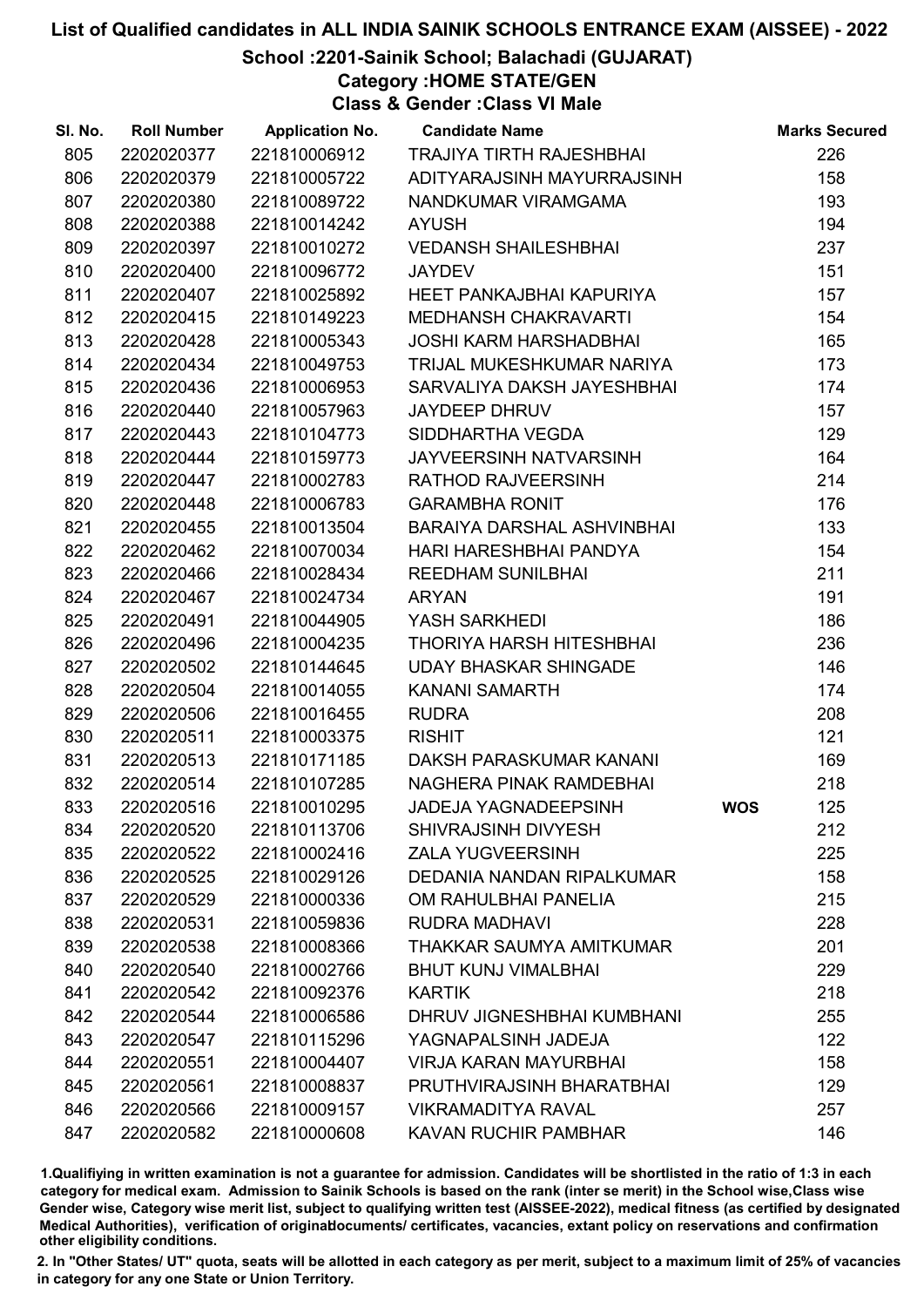# List of Qualified candidates in ALL INDIA SAINIK SCHOOLS ENTRANCE EXAM (AISSEE) - 2022

## School :2201-Sainik School; Balachadi (GUJARAT)

### Category :HOME STATE/GEN

### Class & Gender :Class VI Male

| Sl. No. | Roll Number | Application No. | Candidate Name | | Marks Secured |
|---|---|---|---|---|---|
| 805 | 2202020377 | 221810006912 | TRAJIYA TIRTH RAJESHBHAI | | 226 |
| 806 | 2202020379 | 221810005722 | ADITYARAJSINH MAYURRAJSINH | | 158 |
| 807 | 2202020380 | 221810089722 | NANDKUMAR VIRAMGAMA | | 193 |
| 808 | 2202020388 | 221810014242 | AYUSH | | 194 |
| 809 | 2202020397 | 221810010272 | VEDANSH SHAILESHBHAI | | 237 |
| 810 | 2202020400 | 221810096772 | JAYDEV | | 151 |
| 811 | 2202020407 | 221810025892 | HEET PANKAJBHAI KAPURIYA | | 157 |
| 812 | 2202020415 | 221810149223 | MEDHANSH CHAKRAVARTI | | 154 |
| 813 | 2202020428 | 221810005343 | JOSHI KARM HARSHADBHAI | | 165 |
| 814 | 2202020434 | 221810049753 | TRIJAL MUKESHKUMAR NARIYA | | 173 |
| 815 | 2202020436 | 221810006953 | SARVALIYA DAKSH JAYESHBHAI | | 174 |
| 816 | 2202020440 | 221810057963 | JAYDEEP DHRUV | | 157 |
| 817 | 2202020443 | 221810104773 | SIDDHARTHA VEGDA | | 129 |
| 818 | 2202020444 | 221810159773 | JAYVEERSINH NATVARSINH | | 164 |
| 819 | 2202020447 | 221810002783 | RATHOD RAJVEERSINH | | 214 |
| 820 | 2202020448 | 221810006783 | GARAMBHA RONIT | | 176 |
| 821 | 2202020455 | 221810013504 | BARAIYA DARSHAL ASHVINBHAI | | 133 |
| 822 | 2202020462 | 221810070034 | HARI HARESHBHAI PANDYA | | 154 |
| 823 | 2202020466 | 221810028434 | REEDHAM SUNILBHAI | | 211 |
| 824 | 2202020467 | 221810024734 | ARYAN | | 191 |
| 825 | 2202020491 | 221810044905 | YASH SARKHEDI | | 186 |
| 826 | 2202020496 | 221810004235 | THORIYA HARSH HITESHBHAI | | 236 |
| 827 | 2202020502 | 221810144645 | UDAY BHASKAR SHINGADE | | 146 |
| 828 | 2202020504 | 221810014055 | KANANI SAMARTH | | 174 |
| 829 | 2202020506 | 221810016455 | RUDRA | | 208 |
| 830 | 2202020511 | 221810003375 | RISHIT | | 121 |
| 831 | 2202020513 | 221810171185 | DAKSH PARASKUMAR KANANI | | 169 |
| 832 | 2202020514 | 221810107285 | NAGHERA PINAK RAMDEBHAI | | 218 |
| 833 | 2202020516 | 221810010295 | JADEJA YAGNADEEPSINH | WOS | 125 |
| 834 | 2202020520 | 221810113706 | SHIVRAJSINH DIVYESH | | 212 |
| 835 | 2202020522 | 221810002416 | ZALA YUGVEERSINH | | 225 |
| 836 | 2202020525 | 221810029126 | DEDANIA NANDAN RIPALKUMAR | | 158 |
| 837 | 2202020529 | 221810000336 | OM RAHULBHAI PANELIA | | 215 |
| 838 | 2202020531 | 221810059836 | RUDRA MADHAVI | | 228 |
| 839 | 2202020538 | 221810008366 | THAKKAR SAUMYA AMITKUMAR | | 201 |
| 840 | 2202020540 | 221810002766 | BHUT KUNJ VIMALBHAI | | 229 |
| 841 | 2202020542 | 221810092376 | KARTIK | | 218 |
| 842 | 2202020544 | 221810006586 | DHRUV JIGNESHBHAI KUMBHANI | | 255 |
| 843 | 2202020547 | 221810115296 | YAGNAPALSINH JADEJA | | 122 |
| 844 | 2202020551 | 221810004407 | VIRJA KARAN MAYURBHAI | | 158 |
| 845 | 2202020561 | 221810008837 | PRUTHVIRAJSINH BHARATBHAI | | 129 |
| 846 | 2202020566 | 221810009157 | VIKRAMADITYA RAVAL | | 257 |
| 847 | 2202020582 | 221810000608 | KAVAN RUCHIR PAMBHAR | | 146 |

1.Qualifying in written examination is not a guarantee for admission. Candidates will be shortlisted in the ratio of 1:3 in each category for medical exam. Admission to Sainik Schools is based on the rank (inter se merit) in the School wise,Class wise Gender wise, Category wise merit list, subject to qualifying written test (AISSEE-2022), medical fitness (as certified by designated Medical Authorities), verification of originaldocuments/ certificates, vacancies, extant policy on reservations and confirmation other eligibility conditions.

2. In "Other States/ UT" quota, seats will be allotted in each category as per merit, subject to a maximum limit of 25% of vacancies in category for any one State or Union Territory.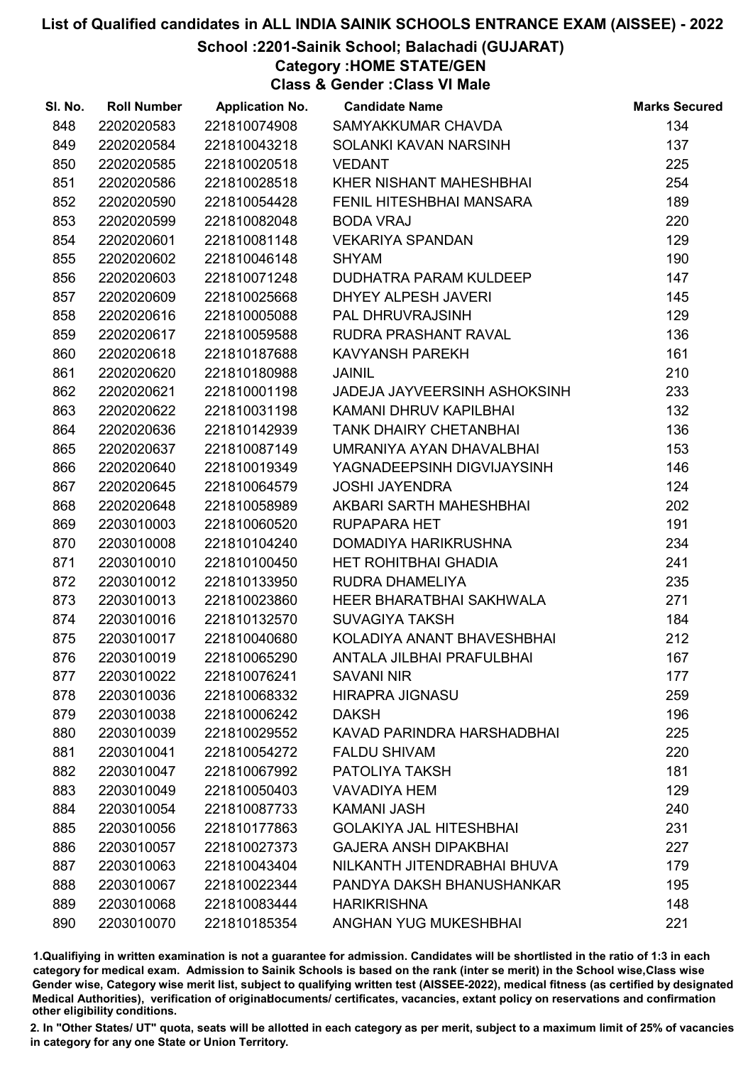# List of Qualified candidates in ALL INDIA SAINIK SCHOOLS ENTRANCE EXAM (AISSEE) - 2022

## School :2201-Sainik School; Balachadi (GUJARAT)

### Category :HOME STATE/GEN

### Class & Gender :Class VI Male

| Sl. No. | Roll Number | Application No. | Candidate Name | Marks Secured |
|---|---|---|---|---|
| 848 | 2202020583 | 221810074908 | SAMYAKKUMAR CHAVDA | 134 |
| 849 | 2202020584 | 221810043218 | SOLANKI KAVAN NARSINH | 137 |
| 850 | 2202020585 | 221810020518 | VEDANT | 225 |
| 851 | 2202020586 | 221810028518 | KHER NISHANT MAHESHBHAI | 254 |
| 852 | 2202020590 | 221810054428 | FENIL HITESHBHAI MANSARA | 189 |
| 853 | 2202020599 | 221810082048 | BODA VRAJ | 220 |
| 854 | 2202020601 | 221810081148 | VEKARIYA SPANDAN | 129 |
| 855 | 2202020602 | 221810046148 | SHYAM | 190 |
| 856 | 2202020603 | 221810071248 | DUDHATRA PARAM KULDEEP | 147 |
| 857 | 2202020609 | 221810025668 | DHYEY ALPESH JAVERI | 145 |
| 858 | 2202020616 | 221810005088 | PAL DHRUVRAJSINH | 129 |
| 859 | 2202020617 | 221810059588 | RUDRA PRASHANT RAVAL | 136 |
| 860 | 2202020618 | 221810187688 | KAVYANSH PAREKH | 161 |
| 861 | 2202020620 | 221810180988 | JAINIL | 210 |
| 862 | 2202020621 | 221810001198 | JADEJA JAYVEERSINH ASHOKSINH | 233 |
| 863 | 2202020622 | 221810031198 | KAMANI DHRUV KAPILBHAI | 132 |
| 864 | 2202020636 | 221810142939 | TANK DHAIRY CHETANBHAI | 136 |
| 865 | 2202020637 | 221810087149 | UMRANIYA AYAN DHAVALBHAI | 153 |
| 866 | 2202020640 | 221810019349 | YAGNADEEPSINH DIGVIJAYSINH | 146 |
| 867 | 2202020645 | 221810064579 | JOSHI JAYENDRA | 124 |
| 868 | 2202020648 | 221810058989 | AKBARI SARTH MAHESHBHAI | 202 |
| 869 | 2203010003 | 221810060520 | RUPAPARA HET | 191 |
| 870 | 2203010008 | 221810104240 | DOMADIYA HARIKRUSHNA | 234 |
| 871 | 2203010010 | 221810100450 | HET ROHITBHAI GHADIA | 241 |
| 872 | 2203010012 | 221810133950 | RUDRA DHAMELIYA | 235 |
| 873 | 2203010013 | 221810023860 | HEER BHARATBHAI SAKHWALA | 271 |
| 874 | 2203010016 | 221810132570 | SUVAGIYA TAKSH | 184 |
| 875 | 2203010017 | 221810040680 | KOLADIYA ANANT BHAVESHBHAI | 212 |
| 876 | 2203010019 | 221810065290 | ANTALA JILBHAI PRAFULBHAI | 167 |
| 877 | 2203010022 | 221810076241 | SAVANI NIR | 177 |
| 878 | 2203010036 | 221810068332 | HIRAPRA JIGNASU | 259 |
| 879 | 2203010038 | 221810006242 | DAKSH | 196 |
| 880 | 2203010039 | 221810029552 | KAVAD PARINDRA HARSHADBHAI | 225 |
| 881 | 2203010041 | 221810054272 | FALDU SHIVAM | 220 |
| 882 | 2203010047 | 221810067992 | PATOLIYA TAKSH | 181 |
| 883 | 2203010049 | 221810050403 | VAVADIYA HEM | 129 |
| 884 | 2203010054 | 221810087733 | KAMANI JASH | 240 |
| 885 | 2203010056 | 221810177863 | GOLAKIYA JAL HITESHBHAI | 231 |
| 886 | 2203010057 | 221810027373 | GAJERA ANSH DIPAKBHAI | 227 |
| 887 | 2203010063 | 221810043404 | NILKANTH JITENDRABHAI BHUVA | 179 |
| 888 | 2203010067 | 221810022344 | PANDYA DAKSH BHANUSHANKAR | 195 |
| 889 | 2203010068 | 221810083444 | HARIKRISHNA | 148 |
| 890 | 2203010070 | 221810185354 | ANGHAN YUG MUKESHBHAI | 221 |

1.Qualifying in written examination is not a guarantee for admission. Candidates will be shortlisted in the ratio of 1:3 in each category for medical exam. Admission to Sainik Schools is based on the rank (inter se merit) in the School wise,Class wise Gender wise, Category wise merit list, subject to qualifying written test (AISSEE-2022), medical fitness (as certified by designated Medical Authorities), verification of originaldocuments/ certificates, vacancies, extant policy on reservations and confirmation other eligibility conditions.

2. In "Other States/ UT" quota, seats will be allotted in each category as per merit, subject to a maximum limit of 25% of vacancies in category for any one State or Union Territory.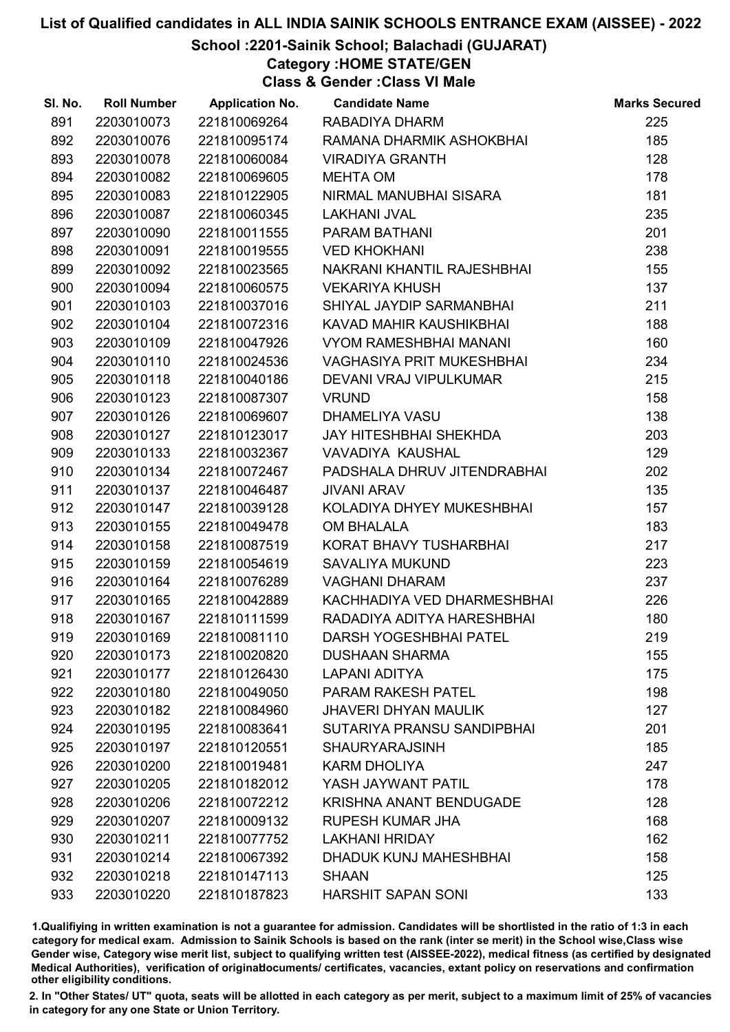# List of Qualified candidates in ALL INDIA SAINIK SCHOOLS ENTRANCE EXAM (AISSEE) - 2022

## School :2201-Sainik School; Balachadi (GUJARAT)

### Category :HOME STATE/GEN

### Class & Gender :Class VI Male

| Sl. No. | Roll Number | Application No. | Candidate Name | Marks Secured |
|---|---|---|---|---|
| 891 | 2203010073 | 221810069264 | RABADIYA DHARM | 225 |
| 892 | 2203010076 | 221810095174 | RAMANA DHARMIK ASHOKBHAI | 185 |
| 893 | 2203010078 | 221810060084 | VIRADIYA GRANTH | 128 |
| 894 | 2203010082 | 221810069605 | MEHTA OM | 178 |
| 895 | 2203010083 | 221810122905 | NIRMAL MANUBHAI SISARA | 181 |
| 896 | 2203010087 | 221810060345 | LAKHANI JVAL | 235 |
| 897 | 2203010090 | 221810011555 | PARAM BATHANI | 201 |
| 898 | 2203010091 | 221810019555 | VED KHOKHANI | 238 |
| 899 | 2203010092 | 221810023565 | NAKRANI KHANTIL RAJESHBHAI | 155 |
| 900 | 2203010094 | 221810060575 | VEKARIYA KHUSH | 137 |
| 901 | 2203010103 | 221810037016 | SHIYAL JAYDIP SARMANBHAI | 211 |
| 902 | 2203010104 | 221810072316 | KAVAD MAHIR KAUSHIKBHAI | 188 |
| 903 | 2203010109 | 221810047926 | VYOM RAMESHBHAI MANANI | 160 |
| 904 | 2203010110 | 221810024536 | VAGHASIYA PRIT MUKESHBHAI | 234 |
| 905 | 2203010118 | 221810040186 | DEVANI VRAJ VIPULKUMAR | 215 |
| 906 | 2203010123 | 221810087307 | VRUND | 158 |
| 907 | 2203010126 | 221810069607 | DHAMELIYA VASU | 138 |
| 908 | 2203010127 | 221810123017 | JAY HITESHBHAI SHEKHDA | 203 |
| 909 | 2203010133 | 221810032367 | VAVADIYA KAUSHAL | 129 |
| 910 | 2203010134 | 221810072467 | PADSHALA DHRUV JITENDRABHAI | 202 |
| 911 | 2203010137 | 221810046487 | JIVANI ARAV | 135 |
| 912 | 2203010147 | 221810039128 | KOLADIYA DHYEY MUKESHBHAI | 157 |
| 913 | 2203010155 | 221810049478 | OM BHALALA | 183 |
| 914 | 2203010158 | 221810087519 | KORAT BHAVY TUSHARBHAI | 217 |
| 915 | 2203010159 | 221810054619 | SAVALIYA MUKUND | 223 |
| 916 | 2203010164 | 221810076289 | VAGHANI DHARAM | 237 |
| 917 | 2203010165 | 221810042889 | KACHHADIYA VED DHARMESHBHAI | 226 |
| 918 | 2203010167 | 221810111599 | RADADIYA ADITYA HARESHBHAI | 180 |
| 919 | 2203010169 | 221810081110 | DARSH YOGESHBHAI PATEL | 219 |
| 920 | 2203010173 | 221810020820 | DUSHAAN SHARMA | 155 |
| 921 | 2203010177 | 221810126430 | LAPANI ADITYA | 175 |
| 922 | 2203010180 | 221810049050 | PARAM RAKESH PATEL | 198 |
| 923 | 2203010182 | 221810084960 | JHAVERI DHYAN MAULIK | 127 |
| 924 | 2203010195 | 221810083641 | SUTARIYA PRANSU SANDIPBHAI | 201 |
| 925 | 2203010197 | 221810120551 | SHAURYARAJSINH | 185 |
| 926 | 2203010200 | 221810019481 | KARM DHOLIYA | 247 |
| 927 | 2203010205 | 221810182012 | YASH JAYWANT PATIL | 178 |
| 928 | 2203010206 | 221810072212 | KRISHNA ANANT BENDUGADE | 128 |
| 929 | 2203010207 | 221810009132 | RUPESH KUMAR JHA | 168 |
| 930 | 2203010211 | 221810077752 | LAKHANI HRIDAY | 162 |
| 931 | 2203010214 | 221810067392 | DHADUK KUNJ MAHESHBHAI | 158 |
| 932 | 2203010218 | 221810147113 | SHAAN | 125 |
| 933 | 2203010220 | 221810187823 | HARSHIT SAPAN SONI | 133 |

1.Qualifying in written examination is not a guarantee for admission. Candidates will be shortlisted in the ratio of 1:3 in each category for medical exam. Admission to Sainik Schools is based on the rank (inter se merit) in the School wise,Class wise Gender wise, Category wise merit list, subject to qualifying written test (AISSEE-2022), medical fitness (as certified by designated Medical Authorities), verification of originaldocuments/ certificates, vacancies, extant policy on reservations and confirmation other eligibility conditions.

2. In "Other States/ UT" quota, seats will be allotted in each category as per merit, subject to a maximum limit of 25% of vacancies in category for any one State or Union Territory.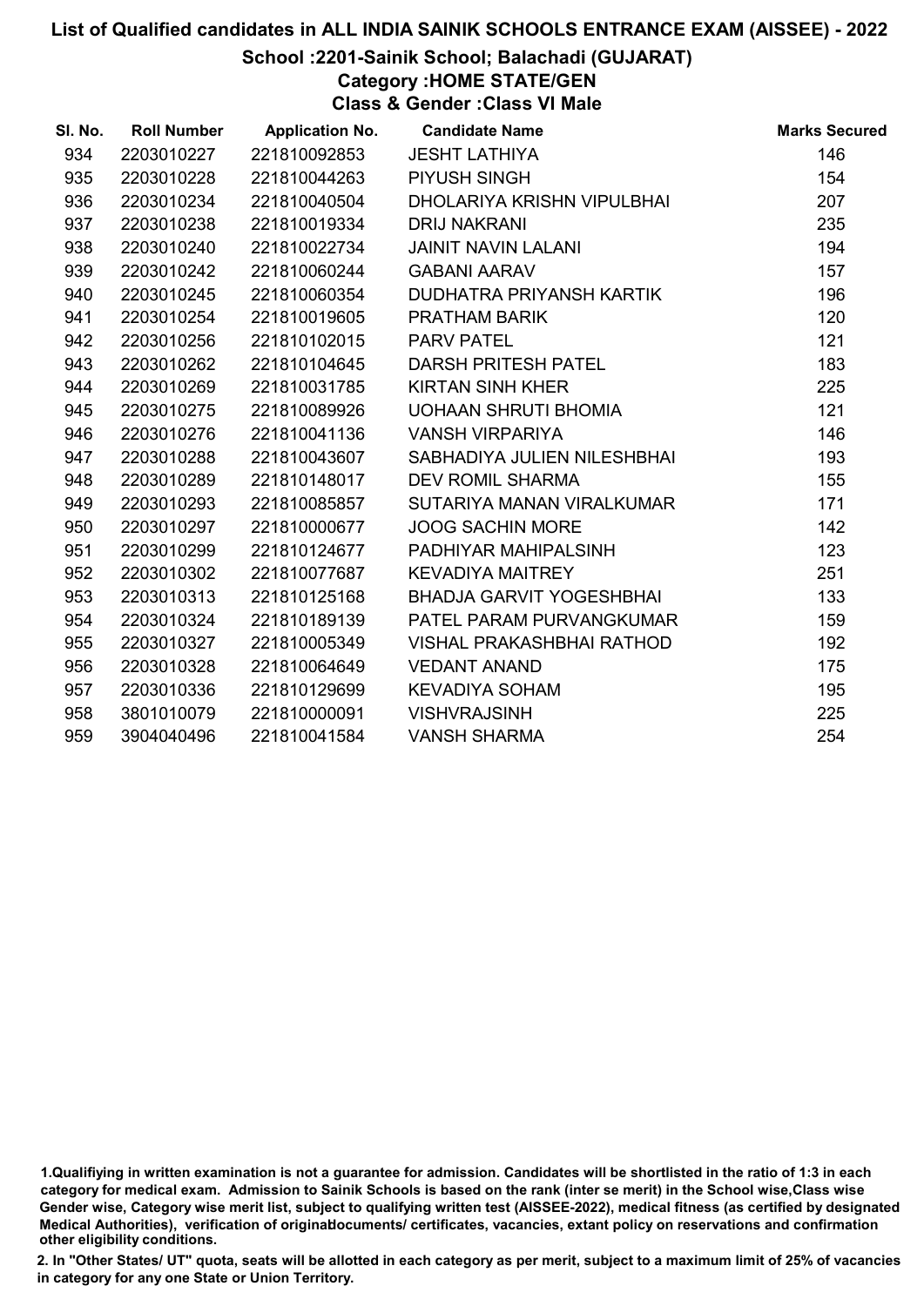# List of Qualified candidates in ALL INDIA SAINIK SCHOOLS ENTRANCE EXAM (AISSEE) - 2022

## School :2201-Sainik School; Balachadi (GUJARAT)

### Category :HOME STATE/GEN

### Class & Gender :Class VI Male

| Sl. No. | Roll Number | Application No. | Candidate Name | Marks Secured |
|---|---|---|---|---|
| 934 | 2203010227 | 221810092853 | JESHT LATHIYA | 146 |
| 935 | 2203010228 | 221810044263 | PIYUSH SINGH | 154 |
| 936 | 2203010234 | 221810040504 | DHOLARIYA KRISHN VIPULBHAI | 207 |
| 937 | 2203010238 | 221810019334 | DRIJ NAKRANI | 235 |
| 938 | 2203010240 | 221810022734 | JAINIT NAVIN LALANI | 194 |
| 939 | 2203010242 | 221810060244 | GABANI AARAV | 157 |
| 940 | 2203010245 | 221810060354 | DUDHATRA PRIYANSH KARTIK | 196 |
| 941 | 2203010254 | 221810019605 | PRATHAM BARIK | 120 |
| 942 | 2203010256 | 221810102015 | PARV PATEL | 121 |
| 943 | 2203010262 | 221810104645 | DARSH PRITESH PATEL | 183 |
| 944 | 2203010269 | 221810031785 | KIRTAN SINH KHER | 225 |
| 945 | 2203010275 | 221810089926 | UOHAAN SHRUTI BHOMIA | 121 |
| 946 | 2203010276 | 221810041136 | VANSH VIRPARIYA | 146 |
| 947 | 2203010288 | 221810043607 | SABHADIYA JULIEN NILESHBHAI | 193 |
| 948 | 2203010289 | 221810148017 | DEV ROMIL SHARMA | 155 |
| 949 | 2203010293 | 221810085857 | SUTARIYA MANAN VIRALKUMAR | 171 |
| 950 | 2203010297 | 221810000677 | JOOG SACHIN MORE | 142 |
| 951 | 2203010299 | 221810124677 | PADHIYAR MAHIPALSINH | 123 |
| 952 | 2203010302 | 221810077687 | KEVADIYA MAITREY | 251 |
| 953 | 2203010313 | 221810125168 | BHADJA GARVIT YOGESHBHAI | 133 |
| 954 | 2203010324 | 221810189139 | PATEL PARAM PURVANGKUMAR | 159 |
| 955 | 2203010327 | 221810005349 | VISHAL PRAKASHBHAI RATHOD | 192 |
| 956 | 2203010328 | 221810064649 | VEDANT ANAND | 175 |
| 957 | 2203010336 | 221810129699 | KEVADIYA SOHAM | 195 |
| 958 | 3801010079 | 221810000091 | VISHVRAJSINH | 225 |
| 959 | 3904040496 | 221810041584 | VANSH SHARMA | 254 |

1.Qualifiying in written examination is not a guarantee for admission. Candidates will be shortlisted in the ratio of 1:3 in each category for medical exam. Admission to Sainik Schools is based on the rank (inter se merit) in the School wise,Class wise Gender wise, Category wise merit list, subject to qualifying written test (AISSEE-2022), medical fitness (as certified by designated Medical Authorities), verification of originaldocuments/ certificates, vacancies, extant policy on reservations and confirmation other eligibility conditions.

2. In "Other States/ UT" quota, seats will be allotted in each category as per merit, subject to a maximum limit of 25% of vacancies in category for any one State or Union Territory.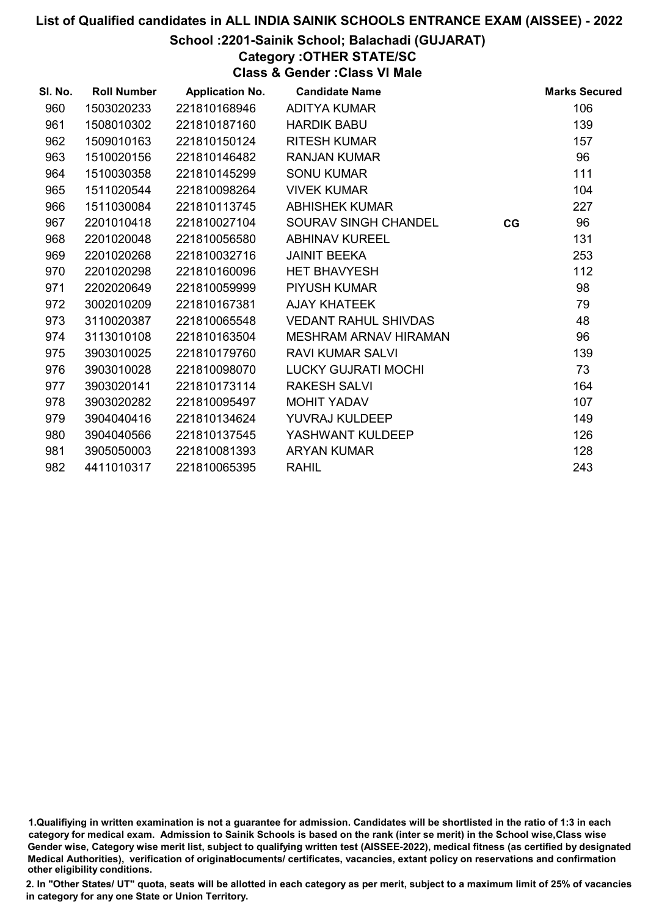# List of Qualified candidates in ALL INDIA SAINIK SCHOOLS ENTRANCE EXAM (AISSEE) - 2022

## School :2201-Sainik School; Balachadi (GUJARAT)

### Category :OTHER STATE/SC

### Class & Gender :Class VI Male

| Sl. No. | Roll Number | Application No. | Candidate Name | | Marks Secured |
|---|---|---|---|---|---|
| 960 | 1503020233 | 221810168946 | ADITYA KUMAR | | 106 |
| 961 | 1508010302 | 221810187160 | HARDIK BABU | | 139 |
| 962 | 1509010163 | 221810150124 | RITESH KUMAR | | 157 |
| 963 | 1510020156 | 221810146482 | RANJAN KUMAR | | 96 |
| 964 | 1510030358 | 221810145299 | SONU KUMAR | | 111 |
| 965 | 1511020544 | 221810098264 | VIVEK KUMAR | | 104 |
| 966 | 1511030084 | 221810113745 | ABHISHEK KUMAR | | 227 |
| 967 | 2201010418 | 221810027104 | SOURAV SINGH CHANDEL | CG | 96 |
| 968 | 2201020048 | 221810056580 | ABHINAV KUREEL | | 131 |
| 969 | 2201020268 | 221810032716 | JAINIT BEEKA | | 253 |
| 970 | 2201020298 | 221810160096 | HET BHAVYESH | | 112 |
| 971 | 2202020649 | 221810059999 | PIYUSH KUMAR | | 98 |
| 972 | 3002010209 | 221810167381 | AJAY KHATEEK | | 79 |
| 973 | 3110020387 | 221810065548 | VEDANT RAHUL SHIVDAS | | 48 |
| 974 | 3113010108 | 221810163504 | MESHRAM ARNAV HIRAMAN | | 96 |
| 975 | 3903010025 | 221810179760 | RAVI KUMAR SALVI | | 139 |
| 976 | 3903010028 | 221810098070 | LUCKY GUJRATI MOCHI | | 73 |
| 977 | 3903020141 | 221810173114 | RAKESH SALVI | | 164 |
| 978 | 3903020282 | 221810095497 | MOHIT YADAV | | 107 |
| 979 | 3904040416 | 221810134624 | YUVRAJ KULDEEP | | 149 |
| 980 | 3904040566 | 221810137545 | YASHWANT KULDEEP | | 126 |
| 981 | 3905050003 | 221810081393 | ARYAN KUMAR | | 128 |
| 982 | 4411010317 | 221810065395 | RAHIL | | 243 |

1.Qualifiying in written examination is not a guarantee for admission. Candidates will be shortlisted in the ratio of 1:3 in each category for medical exam. Admission to Sainik Schools is based on the rank (inter se merit) in the School wise,Class wise Gender wise, Category wise merit list, subject to qualifying written test (AISSEE-2022), medical fitness (as certified by designated Medical Authorities), verification of originaldocuments/ certificates, vacancies, extant policy on reservations and confirmation other eligibility conditions.

2. In "Other States/ UT" quota, seats will be allotted in each category as per merit, subject to a maximum limit of 25% of vacancies in category for any one State or Union Territory.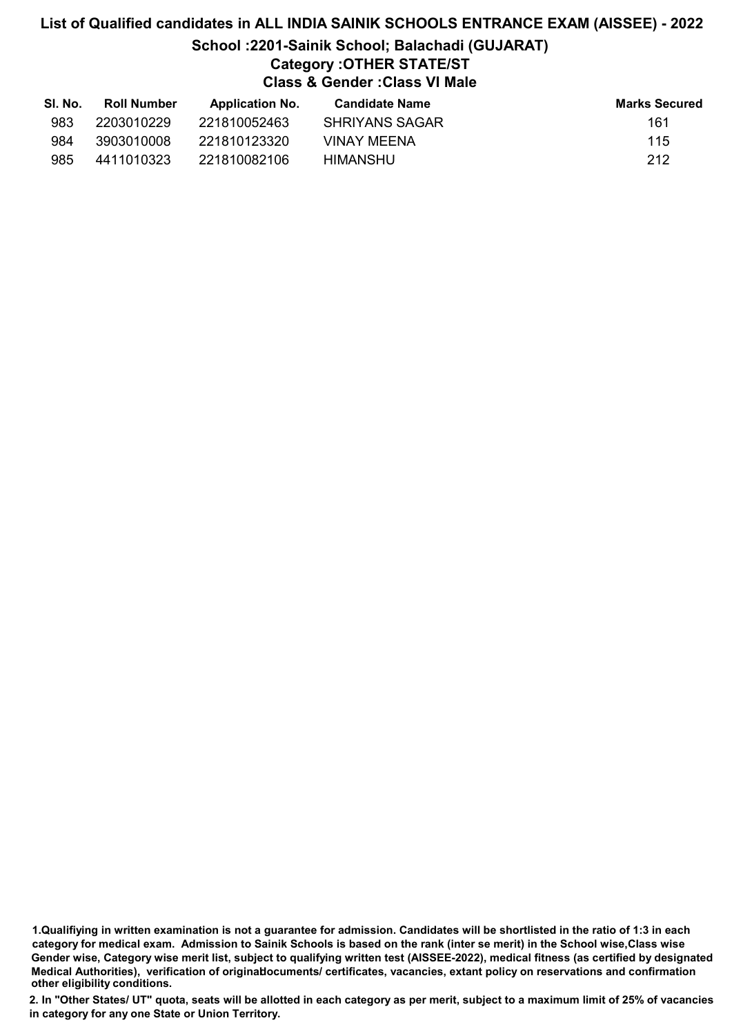# List of Qualified candidates in ALL INDIA SAINIK SCHOOLS ENTRANCE EXAM (AISSEE) - 2022

## School :2201-Sainik School; Balachadi (GUJARAT)

### Category :OTHER STATE/ST

### Class & Gender :Class VI Male

| Sl. No. | Roll Number | Application No. | Candidate Name | Marks Secured |
|---|---|---|---|---|
| 983 | 2203010229 | 221810052463 | SHRIYANS SAGAR | 161 |
| 984 | 3903010008 | 221810123320 | VINAY MEENA | 115 |
| 985 | 4411010323 | 221810082106 | HIMANSHU | 212 |

**1.Qualifiying in written examination is not a guarantee for admission. Candidates will be shortlisted in the ratio of 1:3 in each category for medical exam. Admission to Sainik Schools is based on the rank (inter se merit) in the School wise,Class wise Gender wise, Category wise merit list, subject to qualifying written test (AISSEE-2022), medical fitness (as certified by designated Medical Authorities), verification of originaldocuments/ certificates, vacancies, extant policy on reservations and confirmation other eligibility conditions.**

**2. In "Other States/ UT" quota, seats will be allotted in each category as per merit, subject to a maximum limit of 25% of vacancies in category for any one State or Union Territory.**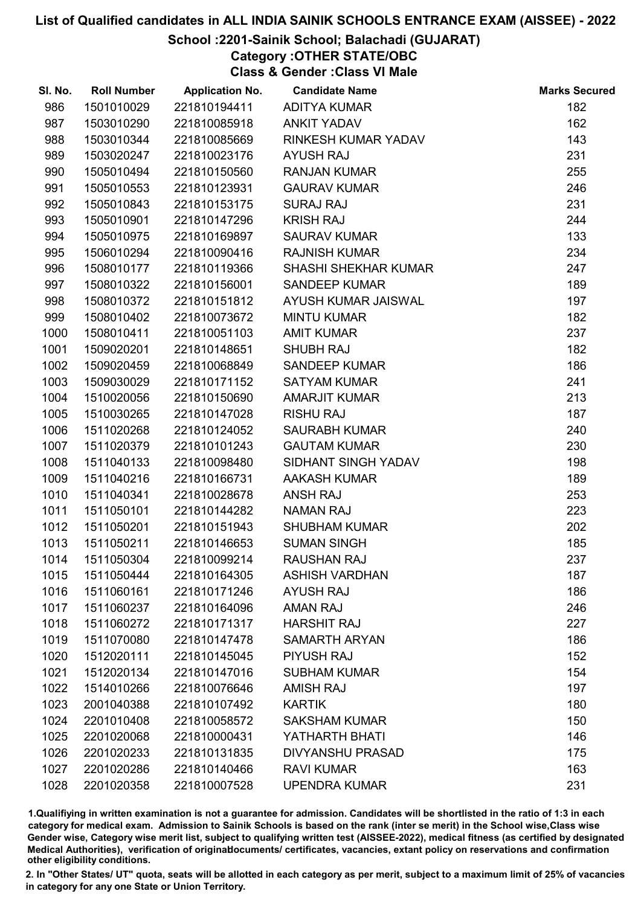# List of Qualified candidates in ALL INDIA SAINIK SCHOOLS ENTRANCE EXAM (AISSEE) - 2022

## School :2201-Sainik School; Balachadi (GUJARAT)

### Category :OTHER STATE/OBC

### Class & Gender :Class VI Male

| Sl. No. | Roll Number | Application No. | Candidate Name | Marks Secured |
|---|---|---|---|---|
| 986 | 1501010029 | 221810194411 | ADITYA KUMAR | 182 |
| 987 | 1503010290 | 221810085918 | ANKIT YADAV | 162 |
| 988 | 1503010344 | 221810085669 | RINKESH KUMAR YADAV | 143 |
| 989 | 1503020247 | 221810023176 | AYUSH RAJ | 231 |
| 990 | 1505010494 | 221810150560 | RANJAN KUMAR | 255 |
| 991 | 1505010553 | 221810123931 | GAURAV KUMAR | 246 |
| 992 | 1505010843 | 221810153175 | SURAJ RAJ | 231 |
| 993 | 1505010901 | 221810147296 | KRISH RAJ | 244 |
| 994 | 1505010975 | 221810169897 | SAURAV KUMAR | 133 |
| 995 | 1506010294 | 221810090416 | RAJNISH KUMAR | 234 |
| 996 | 1508010177 | 221810119366 | SHASHI SHEKHAR KUMAR | 247 |
| 997 | 1508010322 | 221810156001 | SANDEEP KUMAR | 189 |
| 998 | 1508010372 | 221810151812 | AYUSH KUMAR JAISWAL | 197 |
| 999 | 1508010402 | 221810073672 | MINTU KUMAR | 182 |
| 1000 | 1508010411 | 221810051103 | AMIT KUMAR | 237 |
| 1001 | 1509020201 | 221810148651 | SHUBH RAJ | 182 |
| 1002 | 1509020459 | 221810068849 | SANDEEP KUMAR | 186 |
| 1003 | 1509030029 | 221810171152 | SATYAM KUMAR | 241 |
| 1004 | 1510020056 | 221810150690 | AMARJIT KUMAR | 213 |
| 1005 | 1510030265 | 221810147028 | RISHU RAJ | 187 |
| 1006 | 1511020268 | 221810124052 | SAURABH KUMAR | 240 |
| 1007 | 1511020379 | 221810101243 | GAUTAM KUMAR | 230 |
| 1008 | 1511040133 | 221810098480 | SIDHANT SINGH YADAV | 198 |
| 1009 | 1511040216 | 221810166731 | AAKASH KUMAR | 189 |
| 1010 | 1511040341 | 221810028678 | ANSH RAJ | 253 |
| 1011 | 1511050101 | 221810144282 | NAMAN RAJ | 223 |
| 1012 | 1511050201 | 221810151943 | SHUBHAM KUMAR | 202 |
| 1013 | 1511050211 | 221810146653 | SUMAN SINGH | 185 |
| 1014 | 1511050304 | 221810099214 | RAUSHAN RAJ | 237 |
| 1015 | 1511050444 | 221810164305 | ASHISH VARDHAN | 187 |
| 1016 | 1511060161 | 221810171246 | AYUSH RAJ | 186 |
| 1017 | 1511060237 | 221810164096 | AMAN RAJ | 246 |
| 1018 | 1511060272 | 221810171317 | HARSHIT RAJ | 227 |
| 1019 | 1511070080 | 221810147478 | SAMARTH ARYAN | 186 |
| 1020 | 1512020111 | 221810145045 | PIYUSH RAJ | 152 |
| 1021 | 1512020134 | 221810147016 | SUBHAM KUMAR | 154 |
| 1022 | 1514010266 | 221810076646 | AMISH RAJ | 197 |
| 1023 | 2001040388 | 221810107492 | KARTIK | 180 |
| 1024 | 2201010408 | 221810058572 | SAKSHAM KUMAR | 150 |
| 1025 | 2201020068 | 221810000431 | YATHARTH BHATI | 146 |
| 1026 | 2201020233 | 221810131835 | DIVYANSHU PRASAD | 175 |
| 1027 | 2201020286 | 221810140466 | RAVI KUMAR | 163 |
| 1028 | 2201020358 | 221810007528 | UPENDRA KUMAR | 231 |

1.Qualifiying in written examination is not a guarantee for admission. Candidates will be shortlisted in the ratio of 1:3 in each category for medical exam. Admission to Sainik Schools is based on the rank (inter se merit) in the School wise,Class wise Gender wise, Category wise merit list, subject to qualifying written test (AISSEE-2022), medical fitness (as certified by designated Medical Authorities), verification of originaldocuments/ certificates, vacancies, extant policy on reservations and confirmation other eligibility conditions.

2. In "Other States/ UT" quota, seats will be allotted in each category as per merit, subject to a maximum limit of 25% of vacancies in category for any one State or Union Territory.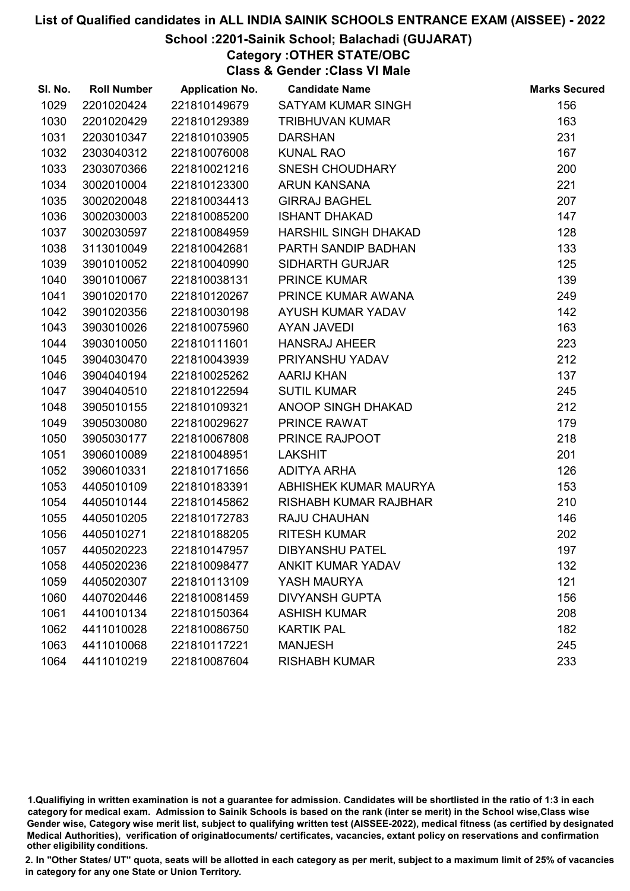# List of Qualified candidates in ALL INDIA SAINIK SCHOOLS ENTRANCE EXAM (AISSEE) - 2022

## School :2201-Sainik School; Balachadi (GUJARAT)

### Category :OTHER STATE/OBC

### Class & Gender :Class VI Male

| Sl. No. | Roll Number | Application No. | Candidate Name | Marks Secured |
|---|---|---|---|---|
| 1029 | 2201020424 | 221810149679 | SATYAM KUMAR SINGH | 156 |
| 1030 | 2201020429 | 221810129389 | TRIBHUVAN KUMAR | 163 |
| 1031 | 2203010347 | 221810103905 | DARSHAN | 231 |
| 1032 | 2303040312 | 221810076008 | KUNAL RAO | 167 |
| 1033 | 2303070366 | 221810021216 | SNESH CHOUDHARY | 200 |
| 1034 | 3002010004 | 221810123300 | ARUN KANSANA | 221 |
| 1035 | 3002020048 | 221810034413 | GIRRAJ BAGHEL | 207 |
| 1036 | 3002030003 | 221810085200 | ISHANT DHAKAD | 147 |
| 1037 | 3002030597 | 221810084959 | HARSHIL SINGH DHAKAD | 128 |
| 1038 | 3113010049 | 221810042681 | PARTH SANDIP BADHAN | 133 |
| 1039 | 3901010052 | 221810040990 | SIDHARTH GURJAR | 125 |
| 1040 | 3901010067 | 221810038131 | PRINCE KUMAR | 139 |
| 1041 | 3901020170 | 221810120267 | PRINCE KUMAR AWANA | 249 |
| 1042 | 3901020356 | 221810030198 | AYUSH KUMAR YADAV | 142 |
| 1043 | 3903010026 | 221810075960 | AYAN JAVEDI | 163 |
| 1044 | 3903010050 | 221810111601 | HANSRAJ AHEER | 223 |
| 1045 | 3904030470 | 221810043939 | PRIYANSHU YADAV | 212 |
| 1046 | 3904040194 | 221810025262 | AARIJ KHAN | 137 |
| 1047 | 3904040510 | 221810122594 | SUTIL KUMAR | 245 |
| 1048 | 3905010155 | 221810109321 | ANOOP SINGH DHAKAD | 212 |
| 1049 | 3905030080 | 221810029627 | PRINCE RAWAT | 179 |
| 1050 | 3905030177 | 221810067808 | PRINCE RAJPOOT | 218 |
| 1051 | 3906010089 | 221810048951 | LAKSHIT | 201 |
| 1052 | 3906010331 | 221810171656 | ADITYA ARHA | 126 |
| 1053 | 4405010109 | 221810183391 | ABHISHEK KUMAR MAURYA | 153 |
| 1054 | 4405010144 | 221810145862 | RISHABH KUMAR RAJBHAR | 210 |
| 1055 | 4405010205 | 221810172783 | RAJU CHAUHAN | 146 |
| 1056 | 4405010271 | 221810188205 | RITESH KUMAR | 202 |
| 1057 | 4405020223 | 221810147957 | DIBYANSHU PATEL | 197 |
| 1058 | 4405020236 | 221810098477 | ANKIT KUMAR YADAV | 132 |
| 1059 | 4405020307 | 221810113109 | YASH MAURYA | 121 |
| 1060 | 4407020446 | 221810081459 | DIVYANSH GUPTA | 156 |
| 1061 | 4410010134 | 221810150364 | ASHISH KUMAR | 208 |
| 1062 | 4411010028 | 221810086750 | KARTIK PAL | 182 |
| 1063 | 4411010068 | 221810117221 | MANJESH | 245 |
| 1064 | 4411010219 | 221810087604 | RISHABH KUMAR | 233 |

1.Qualifiying in written examination is not a guarantee for admission. Candidates will be shortlisted in the ratio of 1:3 in each category for medical exam. Admission to Sainik Schools is based on the rank (inter se merit) in the School wise,Class wise Gender wise, Category wise merit list, subject to qualifying written test (AISSEE-2022), medical fitness (as certified by designated Medical Authorities), verification of originaldocuments/ certificates, vacancies, extant policy on reservations and confirmation other eligibility conditions.

2. In "Other States/ UT" quota, seats will be allotted in each category as per merit, subject to a maximum limit of 25% of vacancies in category for any one State or Union Territory.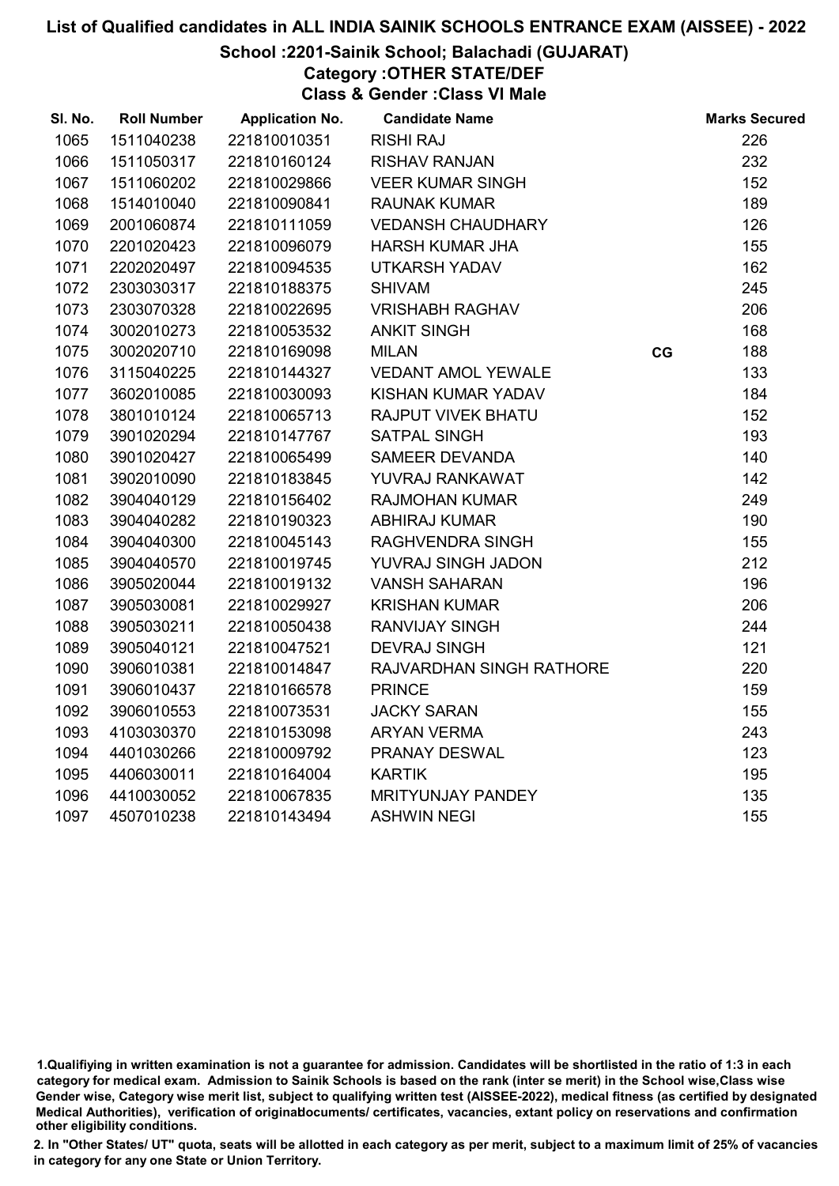# List of Qualified candidates in ALL INDIA SAINIK SCHOOLS ENTRANCE EXAM (AISSEE) - 2022

## School :2201-Sainik School; Balachadi (GUJARAT)

### Category :OTHER STATE/DEF

### Class & Gender :Class VI Male

| Sl. No. | Roll Number | Application No. | Candidate Name | | Marks Secured |
|---|---|---|---|---|---|
| 1065 | 1511040238 | 221810010351 | RISHI RAJ | | 226 |
| 1066 | 1511050317 | 221810160124 | RISHAV RANJAN | | 232 |
| 1067 | 1511060202 | 221810029866 | VEER KUMAR SINGH | | 152 |
| 1068 | 1514010040 | 221810090841 | RAUNAK KUMAR | | 189 |
| 1069 | 2001060874 | 221810111059 | VEDANSH CHAUDHARY | | 126 |
| 1070 | 2201020423 | 221810096079 | HARSH KUMAR JHA | | 155 |
| 1071 | 2202020497 | 221810094535 | UTKARSH YADAV | | 162 |
| 1072 | 2303030317 | 221810188375 | SHIVAM | | 245 |
| 1073 | 2303070328 | 221810022695 | VRISHABH RAGHAV | | 206 |
| 1074 | 3002010273 | 221810053532 | ANKIT SINGH | | 168 |
| 1075 | 3002020710 | 221810169098 | MILAN | CG | 188 |
| 1076 | 3115040225 | 221810144327 | VEDANT AMOL YEWALE | | 133 |
| 1077 | 3602010085 | 221810030093 | KISHAN KUMAR YADAV | | 184 |
| 1078 | 3801010124 | 221810065713 | RAJPUT VIVEK BHATU | | 152 |
| 1079 | 3901020294 | 221810147767 | SATPAL SINGH | | 193 |
| 1080 | 3901020427 | 221810065499 | SAMEER DEVANDA | | 140 |
| 1081 | 3902010090 | 221810183845 | YUVRAJ RANKAWAT | | 142 |
| 1082 | 3904040129 | 221810156402 | RAJMOHAN KUMAR | | 249 |
| 1083 | 3904040282 | 221810190323 | ABHIRAJ KUMAR | | 190 |
| 1084 | 3904040300 | 221810045143 | RAGHVENDRA SINGH | | 155 |
| 1085 | 3904040570 | 221810019745 | YUVRAJ SINGH JADON | | 212 |
| 1086 | 3905020044 | 221810019132 | VANSH SAHARAN | | 196 |
| 1087 | 3905030081 | 221810029927 | KRISHAN KUMAR | | 206 |
| 1088 | 3905030211 | 221810050438 | RANVIJAY SINGH | | 244 |
| 1089 | 3905040121 | 221810047521 | DEVRAJ SINGH | | 121 |
| 1090 | 3906010381 | 221810014847 | RAJVARDHAN SINGH RATHORE | | 220 |
| 1091 | 3906010437 | 221810166578 | PRINCE | | 159 |
| 1092 | 3906010553 | 221810073531 | JACKY SARAN | | 155 |
| 1093 | 4103030370 | 221810153098 | ARYAN VERMA | | 243 |
| 1094 | 4401030266 | 221810009792 | PRANAY DESWAL | | 123 |
| 1095 | 4406030011 | 221810164004 | KARTIK | | 195 |
| 1096 | 4410030052 | 221810067835 | MRITYUNJAY PANDEY | | 135 |
| 1097 | 4507010238 | 221810143494 | ASHWIN NEGI | | 155 |

1.Qualifiying in written examination is not a guarantee for admission. Candidates will be shortlisted in the ratio of 1:3 in each category for medical exam. Admission to Sainik Schools is based on the rank (inter se merit) in the School wise,Class wise Gender wise, Category wise merit list, subject to qualifying written test (AISSEE-2022), medical fitness (as certified by designated Medical Authorities), verification of originaldocuments/ certificates, vacancies, extant policy on reservations and confirmation other eligibility conditions.

2. In "Other States/ UT" quota, seats will be allotted in each category as per merit, subject to a maximum limit of 25% of vacancies in category for any one State or Union Territory.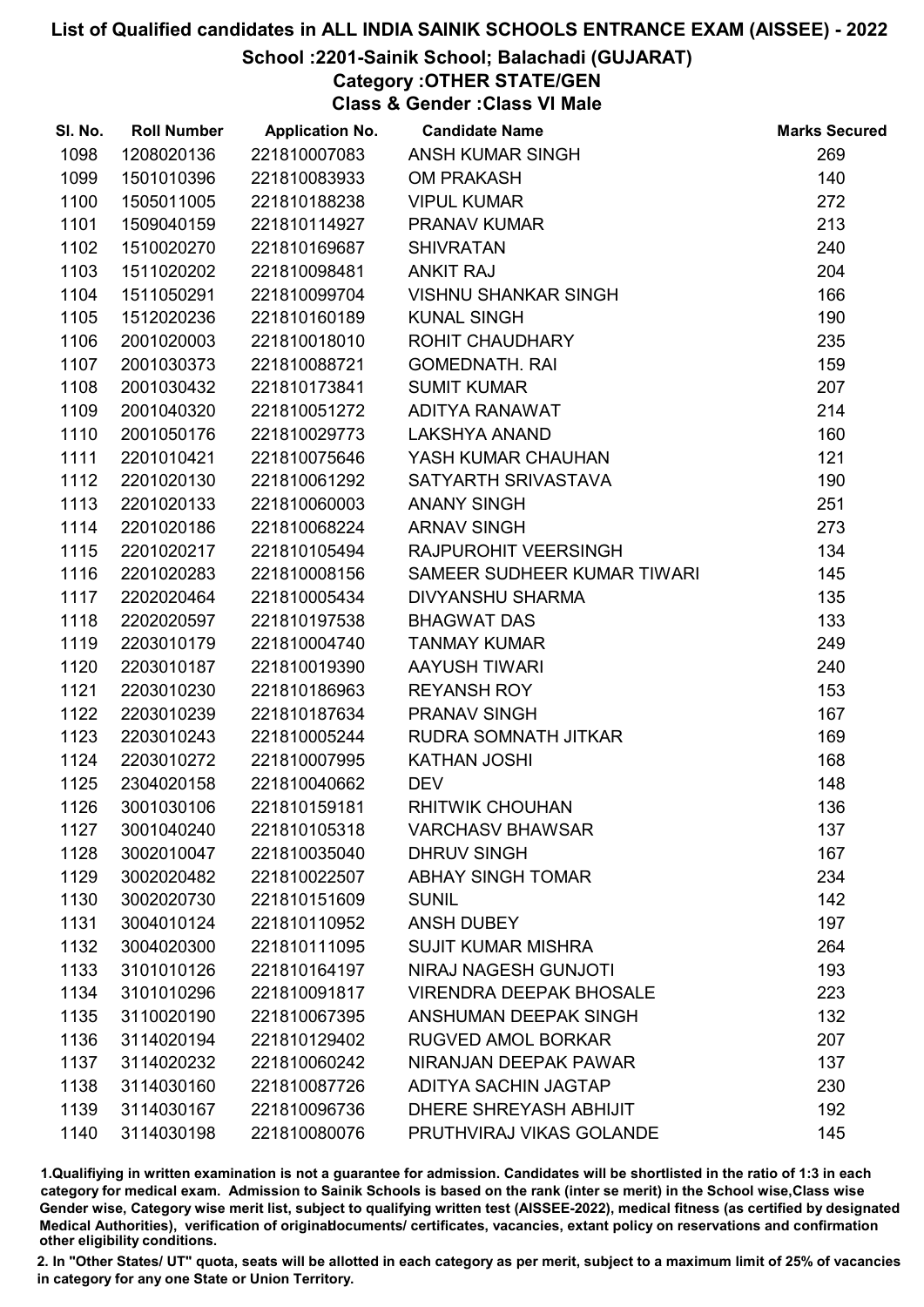# List of Qualified candidates in ALL INDIA SAINIK SCHOOLS ENTRANCE EXAM (AISSEE) - 2022

## School :2201-Sainik School; Balachadi (GUJARAT)

### Category :OTHER STATE/GEN

### Class & Gender :Class VI Male

| Sl. No. | Roll Number | Application No. | Candidate Name | Marks Secured |
|---|---|---|---|---|
| 1098 | 1208020136 | 221810007083 | ANSH KUMAR SINGH | 269 |
| 1099 | 1501010396 | 221810083933 | OM PRAKASH | 140 |
| 1100 | 1505011005 | 221810188238 | VIPUL KUMAR | 272 |
| 1101 | 1509040159 | 221810114927 | PRANAV KUMAR | 213 |
| 1102 | 1510020270 | 221810169687 | SHIVRATAN | 240 |
| 1103 | 1511020202 | 221810098481 | ANKIT RAJ | 204 |
| 1104 | 1511050291 | 221810099704 | VISHNU SHANKAR SINGH | 166 |
| 1105 | 1512020236 | 221810160189 | KUNAL SINGH | 190 |
| 1106 | 2001020003 | 221810018010 | ROHIT CHAUDHARY | 235 |
| 1107 | 2001030373 | 221810088721 | GOMEDNATH. RAI | 159 |
| 1108 | 2001030432 | 221810173841 | SUMIT KUMAR | 207 |
| 1109 | 2001040320 | 221810051272 | ADITYA RANAWAT | 214 |
| 1110 | 2001050176 | 221810029773 | LAKSHYA ANAND | 160 |
| 1111 | 2201010421 | 221810075646 | YASH KUMAR CHAUHAN | 121 |
| 1112 | 2201020130 | 221810061292 | SATYARTH SRIVASTAVA | 190 |
| 1113 | 2201020133 | 221810060003 | ANANY SINGH | 251 |
| 1114 | 2201020186 | 221810068224 | ARNAV SINGH | 273 |
| 1115 | 2201020217 | 221810105494 | RAJPUROHIT VEERSINGH | 134 |
| 1116 | 2201020283 | 221810008156 | SAMEER SUDHEER KUMAR TIWARI | 145 |
| 1117 | 2202020464 | 221810005434 | DIVYANSHU SHARMA | 135 |
| 1118 | 2202020597 | 221810197538 | BHAGWAT DAS | 133 |
| 1119 | 2203010179 | 221810004740 | TANMAY KUMAR | 249 |
| 1120 | 2203010187 | 221810019390 | AAYUSH TIWARI | 240 |
| 1121 | 2203010230 | 221810186963 | REYANSH ROY | 153 |
| 1122 | 2203010239 | 221810187634 | PRANAV SINGH | 167 |
| 1123 | 2203010243 | 221810005244 | RUDRA SOMNATH JITKAR | 169 |
| 1124 | 2203010272 | 221810007995 | KATHAN JOSHI | 168 |
| 1125 | 2304020158 | 221810040662 | DEV | 148 |
| 1126 | 3001030106 | 221810159181 | RHITWIK CHOUHAN | 136 |
| 1127 | 3001040240 | 221810105318 | VARCHASV BHAWSAR | 137 |
| 1128 | 3002010047 | 221810035040 | DHRUV SINGH | 167 |
| 1129 | 3002020482 | 221810022507 | ABHAY SINGH TOMAR | 234 |
| 1130 | 3002020730 | 221810151609 | SUNIL | 142 |
| 1131 | 3004010124 | 221810110952 | ANSH DUBEY | 197 |
| 1132 | 3004020300 | 221810111095 | SUJIT KUMAR MISHRA | 264 |
| 1133 | 3101010126 | 221810164197 | NIRAJ NAGESH GUNJOTI | 193 |
| 1134 | 3101010296 | 221810091817 | VIRENDRA DEEPAK BHOSALE | 223 |
| 1135 | 3110020190 | 221810067395 | ANSHUMAN DEEPAK SINGH | 132 |
| 1136 | 3114020194 | 221810129402 | RUGVED AMOL BORKAR | 207 |
| 1137 | 3114020232 | 221810060242 | NIRANJAN DEEPAK PAWAR | 137 |
| 1138 | 3114030160 | 221810087726 | ADITYA SACHIN JAGTAP | 230 |
| 1139 | 3114030167 | 221810096736 | DHERE SHREYASH ABHIJIT | 192 |
| 1140 | 3114030198 | 221810080076 | PRUTHVIRAJ VIKAS GOLANDE | 145 |

1.Qualifiying in written examination is not a guarantee for admission. Candidates will be shortlisted in the ratio of 1:3 in each category for medical exam. Admission to Sainik Schools is based on the rank (inter se merit) in the School wise,Class wise Gender wise, Category wise merit list, subject to qualifying written test (AISSEE-2022), medical fitness (as certified by designated Medical Authorities), verification of originaldocuments/ certificates, vacancies, extant policy on reservations and confirmation other eligibility conditions.

2. In "Other States/ UT" quota, seats will be allotted in each category as per merit, subject to a maximum limit of 25% of vacancies in category for any one State or Union Territory.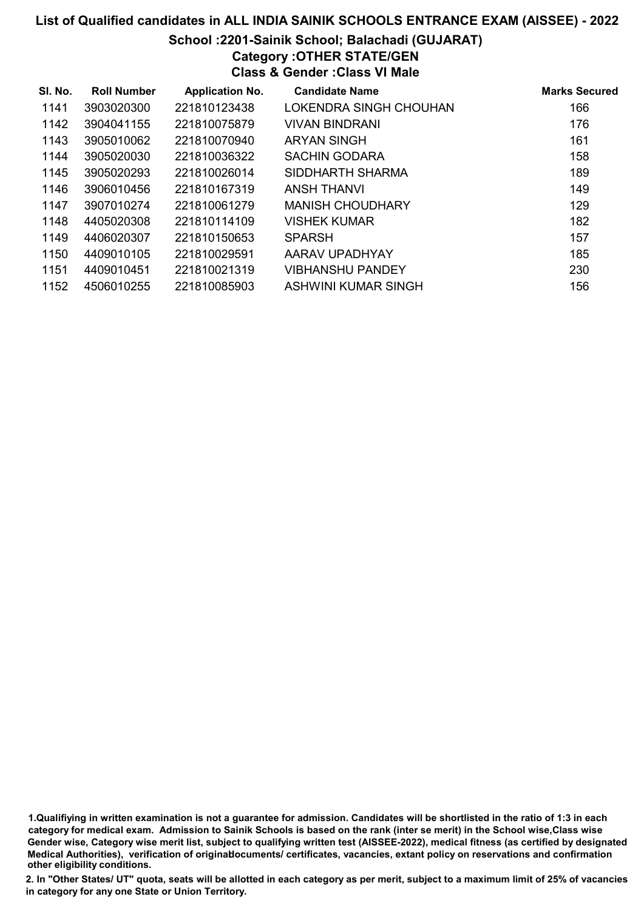# List of Qualified candidates in ALL INDIA SAINIK SCHOOLS ENTRANCE EXAM (AISSEE) - 2022

## School :2201-Sainik School; Balachadi (GUJARAT)

### Category :OTHER STATE/GEN

### Class & Gender :Class VI Male

| Sl. No. | Roll Number | Application No. | Candidate Name | Marks Secured |
|---|---|---|---|---|
| 1141 | 3903020300 | 221810123438 | LOKENDRA SINGH CHOUHAN | 166 |
| 1142 | 3904041155 | 221810075879 | VIVAN BINDRANI | 176 |
| 1143 | 3905010062 | 221810070940 | ARYAN SINGH | 161 |
| 1144 | 3905020030 | 221810036322 | SACHIN GODARA | 158 |
| 1145 | 3905020293 | 221810026014 | SIDDHARTH SHARMA | 189 |
| 1146 | 3906010456 | 221810167319 | ANSH THANVI | 149 |
| 1147 | 3907010274 | 221810061279 | MANISH CHOUDHARY | 129 |
| 1148 | 4405020308 | 221810114109 | VISHEK KUMAR | 182 |
| 1149 | 4406020307 | 221810150653 | SPARSH | 157 |
| 1150 | 4409010105 | 221810029591 | AARAV UPADHYAY | 185 |
| 1151 | 4409010451 | 221810021319 | VIBHANSHU PANDEY | 230 |
| 1152 | 4506010255 | 221810085903 | ASHWINI KUMAR SINGH | 156 |

1.Qualifiying in written examination is not a guarantee for admission. Candidates will be shortlisted in the ratio of 1:3 in each category for medical exam. Admission to Sainik Schools is based on the rank (inter se merit) in the School wise,Class wise Gender wise, Category wise merit list, subject to qualifying written test (AISSEE-2022), medical fitness (as certified by designated Medical Authorities), verification of originaldocuments/ certificates, vacancies, extant policy on reservations and confirmation other eligibility conditions.

2. In "Other States/ UT" quota, seats will be allotted in each category as per merit, subject to a maximum limit of 25% of vacancies in category for any one State or Union Territory.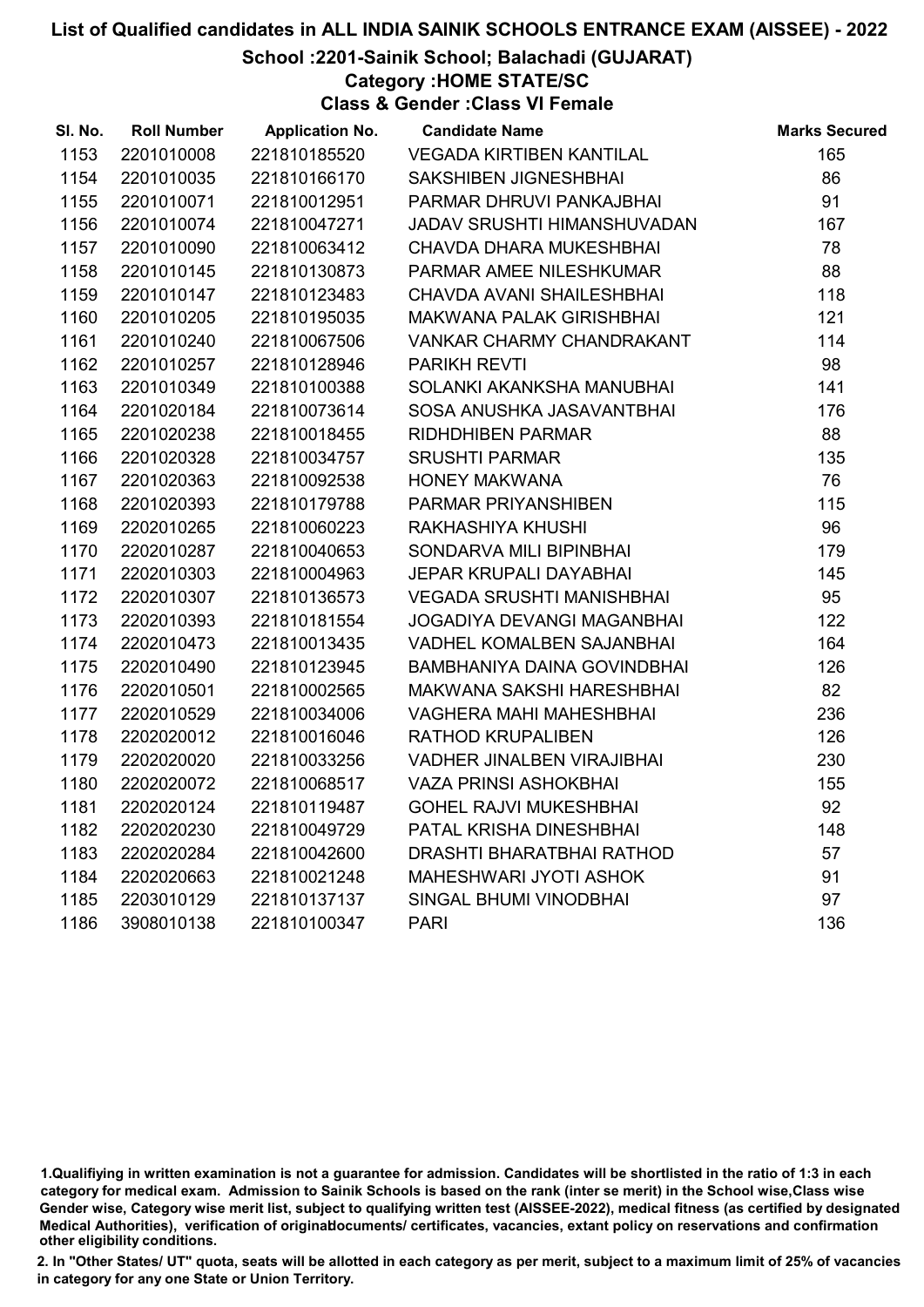# List of Qualified candidates in ALL INDIA SAINIK SCHOOLS ENTRANCE EXAM (AISSEE) - 2022

## School :2201-Sainik School; Balachadi (GUJARAT)

### Category :HOME STATE/SC

### Class & Gender :Class VI Female

| Sl. No. | Roll Number | Application No. | Candidate Name | Marks Secured |
|---|---|---|---|---|
| 1153 | 2201010008 | 221810185520 | VEGADA KIRTIBEN KANTILAL | 165 |
| 1154 | 2201010035 | 221810166170 | SAKSHIBEN JIGNESHBHAI | 86 |
| 1155 | 2201010071 | 221810012951 | PARMAR DHRUVI PANKAJBHAI | 91 |
| 1156 | 2201010074 | 221810047271 | JADAV SRUSHTI HIMANSHUVADAN | 167 |
| 1157 | 2201010090 | 221810063412 | CHAVDA DHARA MUKESHBHAI | 78 |
| 1158 | 2201010145 | 221810130873 | PARMAR AMEE NILESHKUMAR | 88 |
| 1159 | 2201010147 | 221810123483 | CHAVDA AVANI SHAILESHBHAI | 118 |
| 1160 | 2201010205 | 221810195035 | MAKWANA PALAK GIRISHBHAI | 121 |
| 1161 | 2201010240 | 221810067506 | VANKAR CHARMY CHANDRAKANT | 114 |
| 1162 | 2201010257 | 221810128946 | PARIKH REVTI | 98 |
| 1163 | 2201010349 | 221810100388 | SOLANKI AKANKSHA MANUBHAI | 141 |
| 1164 | 2201020184 | 221810073614 | SOSA ANUSHKA JASAVANTBHAI | 176 |
| 1165 | 2201020238 | 221810018455 | RIDHDHIBEN PARMAR | 88 |
| 1166 | 2201020328 | 221810034757 | SRUSHTI PARMAR | 135 |
| 1167 | 2201020363 | 221810092538 | HONEY MAKWANA | 76 |
| 1168 | 2201020393 | 221810179788 | PARMAR PRIYANSHIBEN | 115 |
| 1169 | 2202010265 | 221810060223 | RAKHASHIYA KHUSHI | 96 |
| 1170 | 2202010287 | 221810040653 | SONDARVA MILI BIPINBHAI | 179 |
| 1171 | 2202010303 | 221810004963 | JEPAR KRUPALI DAYABHAI | 145 |
| 1172 | 2202010307 | 221810136573 | VEGADA SRUSHTI MANISHBHAI | 95 |
| 1173 | 2202010393 | 221810181554 | JOGADIYA DEVANGI MAGANBHAI | 122 |
| 1174 | 2202010473 | 221810013435 | VADHEL KOMALBEN SAJANBHAI | 164 |
| 1175 | 2202010490 | 221810123945 | BAMBHANIYA DAINA GOVINDBHAI | 126 |
| 1176 | 2202010501 | 221810002565 | MAKWANA SAKSHI HARESHBHAI | 82 |
| 1177 | 2202010529 | 221810034006 | VAGHERA MAHI MAHESHBHAI | 236 |
| 1178 | 2202020012 | 221810016046 | RATHOD KRUPALIBEN | 126 |
| 1179 | 2202020020 | 221810033256 | VADHER JINALBEN VIRAJIBHAI | 230 |
| 1180 | 2202020072 | 221810068517 | VAZA PRINSI ASHOKBHAI | 155 |
| 1181 | 2202020124 | 221810119487 | GOHEL RAJVI MUKESHBHAI | 92 |
| 1182 | 2202020230 | 221810049729 | PATAL KRISHA DINESHBHAI | 148 |
| 1183 | 2202020284 | 221810042600 | DRASHTI BHARATBHAI RATHOD | 57 |
| 1184 | 2202020663 | 221810021248 | MAHESHWARI JYOTI ASHOK | 91 |
| 1185 | 2203010129 | 221810137137 | SINGAL BHUMI VINODBHAI | 97 |
| 1186 | 3908010138 | 221810100347 | PARI | 136 |

1.Qualifiying in written examination is not a guarantee for admission. Candidates will be shortlisted in the ratio of 1:3 in each category for medical exam. Admission to Sainik Schools is based on the rank (inter se merit) in the School wise,Class wise Gender wise, Category wise merit list, subject to qualifying written test (AISSEE-2022), medical fitness (as certified by designated Medical Authorities), verification of originaldocuments/ certificates, vacancies, extant policy on reservations and confirmation other eligibility conditions.

2. In "Other States/ UT" quota, seats will be allotted in each category as per merit, subject to a maximum limit of 25% of vacancies in category for any one State or Union Territory.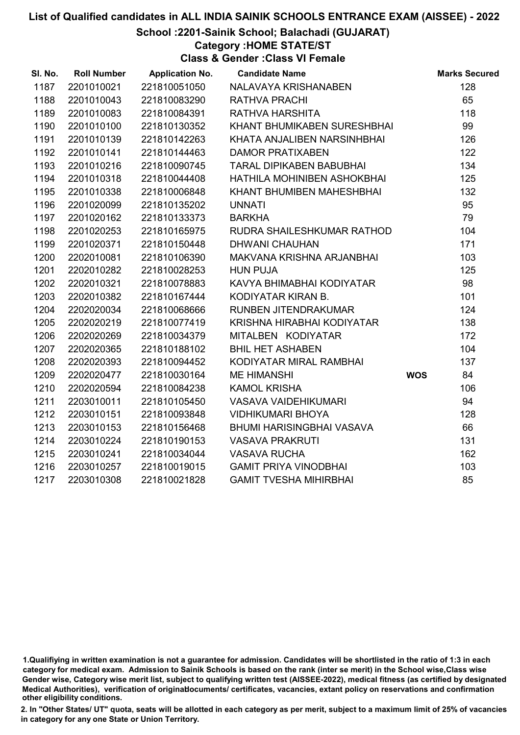# List of Qualified candidates in ALL INDIA SAINIK SCHOOLS ENTRANCE EXAM (AISSEE) - 2022

## School :2201-Sainik School; Balachadi (GUJARAT)

### Category :HOME STATE/ST

### Class & Gender :Class VI Female

| Sl. No. | Roll Number | Application No. | Candidate Name | | Marks Secured |
|---|---|---|---|---|---|
| 1187 | 2201010021 | 221810051050 | NALAVAYA KRISHANABEN | | 128 |
| 1188 | 2201010043 | 221810083290 | RATHVA PRACHI | | 65 |
| 1189 | 2201010083 | 221810084391 | RATHVA HARSHITA | | 118 |
| 1190 | 2201010100 | 221810130352 | KHANT BHUMIKABEN SURESHBHAI | | 99 |
| 1191 | 2201010139 | 221810142263 | KHATA ANJALIBEN NARSINHBHAI | | 126 |
| 1192 | 2201010141 | 221810144463 | DAMOR PRATIXABEN | | 122 |
| 1193 | 2201010216 | 221810090745 | TARAL DIPIKABEN BABUBHAI | | 134 |
| 1194 | 2201010318 | 221810044408 | HATHILA MOHINIBEN ASHOKBHAI | | 125 |
| 1195 | 2201010338 | 221810006848 | KHANT BHUMIBEN MAHESHBHAI | | 132 |
| 1196 | 2201020099 | 221810135202 | UNNATI | | 95 |
| 1197 | 2201020162 | 221810133373 | BARKHA | | 79 |
| 1198 | 2201020253 | 221810165975 | RUDRA SHAILESHKUMAR RATHOD | | 104 |
| 1199 | 2201020371 | 221810150448 | DHWANI CHAUHAN | | 171 |
| 1200 | 2202010081 | 221810106390 | MAKVANA KRISHNA ARJANBHAI | | 103 |
| 1201 | 2202010282 | 221810028253 | HUN PUJA | | 125 |
| 1202 | 2202010321 | 221810078883 | KAVYA BHIMABHAI KODIYATAR | | 98 |
| 1203 | 2202010382 | 221810167444 | KODIYATAR KIRAN B. | | 101 |
| 1204 | 2202020034 | 221810068666 | RUNBEN JITENDRAKUMAR | | 124 |
| 1205 | 2202020219 | 221810077419 | KRISHNA HIRABHAI KODIYATAR | | 138 |
| 1206 | 2202020269 | 221810034379 | MITALBEN KODIYATAR | | 172 |
| 1207 | 2202020365 | 221810188102 | BHIL HET ASHABEN | | 104 |
| 1208 | 2202020393 | 221810094452 | KODIYATAR MIRAL RAMBHAI | | 137 |
| 1209 | 2202020477 | 221810030164 | ME HIMANSHI | WOS | 84 |
| 1210 | 2202020594 | 221810084238 | KAMOL KRISHA | | 106 |
| 1211 | 2203010011 | 221810105450 | VASAVA VAIDEHIKUMARI | | 94 |
| 1212 | 2203010151 | 221810093848 | VIDHIKUMARI BHOYA | | 128 |
| 1213 | 2203010153 | 221810156468 | BHUMI HARISINGBHAI VASAVA | | 66 |
| 1214 | 2203010224 | 221810190153 | VASAVA PRAKRUTI | | 131 |
| 1215 | 2203010241 | 221810034044 | VASAVA RUCHA | | 162 |
| 1216 | 2203010257 | 221810019015 | GAMIT PRIYA VINODBHAI | | 103 |
| 1217 | 2203010308 | 221810021828 | GAMIT TVESHA MIHIRBHAI | | 85 |

1.Qualifiying in written examination is not a guarantee for admission. Candidates will be shortlisted in the ratio of 1:3 in each category for medical exam. Admission to Sainik Schools is based on the rank (inter se merit) in the School wise,Class wise Gender wise, Category wise merit list, subject to qualifying written test (AISSEE-2022), medical fitness (as certified by designated Medical Authorities), verification of originaldocuments/ certificates, vacancies, extant policy on reservations and confirmation other eligibility conditions.

2. In "Other States/ UT" quota, seats will be allotted in each category as per merit, subject to a maximum limit of 25% of vacancies in category for any one State or Union Territory.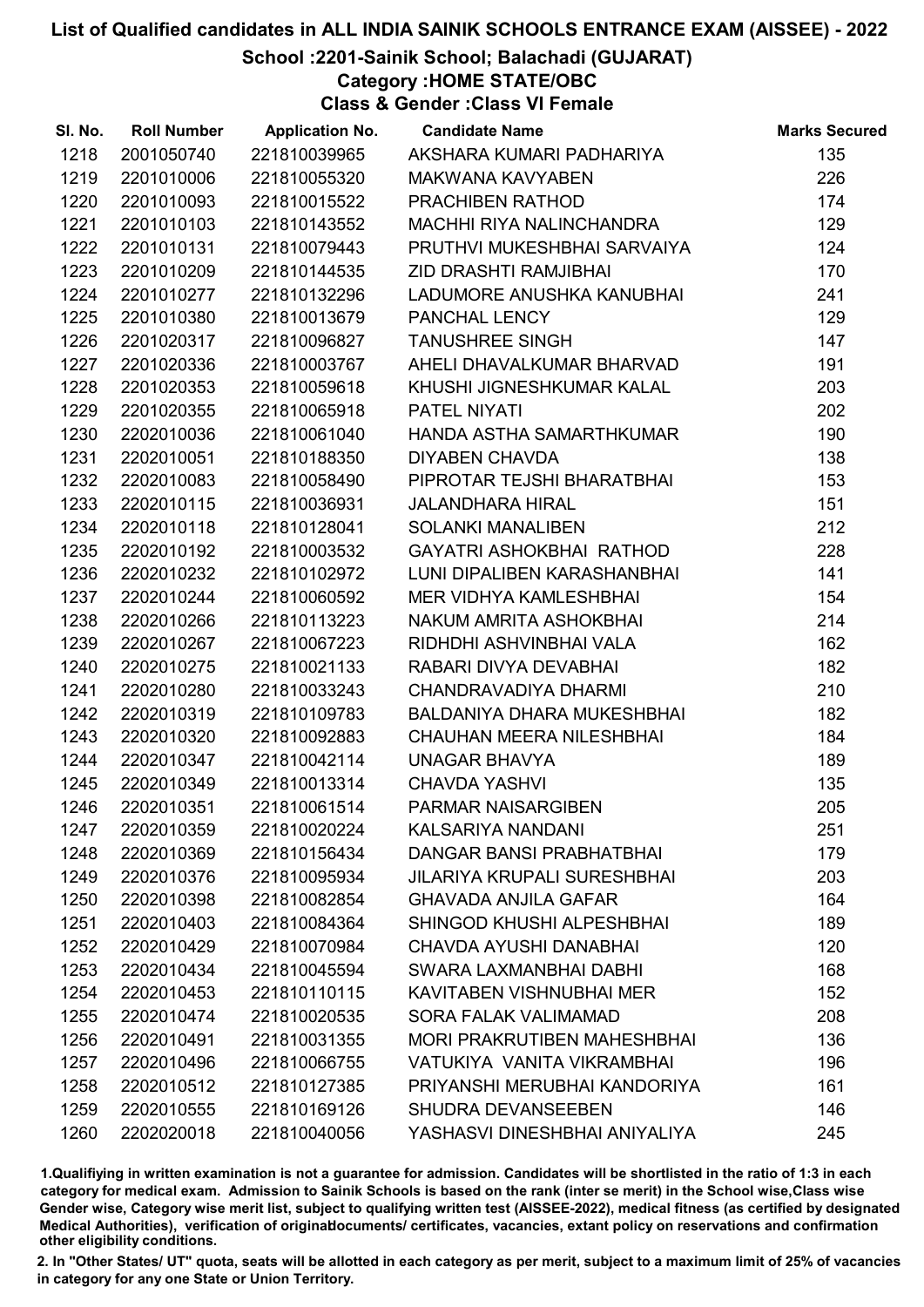# List of Qualified candidates in ALL INDIA SAINIK SCHOOLS ENTRANCE EXAM (AISSEE) - 2022

## School :2201-Sainik School; Balachadi (GUJARAT)

### Category :HOME STATE/OBC

### Class & Gender :Class VI Female

| Sl. No. | Roll Number | Application No. | Candidate Name | Marks Secured |
|---|---|---|---|---|
| 1218 | 2001050740 | 221810039965 | AKSHARA KUMARI PADHARIYA | 135 |
| 1219 | 2201010006 | 221810055320 | MAKWANA KAVYABEN | 226 |
| 1220 | 2201010093 | 221810015522 | PRACHIBEN RATHOD | 174 |
| 1221 | 2201010103 | 221810143552 | MACHHI RIYA NALINCHANDRA | 129 |
| 1222 | 2201010131 | 221810079443 | PRUTHVI MUKESHBHAI SARVAIYA | 124 |
| 1223 | 2201010209 | 221810144535 | ZID DRASHTI RAMJIBHAI | 170 |
| 1224 | 2201010277 | 221810132296 | LADUMORE ANUSHKA KANUBHAI | 241 |
| 1225 | 2201010380 | 221810013679 | PANCHAL LENCY | 129 |
| 1226 | 2201020317 | 221810096827 | TANUSHREE SINGH | 147 |
| 1227 | 2201020336 | 221810003767 | AHELI DHAVALKUMAR BHARVAD | 191 |
| 1228 | 2201020353 | 221810059618 | KHUSHI JIGNESHKUMAR KALAL | 203 |
| 1229 | 2201020355 | 221810065918 | PATEL NIYATI | 202 |
| 1230 | 2202010036 | 221810061040 | HANDA ASTHA SAMARTHKUMAR | 190 |
| 1231 | 2202010051 | 221810188350 | DIYABEN CHAVDA | 138 |
| 1232 | 2202010083 | 221810058490 | PIPROTAR TEJSHI BHARATBHAI | 153 |
| 1233 | 2202010115 | 221810036931 | JALANDHARA HIRAL | 151 |
| 1234 | 2202010118 | 221810128041 | SOLANKI MANALIBEN | 212 |
| 1235 | 2202010192 | 221810003532 | GAYATRI ASHOKBHAI RATHOD | 228 |
| 1236 | 2202010232 | 221810102972 | LUNI DIPALIBEN KARASHANBHAI | 141 |
| 1237 | 2202010244 | 221810060592 | MER VIDHYA KAMLESHBHAI | 154 |
| 1238 | 2202010266 | 221810113223 | NAKUM AMRITA ASHOKBHAI | 214 |
| 1239 | 2202010267 | 221810067223 | RIDHDHI ASHVINBHAI VALA | 162 |
| 1240 | 2202010275 | 221810021133 | RABARI DIVYA DEVABHAI | 182 |
| 1241 | 2202010280 | 221810033243 | CHANDRAVADIYA DHARMI | 210 |
| 1242 | 2202010319 | 221810109783 | BALDANIYA DHARA MUKESHBHAI | 182 |
| 1243 | 2202010320 | 221810092883 | CHAUHAN MEERA NILESHBHAI | 184 |
| 1244 | 2202010347 | 221810042114 | UNAGAR BHAVYA | 189 |
| 1245 | 2202010349 | 221810013314 | CHAVDA YASHVI | 135 |
| 1246 | 2202010351 | 221810061514 | PARMAR NAISARGIBEN | 205 |
| 1247 | 2202010359 | 221810020224 | KALSARIYA NANDANI | 251 |
| 1248 | 2202010369 | 221810156434 | DANGAR BANSI PRABHATBHAI | 179 |
| 1249 | 2202010376 | 221810095934 | JILARIYA KRUPALI SURESHBHAI | 203 |
| 1250 | 2202010398 | 221810082854 | GHAVADA ANJILA GAFAR | 164 |
| 1251 | 2202010403 | 221810084364 | SHINGOD KHUSHI ALPESHBHAI | 189 |
| 1252 | 2202010429 | 221810070984 | CHAVDA AYUSHI DANABHAI | 120 |
| 1253 | 2202010434 | 221810045594 | SWARA LAXMANBHAI DABHI | 168 |
| 1254 | 2202010453 | 221810110115 | KAVITABEN VISHNUBHAI MER | 152 |
| 1255 | 2202010474 | 221810020535 | SORA FALAK VALIMAMAD | 208 |
| 1256 | 2202010491 | 221810031355 | MORI PRAKRUTIBEN MAHESHBHAI | 136 |
| 1257 | 2202010496 | 221810066755 | VATUKIYA VANITA VIKRAMBHAI | 196 |
| 1258 | 2202010512 | 221810127385 | PRIYANSHI MERUBHAI KANDORIYA | 161 |
| 1259 | 2202010555 | 221810169126 | SHUDRA DEVANSEEBEN | 146 |
| 1260 | 2202020018 | 221810040056 | YASHASVI DINESHBHAI ANIYALIYA | 245 |

1.Qualifiying in written examination is not a guarantee for admission. Candidates will be shortlisted in the ratio of 1:3 in each category for medical exam. Admission to Sainik Schools is based on the rank (inter se merit) in the School wise,Class wise Gender wise, Category wise merit list, subject to qualifying written test (AISSEE-2022), medical fitness (as certified by designated Medical Authorities), verification of originaldocuments/ certificates, vacancies, extant policy on reservations and confirmation other eligibility conditions.

2. In "Other States/ UT" quota, seats will be allotted in each category as per merit, subject to a maximum limit of 25% of vacancies in category for any one State or Union Territory.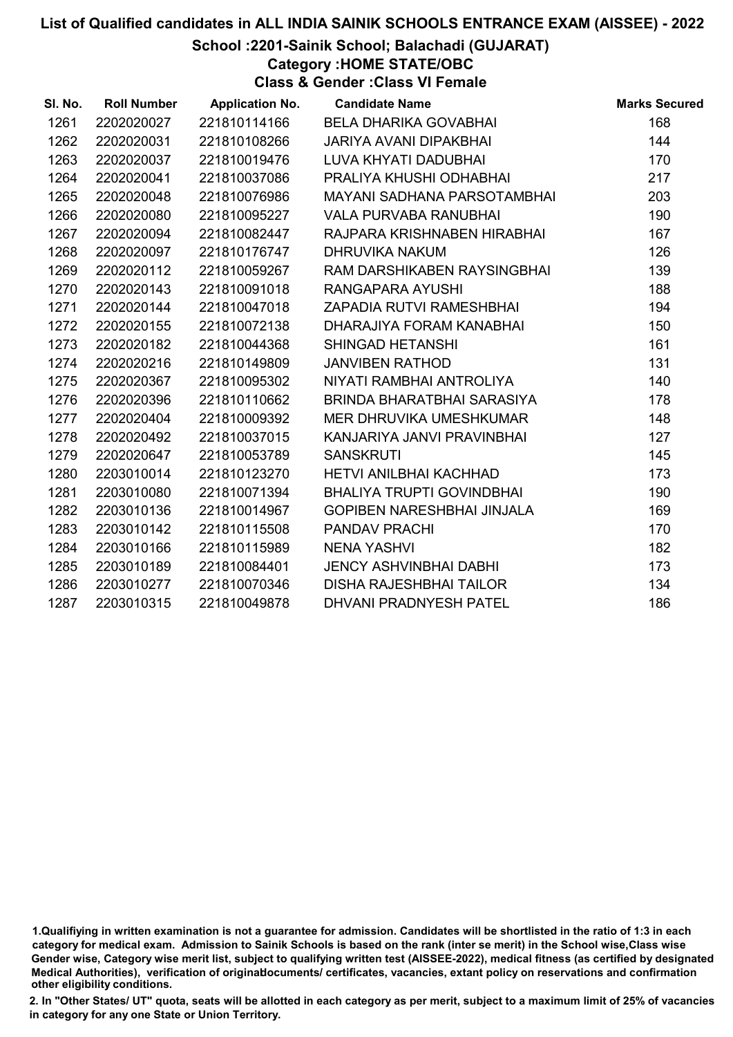# List of Qualified candidates in ALL INDIA SAINIK SCHOOLS ENTRANCE EXAM (AISSEE) - 2022

## School :2201-Sainik School; Balachadi (GUJARAT)

### Category :HOME STATE/OBC

### Class & Gender :Class VI Female

| Sl. No. | Roll Number | Application No. | Candidate Name | Marks Secured |
|---|---|---|---|---|
| 1261 | 2202020027 | 221810114166 | BELA DHARIKA GOVABHAI | 168 |
| 1262 | 2202020031 | 221810108266 | JARIYA AVANI DIPAKBHAI | 144 |
| 1263 | 2202020037 | 221810019476 | LUVA KHYATI DADUBHAI | 170 |
| 1264 | 2202020041 | 221810037086 | PRALIYA KHUSHI ODHABHAI | 217 |
| 1265 | 2202020048 | 221810076986 | MAYANI SADHANA PARSOTAMBHAI | 203 |
| 1266 | 2202020080 | 221810095227 | VALA PURVABA RANUBHAI | 190 |
| 1267 | 2202020094 | 221810082447 | RAJPARA KRISHNABEN HIRABHAI | 167 |
| 1268 | 2202020097 | 221810176747 | DHRUVIKA NAKUM | 126 |
| 1269 | 2202020112 | 221810059267 | RAM DARSHIKABEN RAYSINGBHAI | 139 |
| 1270 | 2202020143 | 221810091018 | RANGAPARA AYUSHI | 188 |
| 1271 | 2202020144 | 221810047018 | ZAPADIA RUTVI RAMESHBHAI | 194 |
| 1272 | 2202020155 | 221810072138 | DHARAJIYA FORAM KANABHAI | 150 |
| 1273 | 2202020182 | 221810044368 | SHINGAD HETANSHI | 161 |
| 1274 | 2202020216 | 221810149809 | JANVIBEN RATHOD | 131 |
| 1275 | 2202020367 | 221810095302 | NIYATI RAMBHAI ANTROLIYA | 140 |
| 1276 | 2202020396 | 221810110662 | BRINDA BHARATBHAI SARASIYA | 178 |
| 1277 | 2202020404 | 221810009392 | MER DHRUVIKA UMESHKUMAR | 148 |
| 1278 | 2202020492 | 221810037015 | KANJARIYA JANVI PRAVINBHAI | 127 |
| 1279 | 2202020647 | 221810053789 | SANSKRUTI | 145 |
| 1280 | 2203010014 | 221810123270 | HETVI ANILBHAI KACHHAD | 173 |
| 1281 | 2203010080 | 221810071394 | BHALIYA TRUPTI GOVINDBHAI | 190 |
| 1282 | 2203010136 | 221810014967 | GOPIBEN NARESHBHAI JINJALA | 169 |
| 1283 | 2203010142 | 221810115508 | PANDAV PRACHI | 170 |
| 1284 | 2203010166 | 221810115989 | NENA YASHVI | 182 |
| 1285 | 2203010189 | 221810084401 | JENCY ASHVINBHAI DABHI | 173 |
| 1286 | 2203010277 | 221810070346 | DISHA RAJESHBHAI TAILOR | 134 |
| 1287 | 2203010315 | 221810049878 | DHVANI PRADNYESH PATEL | 186 |

1.Qualifiying in written examination is not a guarantee for admission. Candidates will be shortlisted in the ratio of 1:3 in each category for medical exam. Admission to Sainik Schools is based on the rank (inter se merit) in the School wise,Class wise Gender wise, Category wise merit list, subject to qualifying written test (AISSEE-2022), medical fitness (as certified by designated Medical Authorities), verification of originaldocuments/ certificates, vacancies, extant policy on reservations and confirmation other eligibility conditions.

2. In "Other States/ UT" quota, seats will be allotted in each category as per merit, subject to a maximum limit of 25% of vacancies in category for any one State or Union Territory.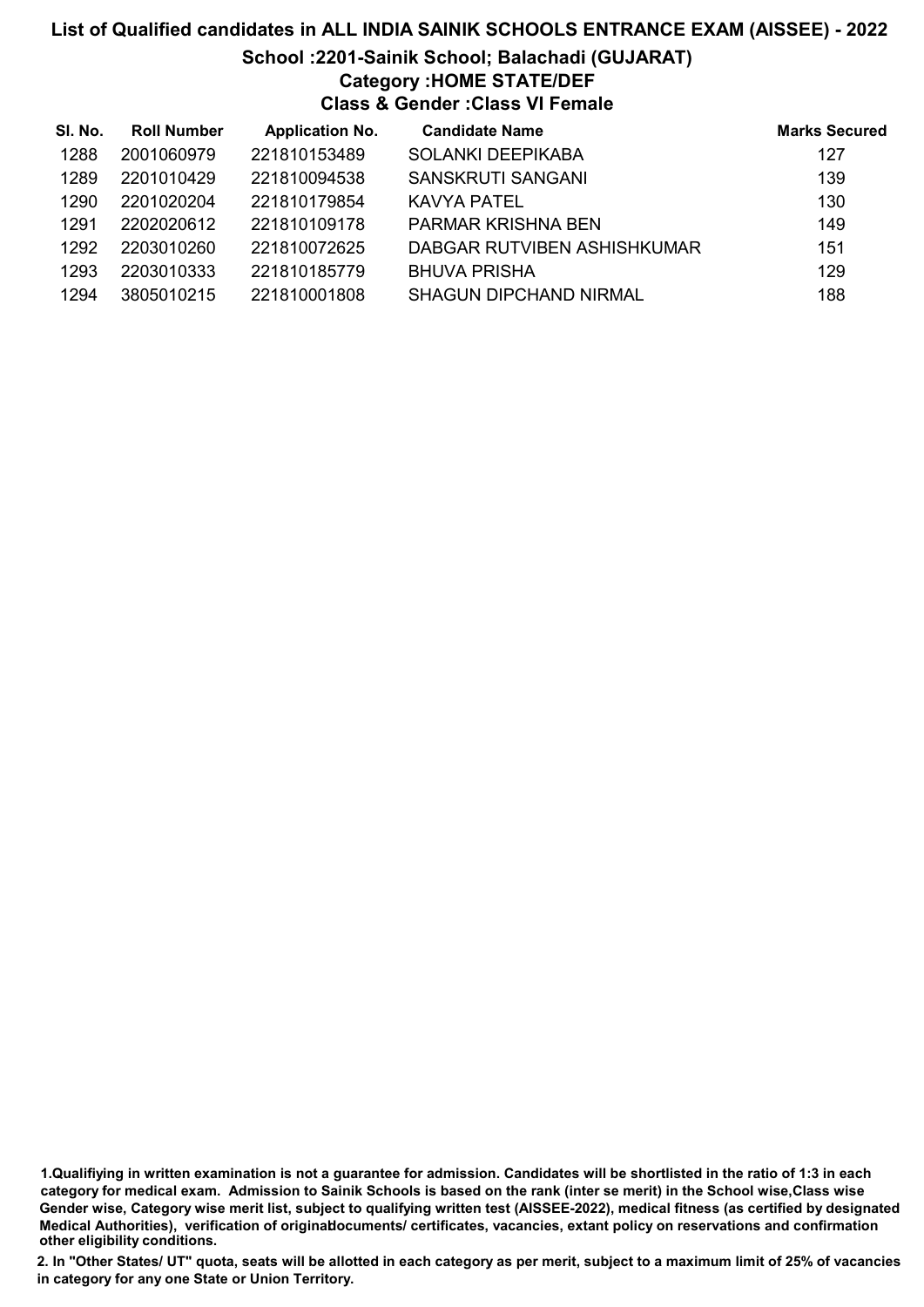# List of Qualified candidates in ALL INDIA SAINIK SCHOOLS ENTRANCE EXAM (AISSEE) - 2022

## School :2201-Sainik School; Balachadi (GUJARAT)

### Category :HOME STATE/DEF

### Class & Gender :Class VI Female

| Sl. No. | Roll Number | Application No. | Candidate Name | Marks Secured |
|---|---|---|---|---|
| 1288 | 2001060979 | 221810153489 | SOLANKI DEEPIKABA | 127 |
| 1289 | 2201010429 | 221810094538 | SANSKRUTI SANGANI | 139 |
| 1290 | 2201020204 | 221810179854 | KAVYA PATEL | 130 |
| 1291 | 2202020612 | 221810109178 | PARMAR KRISHNA BEN | 149 |
| 1292 | 2203010260 | 221810072625 | DABGAR RUTVIBEN ASHISHKUMAR | 151 |
| 1293 | 2203010333 | 221810185779 | BHUVA PRISHA | 129 |
| 1294 | 3805010215 | 221810001808 | SHAGUN DIPCHAND NIRMAL | 188 |

1.Qualifiying in written examination is not a guarantee for admission. Candidates will be shortlisted in the ratio of 1:3 in each category for medical exam. Admission to Sainik Schools is based on the rank (inter se merit) in the School wise,Class wise Gender wise, Category wise merit list, subject to qualifying written test (AISSEE-2022), medical fitness (as certified by designated Medical Authorities), verification of originaldocuments/ certificates, vacancies, extant policy on reservations and confirmation other eligibility conditions.

2. In "Other States/ UT" quota, seats will be allotted in each category as per merit, subject to a maximum limit of 25% of vacancies in category for any one State or Union Territory.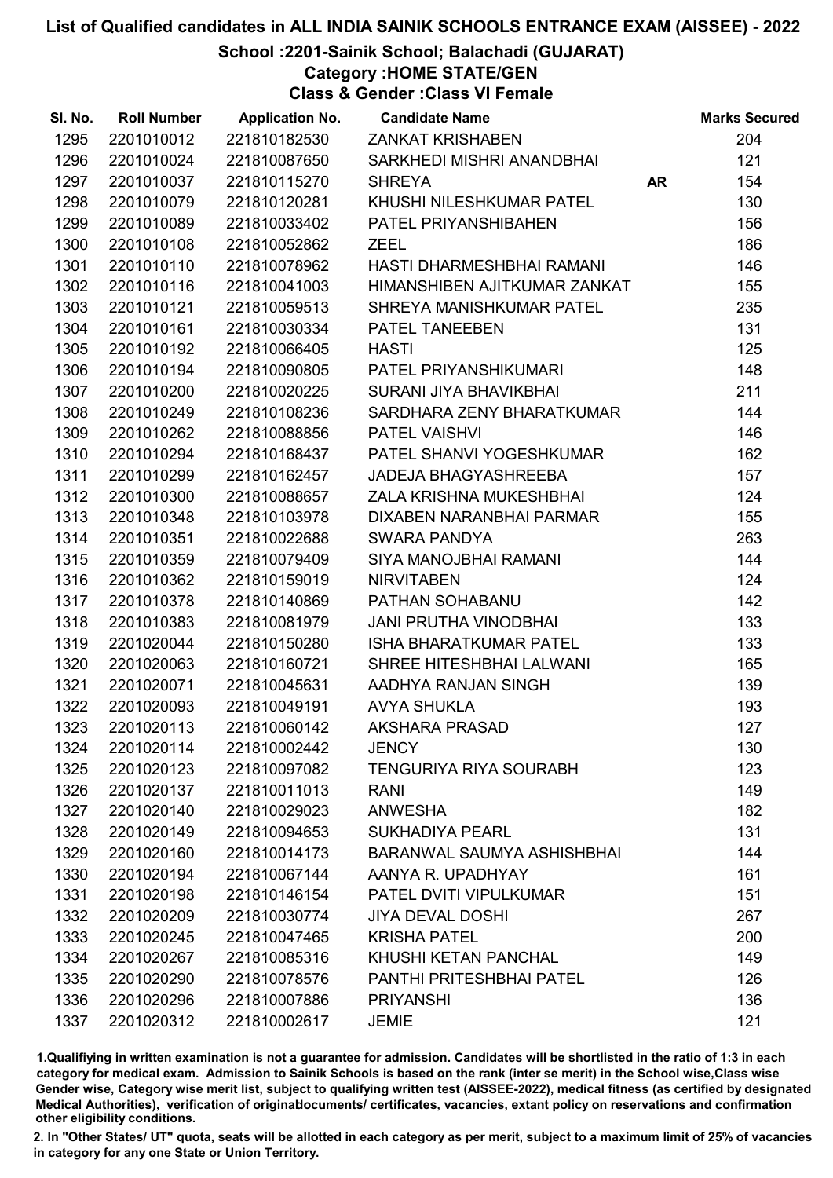# List of Qualified candidates in ALL INDIA SAINIK SCHOOLS ENTRANCE EXAM (AISSEE) - 2022

## School :2201-Sainik School; Balachadi (GUJARAT)

### Category :HOME STATE/GEN

### Class & Gender :Class VI Female

| Sl. No. | Roll Number | Application No. | Candidate Name | | Marks Secured |
|---|---|---|---|---|---|
| 1295 | 2201010012 | 221810182530 | ZANKAT KRISHABEN | | 204 |
| 1296 | 2201010024 | 221810087650 | SARKHEDI MISHRI ANANDBHAI | | 121 |
| 1297 | 2201010037 | 221810115270 | SHREYA | AR | 154 |
| 1298 | 2201010079 | 221810120281 | KHUSHI NILESHKUMAR PATEL | | 130 |
| 1299 | 2201010089 | 221810033402 | PATEL PRIYANSHIBAHEN | | 156 |
| 1300 | 2201010108 | 221810052862 | ZEEL | | 186 |
| 1301 | 2201010110 | 221810078962 | HASTI DHARMESHBHAI RAMANI | | 146 |
| 1302 | 2201010116 | 221810041003 | HIMANSHIBEN AJITKUMAR ZANKAT | | 155 |
| 1303 | 2201010121 | 221810059513 | SHREYA MANISHKUMAR PATEL | | 235 |
| 1304 | 2201010161 | 221810030334 | PATEL TANEEBEN | | 131 |
| 1305 | 2201010192 | 221810066405 | HASTI | | 125 |
| 1306 | 2201010194 | 221810090805 | PATEL PRIYANSHIKUMARI | | 148 |
| 1307 | 2201010200 | 221810020225 | SURANI JIYA BHAVIKBHAI | | 211 |
| 1308 | 2201010249 | 221810108236 | SARDHARA ZENY BHARATKUMAR | | 144 |
| 1309 | 2201010262 | 221810088856 | PATEL VAISHVI | | 146 |
| 1310 | 2201010294 | 221810168437 | PATEL SHANVI YOGESHKUMAR | | 162 |
| 1311 | 2201010299 | 221810162457 | JADEJA BHAGYASHREEBA | | 157 |
| 1312 | 2201010300 | 221810088657 | ZALA KRISHNA MUKESHBHAI | | 124 |
| 1313 | 2201010348 | 221810103978 | DIXABEN NARANBHAI PARMAR | | 155 |
| 1314 | 2201010351 | 221810022688 | SWARA PANDYA | | 263 |
| 1315 | 2201010359 | 221810079409 | SIYA MANOJBHAI RAMANI | | 144 |
| 1316 | 2201010362 | 221810159019 | NIRVITABEN | | 124 |
| 1317 | 2201010378 | 221810140869 | PATHAN SOHABANU | | 142 |
| 1318 | 2201010383 | 221810081979 | JANI PRUTHA VINODBHAI | | 133 |
| 1319 | 2201020044 | 221810150280 | ISHA BHARATKUMAR PATEL | | 133 |
| 1320 | 2201020063 | 221810160721 | SHREE HITESHBHAI LALWANI | | 165 |
| 1321 | 2201020071 | 221810045631 | AADHYA RANJAN SINGH | | 139 |
| 1322 | 2201020093 | 221810049191 | AVYA SHUKLA | | 193 |
| 1323 | 2201020113 | 221810060142 | AKSHARA PRASAD | | 127 |
| 1324 | 2201020114 | 221810002442 | JENCY | | 130 |
| 1325 | 2201020123 | 221810097082 | TENGURIYA RIYA SOURABH | | 123 |
| 1326 | 2201020137 | 221810011013 | RANI | | 149 |
| 1327 | 2201020140 | 221810029023 | ANWESHA | | 182 |
| 1328 | 2201020149 | 221810094653 | SUKHADIYA PEARL | | 131 |
| 1329 | 2201020160 | 221810014173 | BARANWAL SAUMYA ASHISHBHAI | | 144 |
| 1330 | 2201020194 | 221810067144 | AANYA R. UPADHYAY | | 161 |
| 1331 | 2201020198 | 221810146154 | PATEL DVITI VIPULKUMAR | | 151 |
| 1332 | 2201020209 | 221810030774 | JIYA DEVAL DOSHI | | 267 |
| 1333 | 2201020245 | 221810047465 | KRISHA PATEL | | 200 |
| 1334 | 2201020267 | 221810085316 | KHUSHI KETAN PANCHAL | | 149 |
| 1335 | 2201020290 | 221810078576 | PANTHI PRITESHBHAI PATEL | | 126 |
| 1336 | 2201020296 | 221810007886 | PRIYANSHI | | 136 |
| 1337 | 2201020312 | 221810002617 | JEMIE | | 121 |

1.Qualifiying in written examination is not a guarantee for admission. Candidates will be shortlisted in the ratio of 1:3 in each category for medical exam. Admission to Sainik Schools is based on the rank (inter se merit) in the School wise,Class wise Gender wise, Category wise merit list, subject to qualifying written test (AISSEE-2022), medical fitness (as certified by designated Medical Authorities), verification of originaldocuments/ certificates, vacancies, extant policy on reservations and confirmation other eligibility conditions.

2. In "Other States/ UT" quota, seats will be allotted in each category as per merit, subject to a maximum limit of 25% of vacancies in category for any one State or Union Territory.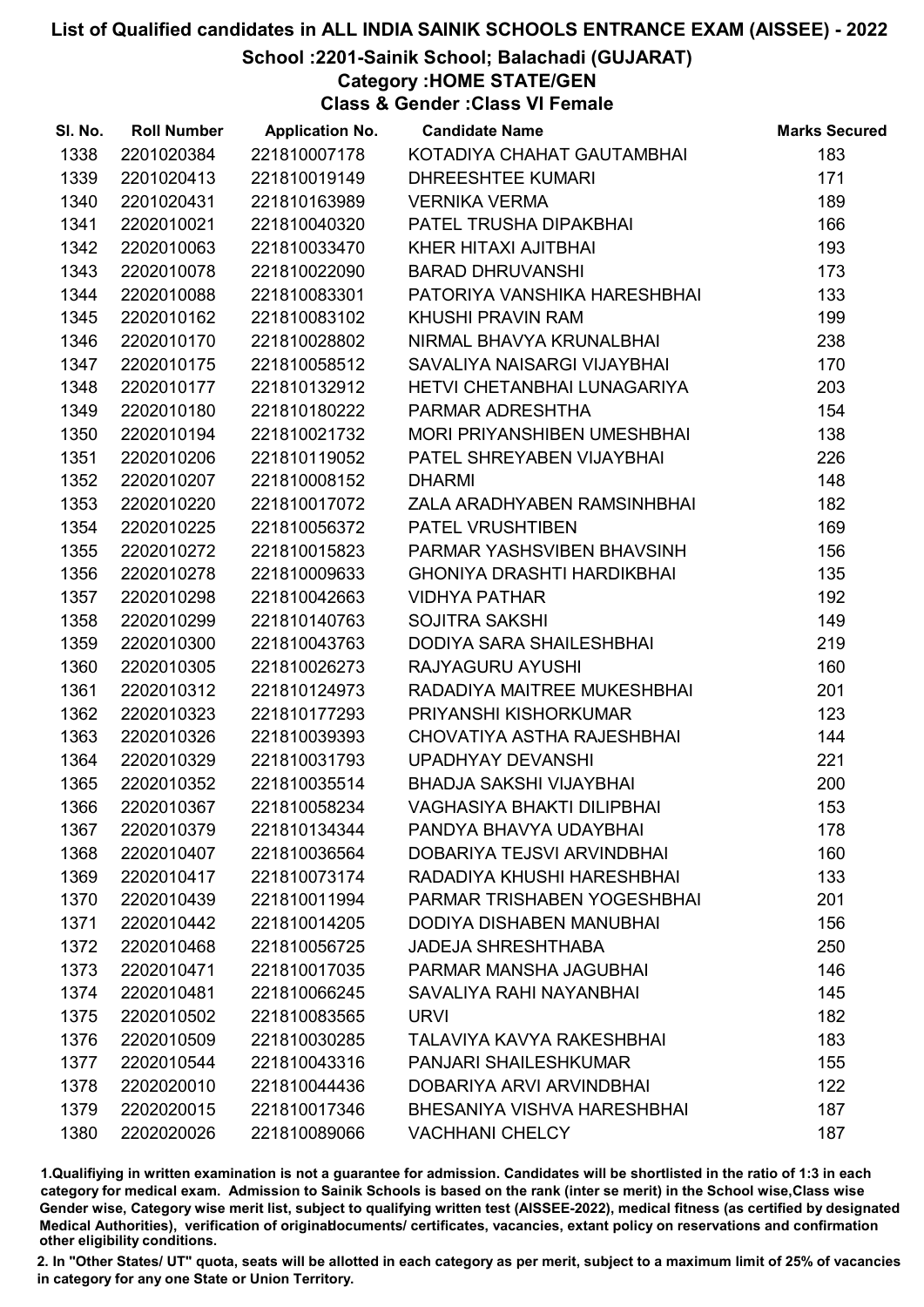# List of Qualified candidates in ALL INDIA SAINIK SCHOOLS ENTRANCE EXAM (AISSEE) - 2022

## School :2201-Sainik School; Balachadi (GUJARAT)

### Category :HOME STATE/GEN

### Class & Gender :Class VI Female

| Sl. No. | Roll Number | Application No. | Candidate Name | Marks Secured |
|---|---|---|---|---|
| 1338 | 2201020384 | 221810007178 | KOTADIYA CHAHAT GAUTAMBHAI | 183 |
| 1339 | 2201020413 | 221810019149 | DHREESHTEE KUMARI | 171 |
| 1340 | 2201020431 | 221810163989 | VERNIKA VERMA | 189 |
| 1341 | 2202010021 | 221810040320 | PATEL TRUSHA DIPAKBHAI | 166 |
| 1342 | 2202010063 | 221810033470 | KHER HITAXI AJITBHAI | 193 |
| 1343 | 2202010078 | 221810022090 | BARAD DHRUVANSHI | 173 |
| 1344 | 2202010088 | 221810083301 | PATORIYA VANSHIKA HARESHBHAI | 133 |
| 1345 | 2202010162 | 221810083102 | KHUSHI PRAVIN RAM | 199 |
| 1346 | 2202010170 | 221810028802 | NIRMAL BHAVYA KRUNALBHAI | 238 |
| 1347 | 2202010175 | 221810058512 | SAVALIYA NAISARGI VIJAYBHAI | 170 |
| 1348 | 2202010177 | 221810132912 | HETVI CHETANBHAI LUNAGARIYA | 203 |
| 1349 | 2202010180 | 221810180222 | PARMAR ADRESHTHA | 154 |
| 1350 | 2202010194 | 221810021732 | MORI PRIYANSHIBEN UMESHBHAI | 138 |
| 1351 | 2202010206 | 221810119052 | PATEL SHREYABEN VIJAYBHAI | 226 |
| 1352 | 2202010207 | 221810008152 | DHARMI | 148 |
| 1353 | 2202010220 | 221810017072 | ZALA ARADHYABEN RAMSINHBHAI | 182 |
| 1354 | 2202010225 | 221810056372 | PATEL VRUSHTIBEN | 169 |
| 1355 | 2202010272 | 221810015823 | PARMAR YASHSVIBEN BHAVSINH | 156 |
| 1356 | 2202010278 | 221810009633 | GHONIYA DRASHTI HARDIKBHAI | 135 |
| 1357 | 2202010298 | 221810042663 | VIDHYA PATHAR | 192 |
| 1358 | 2202010299 | 221810140763 | SOJITRA SAKSHI | 149 |
| 1359 | 2202010300 | 221810043763 | DODIYA SARA SHAILESHBHAI | 219 |
| 1360 | 2202010305 | 221810026273 | RAJYAGURU AYUSHI | 160 |
| 1361 | 2202010312 | 221810124973 | RADADIYA MAITREE MUKESHBHAI | 201 |
| 1362 | 2202010323 | 221810177293 | PRIYANSHI KISHORKUMAR | 123 |
| 1363 | 2202010326 | 221810039393 | CHOVATIYA ASTHA RAJESHBHAI | 144 |
| 1364 | 2202010329 | 221810031793 | UPADHYAY DEVANSHI | 221 |
| 1365 | 2202010352 | 221810035514 | BHADJA SAKSHI VIJAYBHAI | 200 |
| 1366 | 2202010367 | 221810058234 | VAGHASIYA BHAKTI DILIPBHAI | 153 |
| 1367 | 2202010379 | 221810134344 | PANDYA BHAVYA UDAYBHAI | 178 |
| 1368 | 2202010407 | 221810036564 | DOBARIYA TEJSVI ARVINDBHAI | 160 |
| 1369 | 2202010417 | 221810073174 | RADADIYA KHUSHI HARESHBHAI | 133 |
| 1370 | 2202010439 | 221810011994 | PARMAR TRISHABEN YOGESHBHAI | 201 |
| 1371 | 2202010442 | 221810014205 | DODIYA DISHABEN MANUBHAI | 156 |
| 1372 | 2202010468 | 221810056725 | JADEJA SHRESHTHABA | 250 |
| 1373 | 2202010471 | 221810017035 | PARMAR MANSHA JAGUBHAI | 146 |
| 1374 | 2202010481 | 221810066245 | SAVALIYA RAHI NAYANBHAI | 145 |
| 1375 | 2202010502 | 221810083565 | URVI | 182 |
| 1376 | 2202010509 | 221810030285 | TALAVIYA KAVYA RAKESHBHAI | 183 |
| 1377 | 2202010544 | 221810043316 | PANJARI SHAILESHKUMAR | 155 |
| 1378 | 2202020010 | 221810044436 | DOBARIYA ARVI ARVINDBHAI | 122 |
| 1379 | 2202020015 | 221810017346 | BHESANIYA VISHVA HARESHBHAI | 187 |
| 1380 | 2202020026 | 221810089066 | VACHHANI CHELCY | 187 |

1.Qualifiying in written examination is not a guarantee for admission. Candidates will be shortlisted in the ratio of 1:3 in each category for medical exam. Admission to Sainik Schools is based on the rank (inter se merit) in the School wise,Class wise Gender wise, Category wise merit list, subject to qualifying written test (AISSEE-2022), medical fitness (as certified by designated Medical Authorities), verification of originaldocuments/ certificates, vacancies, extant policy on reservations and confirmation other eligibility conditions.

2. In "Other States/ UT" quota, seats will be allotted in each category as per merit, subject to a maximum limit of 25% of vacancies in category for any one State or Union Territory.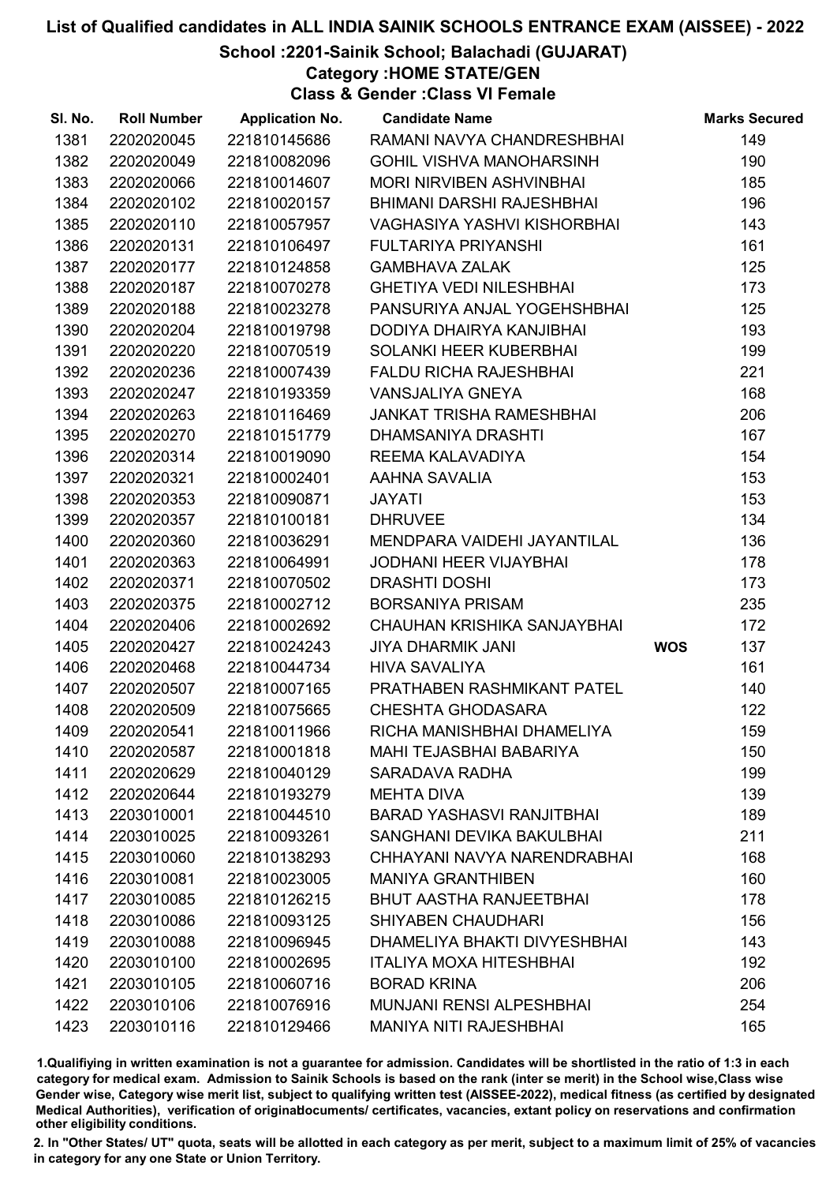# List of Qualified candidates in ALL INDIA SAINIK SCHOOLS ENTRANCE EXAM (AISSEE) - 2022

## School :2201-Sainik School; Balachadi (GUJARAT)

### Category :HOME STATE/GEN

### Class & Gender :Class VI Female

| Sl. No. | Roll Number | Application No. | Candidate Name | | Marks Secured |
|---|---|---|---|---|---|
| 1381 | 2202020045 | 221810145686 | RAMANI NAVYA CHANDRESHBHAI | | 149 |
| 1382 | 2202020049 | 221810082096 | GOHIL VISHVA MANOHARSINH | | 190 |
| 1383 | 2202020066 | 221810014607 | MORI NIRVIBEN ASHVINBHAI | | 185 |
| 1384 | 2202020102 | 221810020157 | BHIMANI DARSHI RAJESHBHAI | | 196 |
| 1385 | 2202020110 | 221810057957 | VAGHASIYA YASHVI KISHORBHAI | | 143 |
| 1386 | 2202020131 | 221810106497 | FULTARIYA PRIYANSHI | | 161 |
| 1387 | 2202020177 | 221810124858 | GAMBHAVA ZALAK | | 125 |
| 1388 | 2202020187 | 221810070278 | GHETIYA VEDI NILESHBHAI | | 173 |
| 1389 | 2202020188 | 221810023278 | PANSURIYA ANJAL YOGEHSHBHAI | | 125 |
| 1390 | 2202020204 | 221810019798 | DODIYA DHAIRYA KANJIBHAI | | 193 |
| 1391 | 2202020220 | 221810070519 | SOLANKI HEER KUBERBHAI | | 199 |
| 1392 | 2202020236 | 221810007439 | FALDU RICHA RAJESHBHAI | | 221 |
| 1393 | 2202020247 | 221810193359 | VANSJALIYA GNEYA | | 168 |
| 1394 | 2202020263 | 221810116469 | JANKAT TRISHA RAMESHBHAI | | 206 |
| 1395 | 2202020270 | 221810151779 | DHAMSANIYA DRASHTI | | 167 |
| 1396 | 2202020314 | 221810019090 | REEMA KALAVADIYA | | 154 |
| 1397 | 2202020321 | 221810002401 | AAHNA SAVALIA | | 153 |
| 1398 | 2202020353 | 221810090871 | JAYATI | | 153 |
| 1399 | 2202020357 | 221810100181 | DHRUVEE | | 134 |
| 1400 | 2202020360 | 221810036291 | MENDPARA VAIDEHI JAYANTILAL | | 136 |
| 1401 | 2202020363 | 221810064991 | JODHANI HEER VIJAYBHAI | | 178 |
| 1402 | 2202020371 | 221810070502 | DRASHTI DOSHI | | 173 |
| 1403 | 2202020375 | 221810002712 | BORSANIYA PRISAM | | 235 |
| 1404 | 2202020406 | 221810002692 | CHAUHAN KRISHIKA SANJAYBHAI | | 172 |
| 1405 | 2202020427 | 221810024243 | JIYA DHARMIK JANI | WOS | 137 |
| 1406 | 2202020468 | 221810044734 | HIVA SAVALIYA | | 161 |
| 1407 | 2202020507 | 221810007165 | PRATHABEN RASHMIKANT PATEL | | 140 |
| 1408 | 2202020509 | 221810075665 | CHESHTA GHODASARA | | 122 |
| 1409 | 2202020541 | 221810011966 | RICHA MANISHBHAI DHAMELIYA | | 159 |
| 1410 | 2202020587 | 221810001818 | MAHI TEJASBHAI BABARIYA | | 150 |
| 1411 | 2202020629 | 221810040129 | SARADAVA RADHA | | 199 |
| 1412 | 2202020644 | 221810193279 | MEHTA DIVA | | 139 |
| 1413 | 2203010001 | 221810044510 | BARAD YASHASVI RANJITBHAI | | 189 |
| 1414 | 2203010025 | 221810093261 | SANGHANI DEVIKA BAKULBHAI | | 211 |
| 1415 | 2203010060 | 221810138293 | CHHAYANI NAVYA NARENDRABHAI | | 168 |
| 1416 | 2203010081 | 221810023005 | MANIYA GRANTHIBEN | | 160 |
| 1417 | 2203010085 | 221810126215 | BHUT AASTHA RANJEETBHAI | | 178 |
| 1418 | 2203010086 | 221810093125 | SHIYABEN CHAUDHARI | | 156 |
| 1419 | 2203010088 | 221810096945 | DHAMELIYA BHAKTI DIVYESHBHAI | | 143 |
| 1420 | 2203010100 | 221810002695 | ITALIYA MOXA HITESHBHAI | | 192 |
| 1421 | 2203010105 | 221810060716 | BORAD KRINA | | 206 |
| 1422 | 2203010106 | 221810076916 | MUNJANI RENSI ALPESHBHAI | | 254 |
| 1423 | 2203010116 | 221810129466 | MANIYA NITI RAJESHBHAI | | 165 |

1.Qualifiying in written examination is not a guarantee for admission. Candidates will be shortlisted in the ratio of 1:3 in each category for medical exam. Admission to Sainik Schools is based on the rank (inter se merit) in the School wise,Class wise Gender wise, Category wise merit list, subject to qualifying written test (AISSEE-2022), medical fitness (as certified by designated Medical Authorities), verification of originaldocuments/ certificates, vacancies, extant policy on reservations and confirmation other eligibility conditions.

2. In "Other States/ UT" quota, seats will be allotted in each category as per merit, subject to a maximum limit of 25% of vacancies in category for any one State or Union Territory.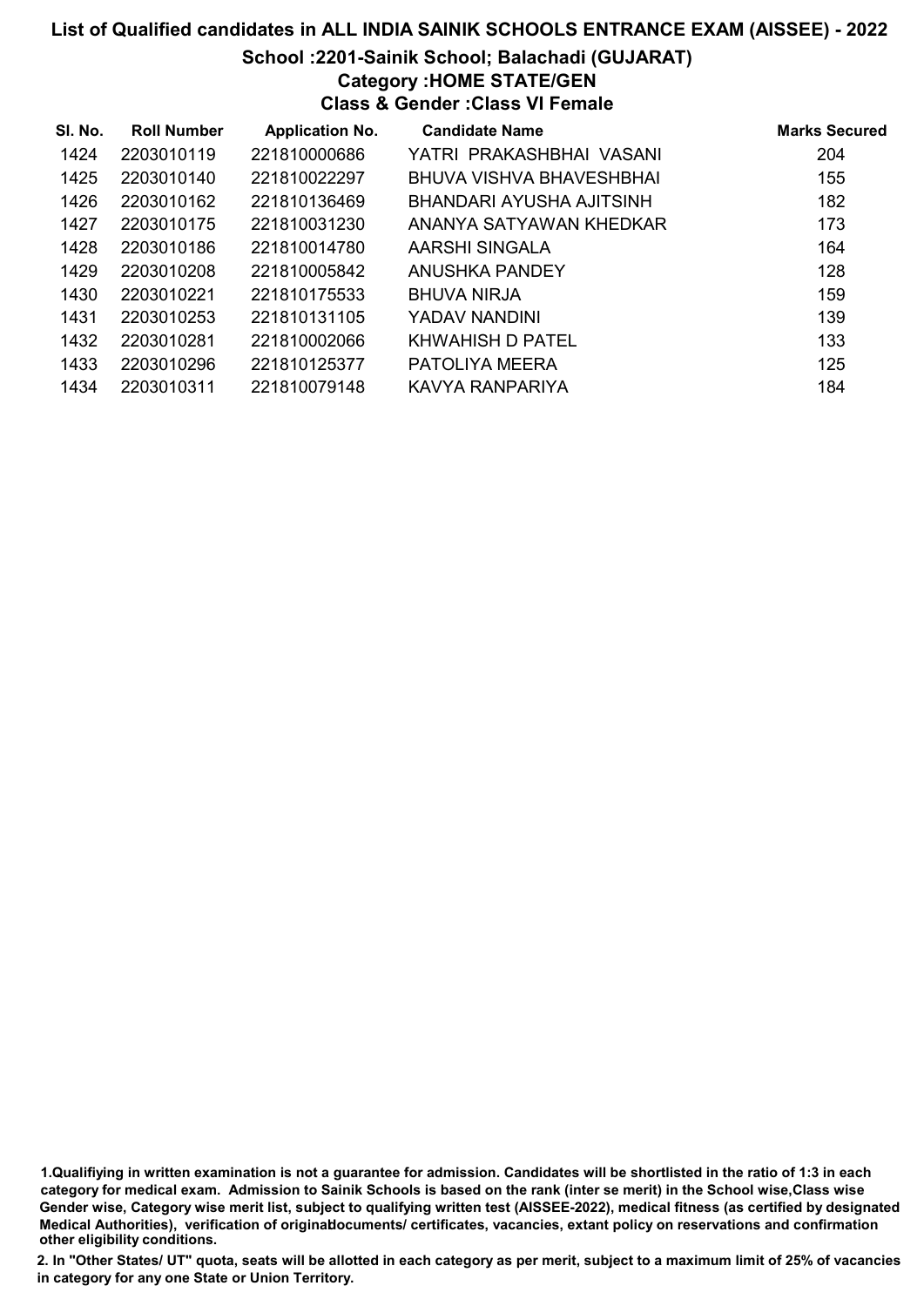# List of Qualified candidates in ALL INDIA SAINIK SCHOOLS ENTRANCE EXAM (AISSEE) - 2022

## School :2201-Sainik School; Balachadi (GUJARAT)

### Category :HOME STATE/GEN

### Class & Gender :Class VI Female

| Sl. No. | Roll Number | Application No. | Candidate Name | Marks Secured |
|---|---|---|---|---|
| 1424 | 2203010119 | 221810000686 | YATRI PRAKASHBHAI VASANI | 204 |
| 1425 | 2203010140 | 221810022297 | BHUVA VISHVA BHAVESHBHAI | 155 |
| 1426 | 2203010162 | 221810136469 | BHANDARI AYUSHA AJITSINH | 182 |
| 1427 | 2203010175 | 221810031230 | ANANYA SATYAWAN KHEDKAR | 173 |
| 1428 | 2203010186 | 221810014780 | AARSHI SINGALA | 164 |
| 1429 | 2203010208 | 221810005842 | ANUSHKA PANDEY | 128 |
| 1430 | 2203010221 | 221810175533 | BHUVA NIRJA | 159 |
| 1431 | 2203010253 | 221810131105 | YADAV NANDINI | 139 |
| 1432 | 2203010281 | 221810002066 | KHWAHISH D PATEL | 133 |
| 1433 | 2203010296 | 221810125377 | PATOLIYA MEERA | 125 |
| 1434 | 2203010311 | 221810079148 | KAVYA RANPARIYA | 184 |

1.Qualifiying in written examination is not a guarantee for admission. Candidates will be shortlisted in the ratio of 1:3 in each category for medical exam. Admission to Sainik Schools is based on the rank (inter se merit) in the School wise,Class wise Gender wise, Category wise merit list, subject to qualifying written test (AISSEE-2022), medical fitness (as certified by designated Medical Authorities), verification of originaldocuments/ certificates, vacancies, extant policy on reservations and confirmation other eligibility conditions.

2. In "Other States/ UT" quota, seats will be allotted in each category as per merit, subject to a maximum limit of 25% of vacancies in category for any one State or Union Territory.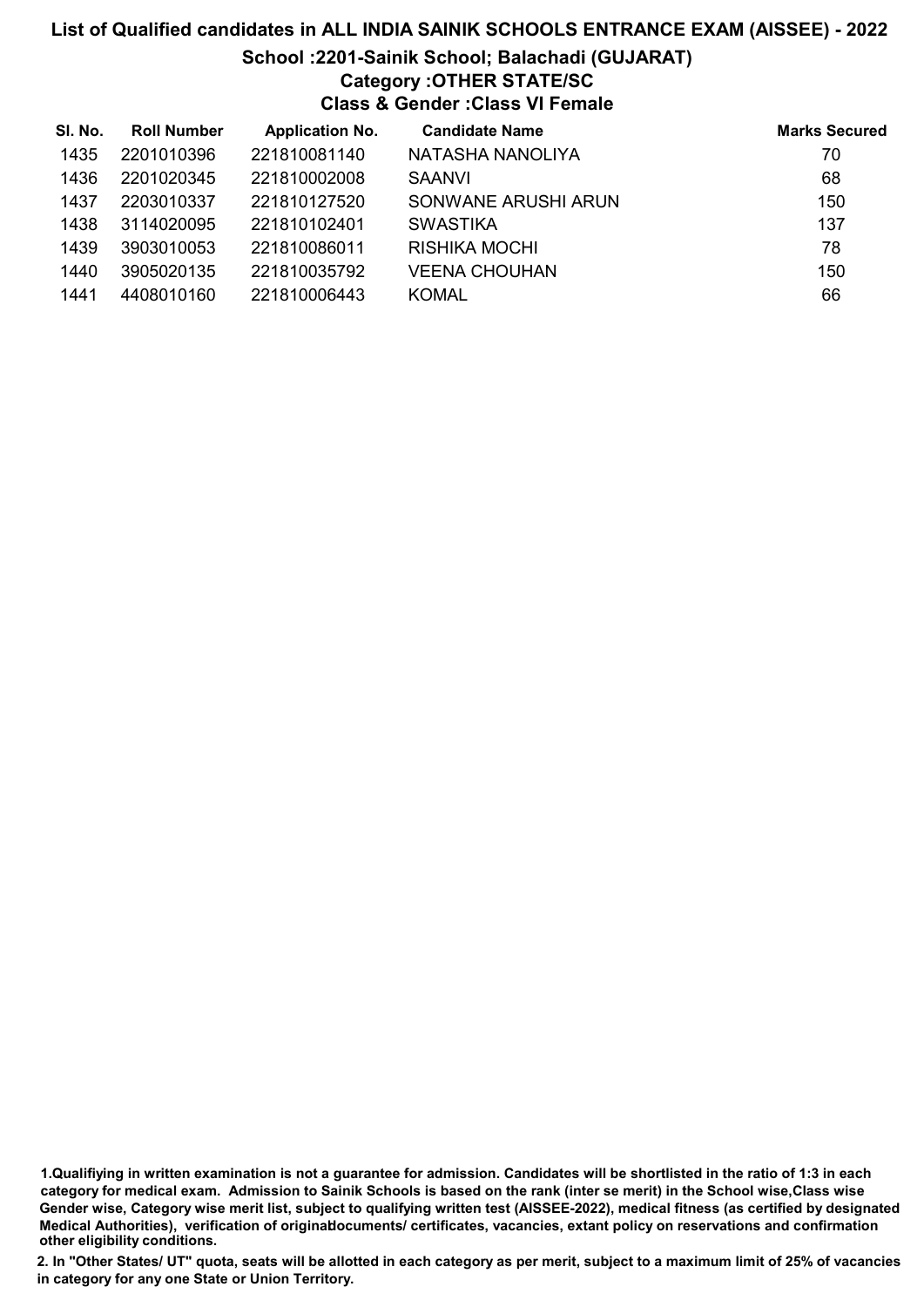# List of Qualified candidates in ALL INDIA SAINIK SCHOOLS ENTRANCE EXAM (AISSEE) - 2022

## School :2201-Sainik School; Balachadi (GUJARAT)

### Category :OTHER STATE/SC

### Class & Gender :Class VI Female

| Sl. No. | Roll Number | Application No. | Candidate Name | Marks Secured |
|---|---|---|---|---|
| 1435 | 2201010396 | 221810081140 | NATASHA NANOLIYA | 70 |
| 1436 | 2201020345 | 221810002008 | SAANVI | 68 |
| 1437 | 2203010337 | 221810127520 | SONWANE ARUSHI ARUN | 150 |
| 1438 | 3114020095 | 221810102401 | SWASTIKA | 137 |
| 1439 | 3903010053 | 221810086011 | RISHIKA MOCHI | 78 |
| 1440 | 3905020135 | 221810035792 | VEENA CHOUHAN | 150 |
| 1441 | 4408010160 | 221810006443 | KOMAL | 66 |

1.Qualifiying in written examination is not a guarantee for admission. Candidates will be shortlisted in the ratio of 1:3 in each category for medical exam. Admission to Sainik Schools is based on the rank (inter se merit) in the School wise,Class wise Gender wise, Category wise merit list, subject to qualifying written test (AISSEE-2022), medical fitness (as certified by designated Medical Authorities), verification of originaldocuments/ certificates, vacancies, extant policy on reservations and confirmation other eligibility conditions.

2. In "Other States/ UT" quota, seats will be allotted in each category as per merit, subject to a maximum limit of 25% of vacancies in category for any one State or Union Territory.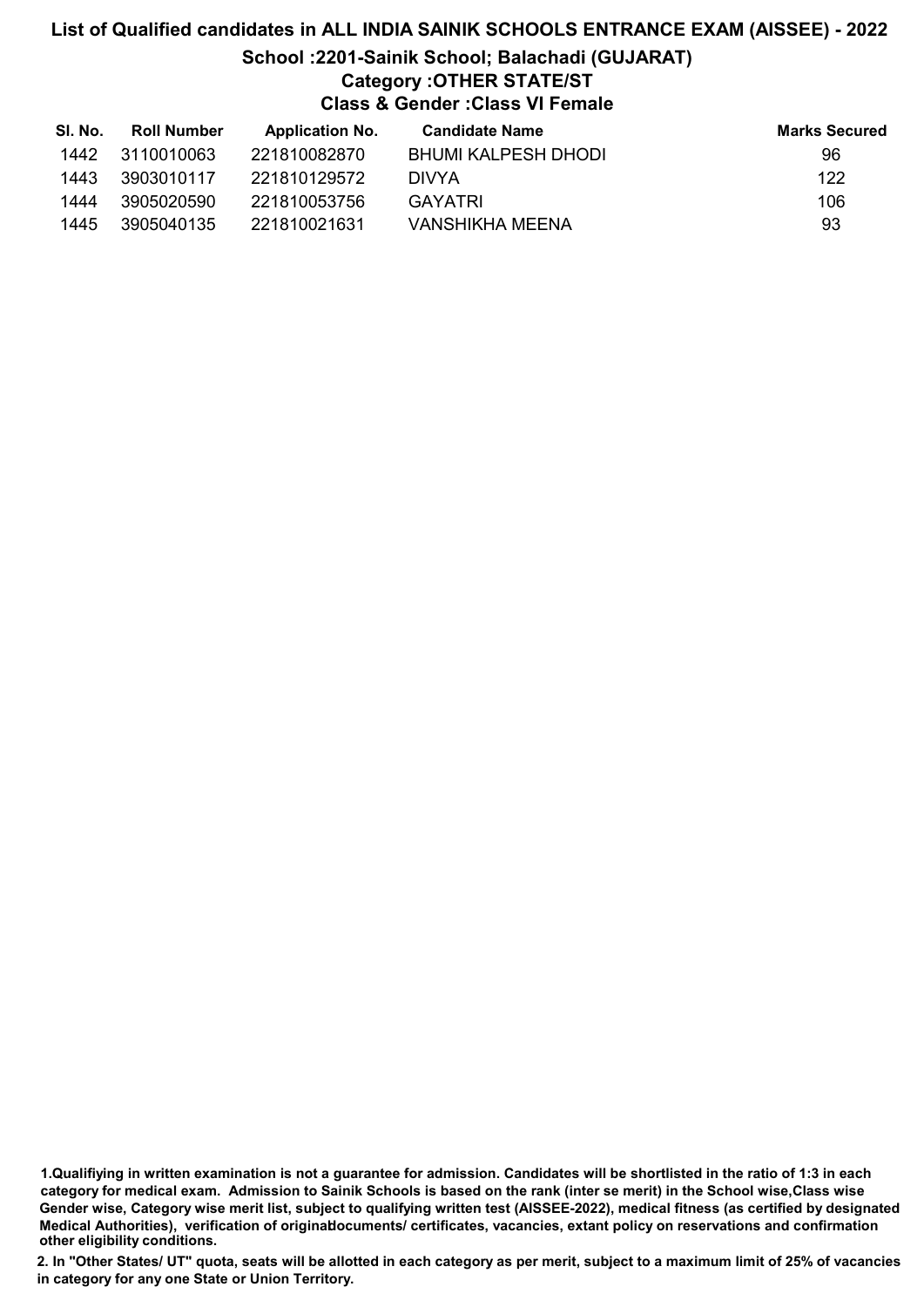# List of Qualified candidates in ALL INDIA SAINIK SCHOOLS ENTRANCE EXAM (AISSEE) - 2022

## School :2201-Sainik School; Balachadi (GUJARAT)

### Category :OTHER STATE/ST

### Class & Gender :Class VI Female

| Sl. No. | Roll Number | Application No. | Candidate Name | Marks Secured |
|---|---|---|---|---|
| 1442 | 3110010063 | 221810082870 | BHUMI KALPESH DHODI | 96 |
| 1443 | 3903010117 | 221810129572 | DIVYA | 122 |
| 1444 | 3905020590 | 221810053756 | GAYATRI | 106 |
| 1445 | 3905040135 | 221810021631 | VANSHIKHA MEENA | 93 |

**1.Qualifiying in written examination is not a guarantee for admission. Candidates will be shortlisted in the ratio of 1:3 in each category for medical exam. Admission to Sainik Schools is based on the rank (inter se merit) in the School wise,Class wise Gender wise, Category wise merit list, subject to qualifying written test (AISSEE-2022), medical fitness (as certified by designated Medical Authorities), verification of originaldocuments/ certificates, vacancies, extant policy on reservations and confirmation other eligibility conditions.**

**2. In "Other States/ UT" quota, seats will be allotted in each category as per merit, subject to a maximum limit of 25% of vacancies in category for any one State or Union Territory.**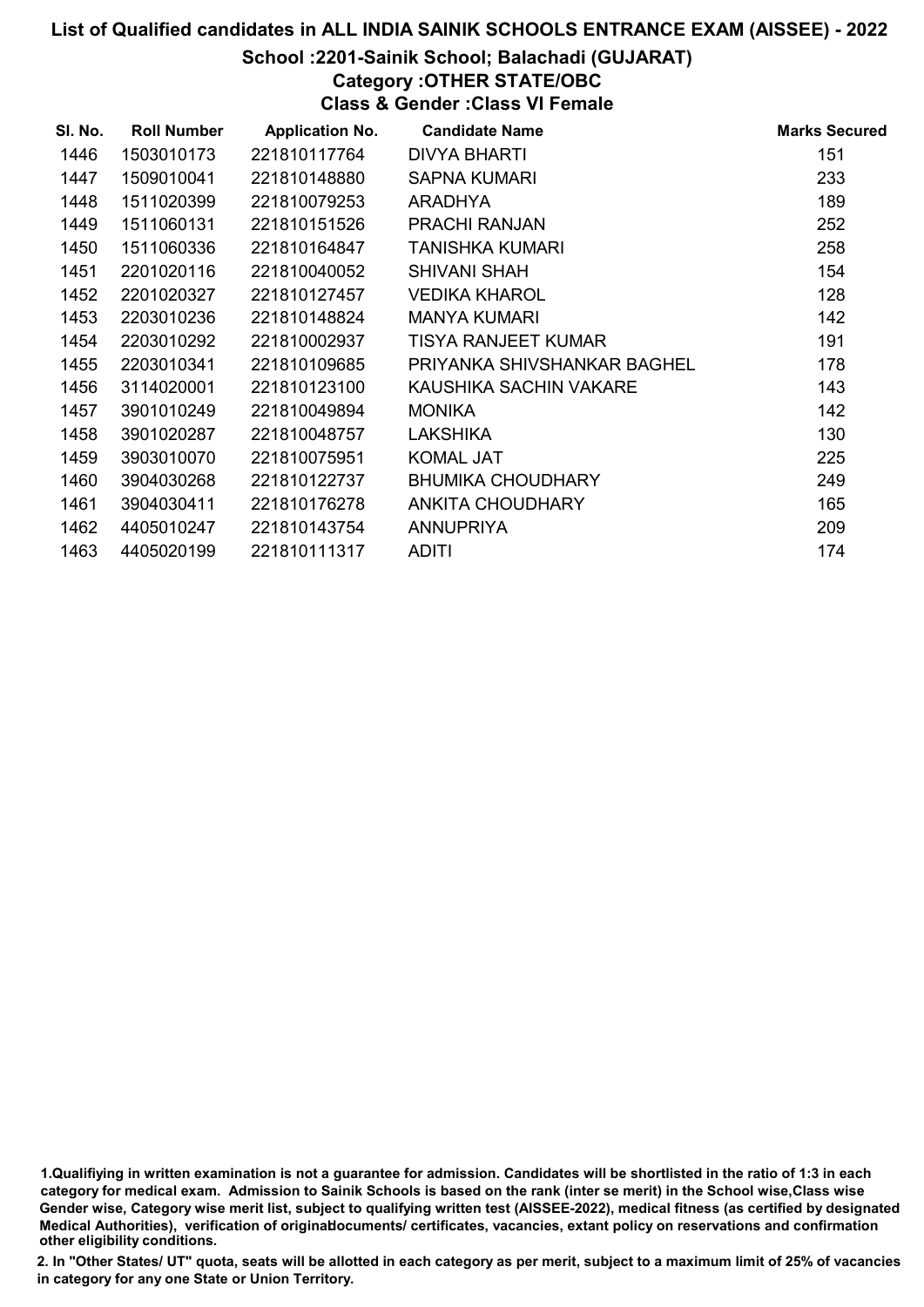# List of Qualified candidates in ALL INDIA SAINIK SCHOOLS ENTRANCE EXAM (AISSEE) - 2022

## School :2201-Sainik School; Balachadi (GUJARAT)

### Category :OTHER STATE/OBC

### Class & Gender :Class VI Female

| Sl. No. | Roll Number | Application No. | Candidate Name | Marks Secured |
|---|---|---|---|---|
| 1446 | 1503010173 | 221810117764 | DIVYA BHARTI | 151 |
| 1447 | 1509010041 | 221810148880 | SAPNA KUMARI | 233 |
| 1448 | 1511020399 | 221810079253 | ARADHYA | 189 |
| 1449 | 1511060131 | 221810151526 | PRACHI RANJAN | 252 |
| 1450 | 1511060336 | 221810164847 | TANISHKA KUMARI | 258 |
| 1451 | 2201020116 | 221810040052 | SHIVANI SHAH | 154 |
| 1452 | 2201020327 | 221810127457 | VEDIKA KHAROL | 128 |
| 1453 | 2203010236 | 221810148824 | MANYA KUMARI | 142 |
| 1454 | 2203010292 | 221810002937 | TISYA RANJEET KUMAR | 191 |
| 1455 | 2203010341 | 221810109685 | PRIYANKA SHIVSHANKAR BAGHEL | 178 |
| 1456 | 3114020001 | 221810123100 | KAUSHIKA SACHIN VAKARE | 143 |
| 1457 | 3901010249 | 221810049894 | MONIKA | 142 |
| 1458 | 3901020287 | 221810048757 | LAKSHIKA | 130 |
| 1459 | 3903010070 | 221810075951 | KOMAL JAT | 225 |
| 1460 | 3904030268 | 221810122737 | BHUMIKA CHOUDHARY | 249 |
| 1461 | 3904030411 | 221810176278 | ANKITA CHOUDHARY | 165 |
| 1462 | 4405010247 | 221810143754 | ANNUPRIYA | 209 |
| 1463 | 4405020199 | 221810111317 | ADITI | 174 |

1.Qualifiying in written examination is not a guarantee for admission. Candidates will be shortlisted in the ratio of 1:3 in each category for medical exam. Admission to Sainik Schools is based on the rank (inter se merit) in the School wise,Class wise Gender wise, Category wise merit list, subject to qualifying written test (AISSEE-2022), medical fitness (as certified by designated Medical Authorities), verification of originaldocuments/ certificates, vacancies, extant policy on reservations and confirmation other eligibility conditions.

2. In "Other States/ UT" quota, seats will be allotted in each category as per merit, subject to a maximum limit of 25% of vacancies in category for any one State or Union Territory.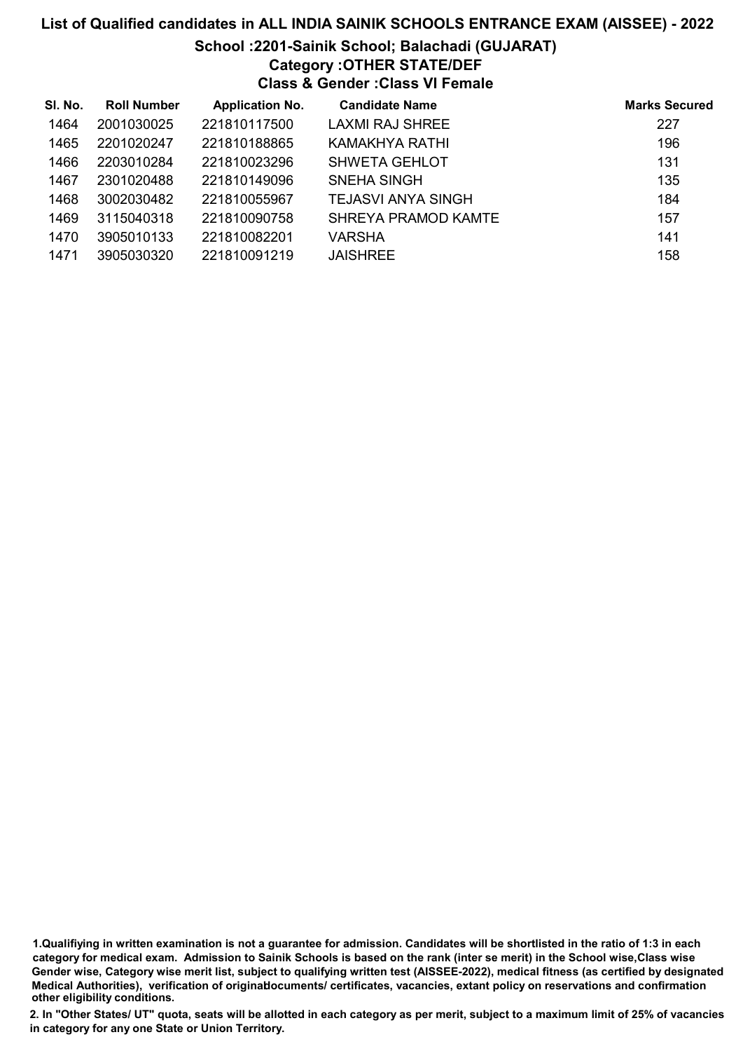# List of Qualified candidates in ALL INDIA SAINIK SCHOOLS ENTRANCE EXAM (AISSEE) - 2022

## School :2201-Sainik School; Balachadi (GUJARAT)

### Category :OTHER STATE/DEF

### Class & Gender :Class VI Female

| Sl. No. | Roll Number | Application No. | Candidate Name | Marks Secured |
|---|---|---|---|---|
| 1464 | 2001030025 | 221810117500 | LAXMI RAJ SHREE | 227 |
| 1465 | 2201020247 | 221810188865 | KAMAKHYA RATHI | 196 |
| 1466 | 2203010284 | 221810023296 | SHWETA GEHLOT | 131 |
| 1467 | 2301020488 | 221810149096 | SNEHA SINGH | 135 |
| 1468 | 3002030482 | 221810055967 | TEJASVI ANYA SINGH | 184 |
| 1469 | 3115040318 | 221810090758 | SHREYA PRAMOD KAMTE | 157 |
| 1470 | 3905010133 | 221810082201 | VARSHA | 141 |
| 1471 | 3905030320 | 221810091219 | JAISHREE | 158 |

1.Qualifiying in written examination is not a guarantee for admission. Candidates will be shortlisted in the ratio of 1:3 in each category for medical exam. Admission to Sainik Schools is based on the rank (inter se merit) in the School wise,Class wise Gender wise, Category wise merit list, subject to qualifying written test (AISSEE-2022), medical fitness (as certified by designated Medical Authorities), verification of originaldocuments/ certificates, vacancies, extant policy on reservations and confirmation other eligibility conditions.

2. In "Other States/ UT" quota, seats will be allotted in each category as per merit, subject to a maximum limit of 25% of vacancies in category for any one State or Union Territory.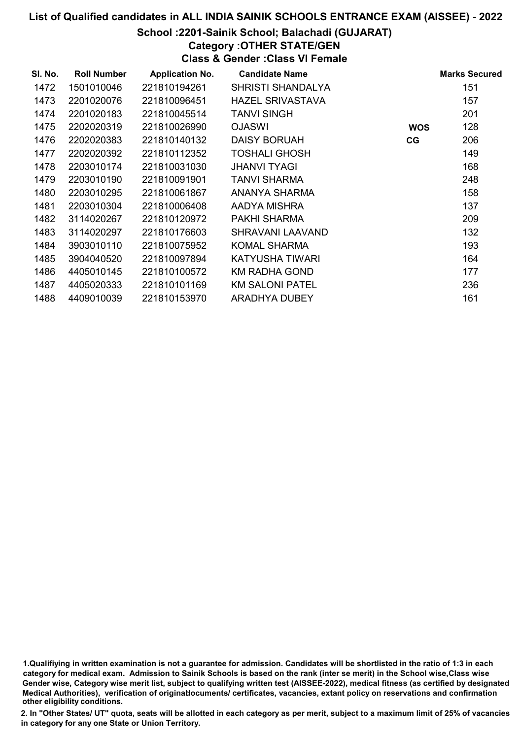# List of Qualified candidates in ALL INDIA SAINIK SCHOOLS ENTRANCE EXAM (AISSEE) - 2022

## School :2201-Sainik School; Balachadi (GUJARAT)

### Category :OTHER STATE/GEN

### Class & Gender :Class VI Female

| Sl. No. | Roll Number | Application No. | Candidate Name | | Marks Secured |
|---|---|---|---|---|---|
| 1472 | 1501010046 | 221810194261 | SHRISTI SHANDALYA | | 151 |
| 1473 | 2201020076 | 221810096451 | HAZEL SRIVASTAVA | | 157 |
| 1474 | 2201020183 | 221810045514 | TANVI SINGH | | 201 |
| 1475 | 2202020319 | 221810026990 | OJASWI | WOS | 128 |
| 1476 | 2202020383 | 221810140132 | DAISY BORUAH | CG | 206 |
| 1477 | 2202020392 | 221810112352 | TOSHALI GHOSH | | 149 |
| 1478 | 2203010174 | 221810031030 | JHANVI TYAGI | | 168 |
| 1479 | 2203010190 | 221810091901 | TANVI SHARMA | | 248 |
| 1480 | 2203010295 | 221810061867 | ANANYA SHARMA | | 158 |
| 1481 | 2203010304 | 221810006408 | AADYA MISHRA | | 137 |
| 1482 | 3114020267 | 221810120972 | PAKHI SHARMA | | 209 |
| 1483 | 3114020297 | 221810176603 | SHRAVANI LAAVAND | | 132 |
| 1484 | 3903010110 | 221810075952 | KOMAL SHARMA | | 193 |
| 1485 | 3904040520 | 221810097894 | KATYUSHA TIWARI | | 164 |
| 1486 | 4405010145 | 221810100572 | KM RADHA GOND | | 177 |
| 1487 | 4405020333 | 221810101169 | KM SALONI PATEL | | 236 |
| 1488 | 4409010039 | 221810153970 | ARADHYA DUBEY | | 161 |

1.Qualifiying in written examination is not a guarantee for admission. Candidates will be shortlisted in the ratio of 1:3 in each category for medical exam. Admission to Sainik Schools is based on the rank (inter se merit) in the School wise,Class wise Gender wise, Category wise merit list, subject to qualifying written test (AISSEE-2022), medical fitness (as certified by designated Medical Authorities), verification of originaldocuments/ certificates, vacancies, extant policy on reservations and confirmation other eligibility conditions.

2. In "Other States/ UT" quota, seats will be allotted in each category as per merit, subject to a maximum limit of 25% of vacancies in category for any one State or Union Territory.